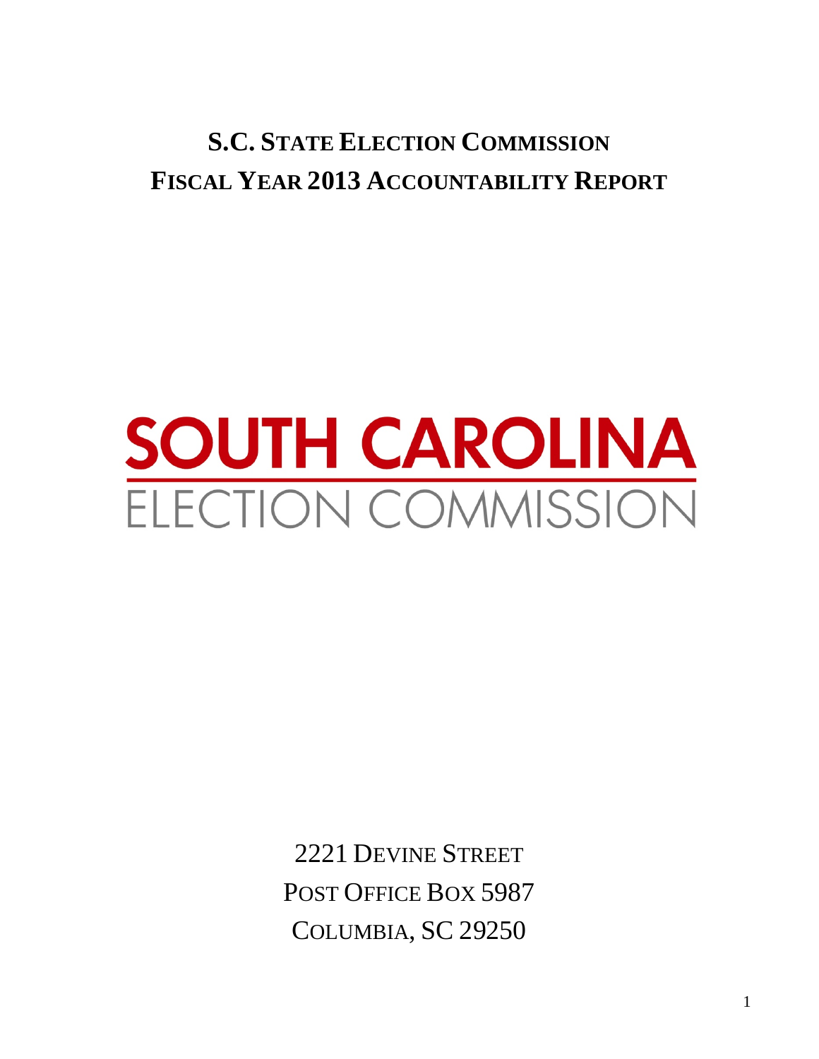# S.C. STATE ELECTION COMMISSION
# FISCAL YEAR 2013 ACCOUNTABILITY REPORT

**SOUTH CAROLINA**
ELECTION COMMISSION

2221 DEVINE STREET
POST OFFICE BOX 5987
COLUMBIA, SC 29250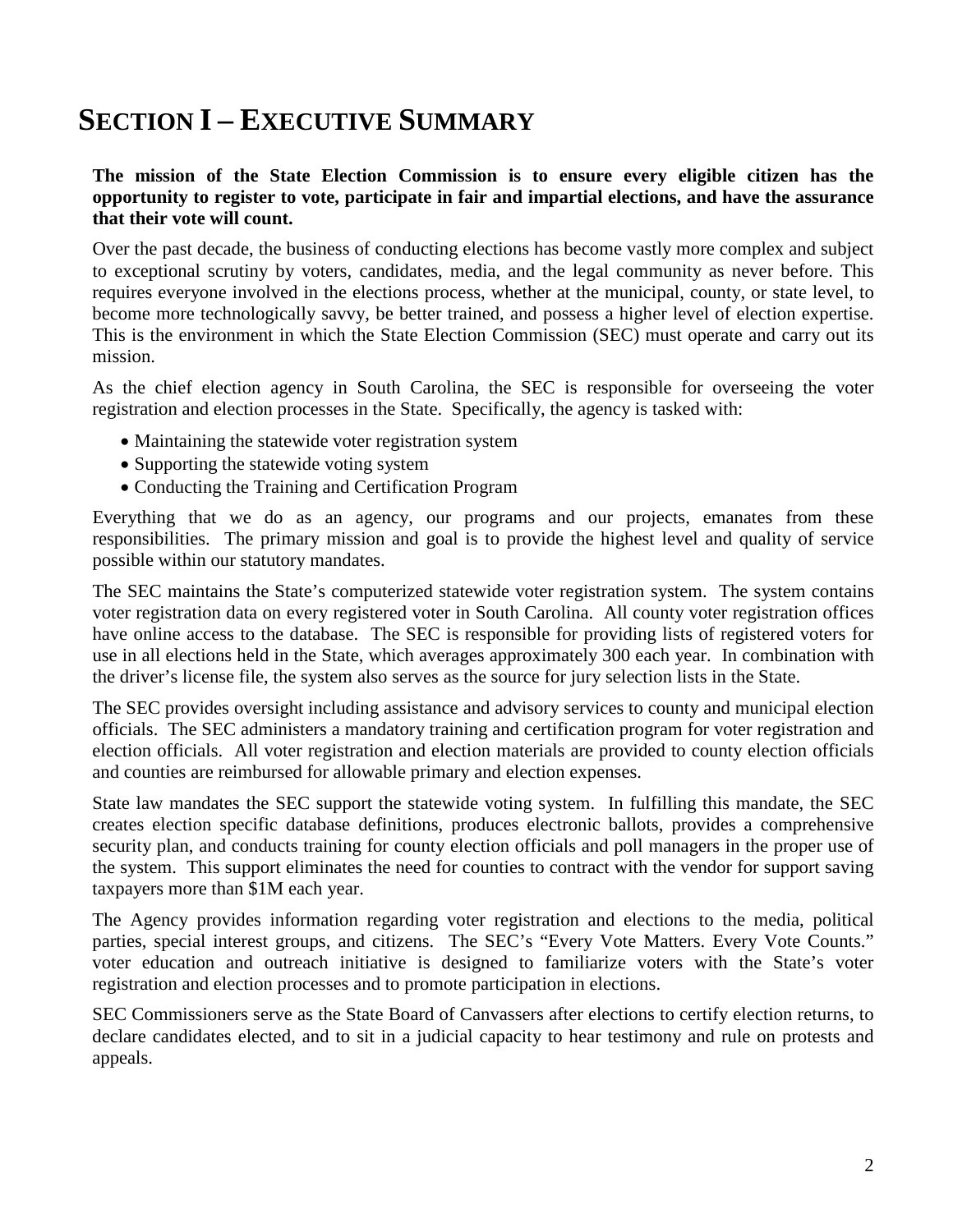# SECTION I – EXECUTIVE SUMMARY

**The mission of the State Election Commission is to ensure every eligible citizen has the opportunity to register to vote, participate in fair and impartial elections, and have the assurance that their vote will count.**

Over the past decade, the business of conducting elections has become vastly more complex and subject to exceptional scrutiny by voters, candidates, media, and the legal community as never before. This requires everyone involved in the elections process, whether at the municipal, county, or state level, to become more technologically savvy, be better trained, and possess a higher level of election expertise. This is the environment in which the State Election Commission (SEC) must operate and carry out its mission.

As the chief election agency in South Carolina, the SEC is responsible for overseeing the voter registration and election processes in the State. Specifically, the agency is tasked with:

- Maintaining the statewide voter registration system
- Supporting the statewide voting system
- Conducting the Training and Certification Program

Everything that we do as an agency, our programs and our projects, emanates from these responsibilities. The primary mission and goal is to provide the highest level and quality of service possible within our statutory mandates.

The SEC maintains the State's computerized statewide voter registration system. The system contains voter registration data on every registered voter in South Carolina. All county voter registration offices have online access to the database. The SEC is responsible for providing lists of registered voters for use in all elections held in the State, which averages approximately 300 each year. In combination with the driver's license file, the system also serves as the source for jury selection lists in the State.

The SEC provides oversight including assistance and advisory services to county and municipal election officials. The SEC administers a mandatory training and certification program for voter registration and election officials. All voter registration and election materials are provided to county election officials and counties are reimbursed for allowable primary and election expenses.

State law mandates the SEC support the statewide voting system. In fulfilling this mandate, the SEC creates election specific database definitions, produces electronic ballots, provides a comprehensive security plan, and conducts training for county election officials and poll managers in the proper use of the system. This support eliminates the need for counties to contract with the vendor for support saving taxpayers more than $1M each year.

The Agency provides information regarding voter registration and elections to the media, political parties, special interest groups, and citizens. The SEC's "Every Vote Matters. Every Vote Counts." voter education and outreach initiative is designed to familiarize voters with the State's voter registration and election processes and to promote participation in elections.

SEC Commissioners serve as the State Board of Canvassers after elections to certify election returns, to declare candidates elected, and to sit in a judicial capacity to hear testimony and rule on protests and appeals.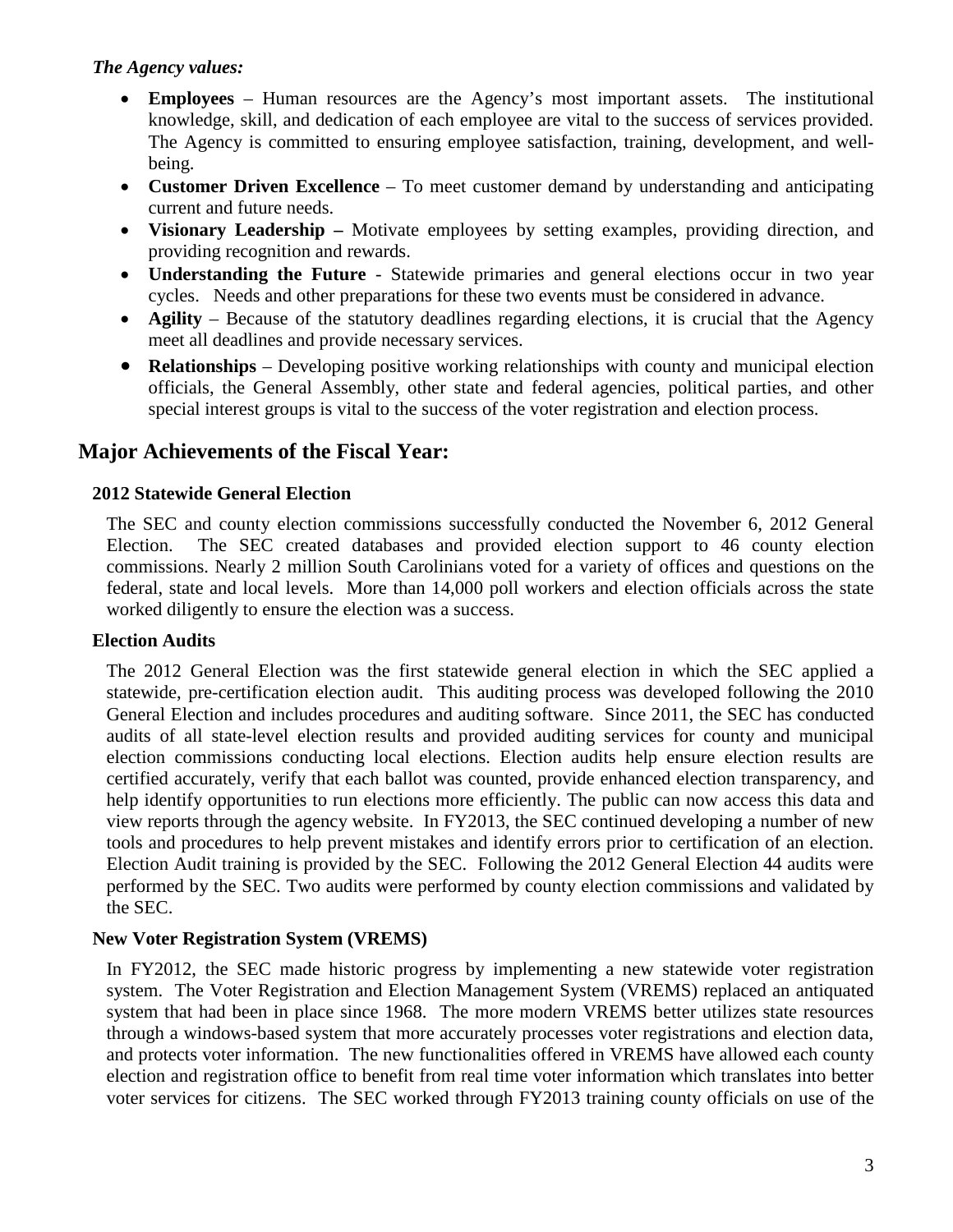***The Agency values:***

- **Employees** – Human resources are the Agency's most important assets. The institutional knowledge, skill, and dedication of each employee are vital to the success of services provided. The Agency is committed to ensuring employee satisfaction, training, development, and well-being.
- **Customer Driven Excellence** – To meet customer demand by understanding and anticipating current and future needs.
- **Visionary Leadership –** Motivate employees by setting examples, providing direction, and providing recognition and rewards.
- **Understanding the Future** - Statewide primaries and general elections occur in two year cycles. Needs and other preparations for these two events must be considered in advance.
- **Agility** – Because of the statutory deadlines regarding elections, it is crucial that the Agency meet all deadlines and provide necessary services.
- **Relationships** – Developing positive working relationships with county and municipal election officials, the General Assembly, other state and federal agencies, political parties, and other special interest groups is vital to the success of the voter registration and election process.

## Major Achievements of the Fiscal Year:

### 2012 Statewide General Election

The SEC and county election commissions successfully conducted the November 6, 2012 General Election. The SEC created databases and provided election support to 46 county election commissions. Nearly 2 million South Carolinians voted for a variety of offices and questions on the federal, state and local levels. More than 14,000 poll workers and election officials across the state worked diligently to ensure the election was a success.

### Election Audits

The 2012 General Election was the first statewide general election in which the SEC applied a statewide, pre-certification election audit. This auditing process was developed following the 2010 General Election and includes procedures and auditing software. Since 2011, the SEC has conducted audits of all state-level election results and provided auditing services for county and municipal election commissions conducting local elections. Election audits help ensure election results are certified accurately, verify that each ballot was counted, provide enhanced election transparency, and help identify opportunities to run elections more efficiently. The public can now access this data and view reports through the agency website. In FY2013, the SEC continued developing a number of new tools and procedures to help prevent mistakes and identify errors prior to certification of an election. Election Audit training is provided by the SEC. Following the 2012 General Election 44 audits were performed by the SEC. Two audits were performed by county election commissions and validated by the SEC.

### New Voter Registration System (VREMS)

In FY2012, the SEC made historic progress by implementing a new statewide voter registration system. The Voter Registration and Election Management System (VREMS) replaced an antiquated system that had been in place since 1968. The more modern VREMS better utilizes state resources through a windows-based system that more accurately processes voter registrations and election data, and protects voter information. The new functionalities offered in VREMS have allowed each county election and registration office to benefit from real time voter information which translates into better voter services for citizens. The SEC worked through FY2013 training county officials on use of the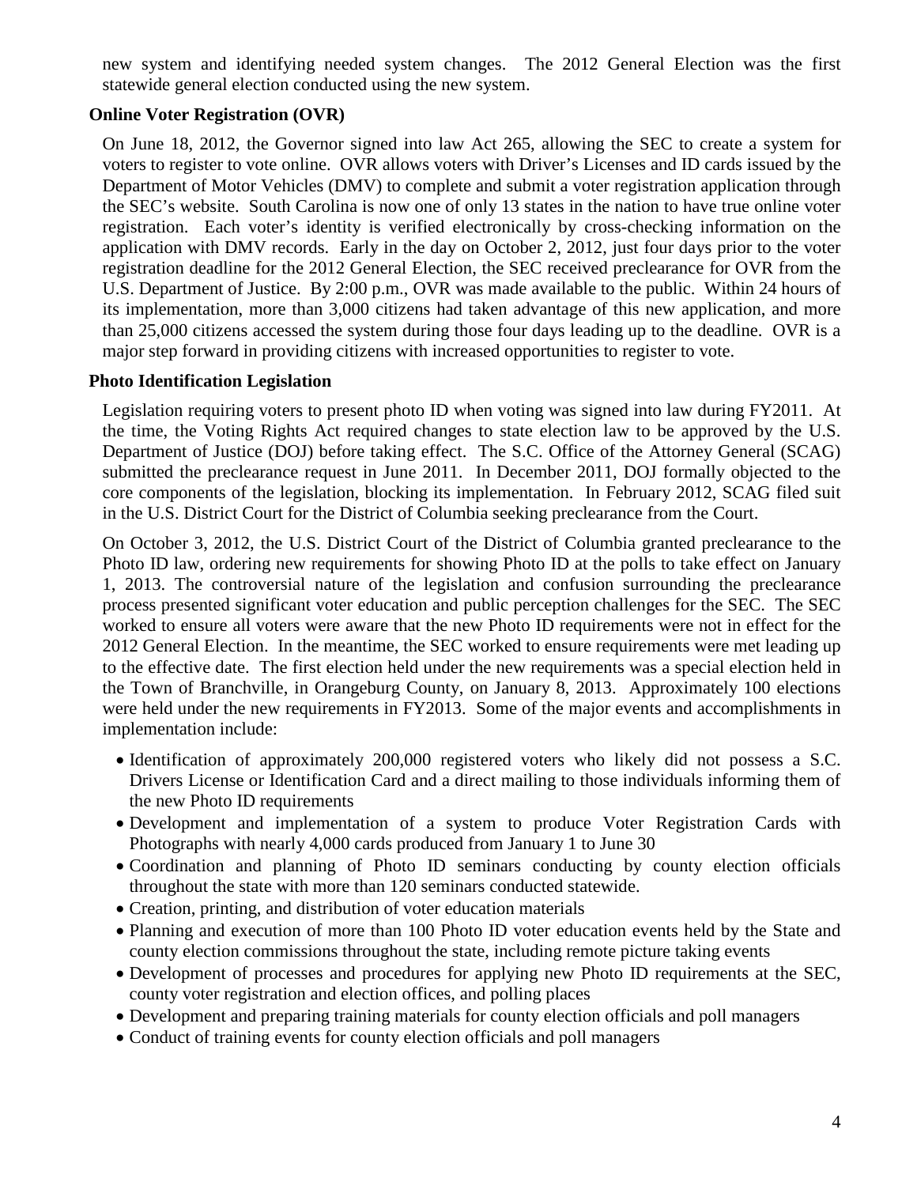new system and identifying needed system changes. The 2012 General Election was the first statewide general election conducted using the new system.

**Online Voter Registration (OVR)**

On June 18, 2012, the Governor signed into law Act 265, allowing the SEC to create a system for voters to register to vote online. OVR allows voters with Driver's Licenses and ID cards issued by the Department of Motor Vehicles (DMV) to complete and submit a voter registration application through the SEC's website. South Carolina is now one of only 13 states in the nation to have true online voter registration. Each voter's identity is verified electronically by cross-checking information on the application with DMV records. Early in the day on October 2, 2012, just four days prior to the voter registration deadline for the 2012 General Election, the SEC received preclearance for OVR from the U.S. Department of Justice. By 2:00 p.m., OVR was made available to the public. Within 24 hours of its implementation, more than 3,000 citizens had taken advantage of this new application, and more than 25,000 citizens accessed the system during those four days leading up to the deadline. OVR is a major step forward in providing citizens with increased opportunities to register to vote.

**Photo Identification Legislation**

Legislation requiring voters to present photo ID when voting was signed into law during FY2011. At the time, the Voting Rights Act required changes to state election law to be approved by the U.S. Department of Justice (DOJ) before taking effect. The S.C. Office of the Attorney General (SCAG) submitted the preclearance request in June 2011. In December 2011, DOJ formally objected to the core components of the legislation, blocking its implementation. In February 2012, SCAG filed suit in the U.S. District Court for the District of Columbia seeking preclearance from the Court.

On October 3, 2012, the U.S. District Court of the District of Columbia granted preclearance to the Photo ID law, ordering new requirements for showing Photo ID at the polls to take effect on January 1, 2013. The controversial nature of the legislation and confusion surrounding the preclearance process presented significant voter education and public perception challenges for the SEC. The SEC worked to ensure all voters were aware that the new Photo ID requirements were not in effect for the 2012 General Election. In the meantime, the SEC worked to ensure requirements were met leading up to the effective date. The first election held under the new requirements was a special election held in the Town of Branchville, in Orangeburg County, on January 8, 2013. Approximately 100 elections were held under the new requirements in FY2013. Some of the major events and accomplishments in implementation include:

- Identification of approximately 200,000 registered voters who likely did not possess a S.C. Drivers License or Identification Card and a direct mailing to those individuals informing them of the new Photo ID requirements
- Development and implementation of a system to produce Voter Registration Cards with Photographs with nearly 4,000 cards produced from January 1 to June 30
- Coordination and planning of Photo ID seminars conducting by county election officials throughout the state with more than 120 seminars conducted statewide.
- Creation, printing, and distribution of voter education materials
- Planning and execution of more than 100 Photo ID voter education events held by the State and county election commissions throughout the state, including remote picture taking events
- Development of processes and procedures for applying new Photo ID requirements at the SEC, county voter registration and election offices, and polling places
- Development and preparing training materials for county election officials and poll managers
- Conduct of training events for county election officials and poll managers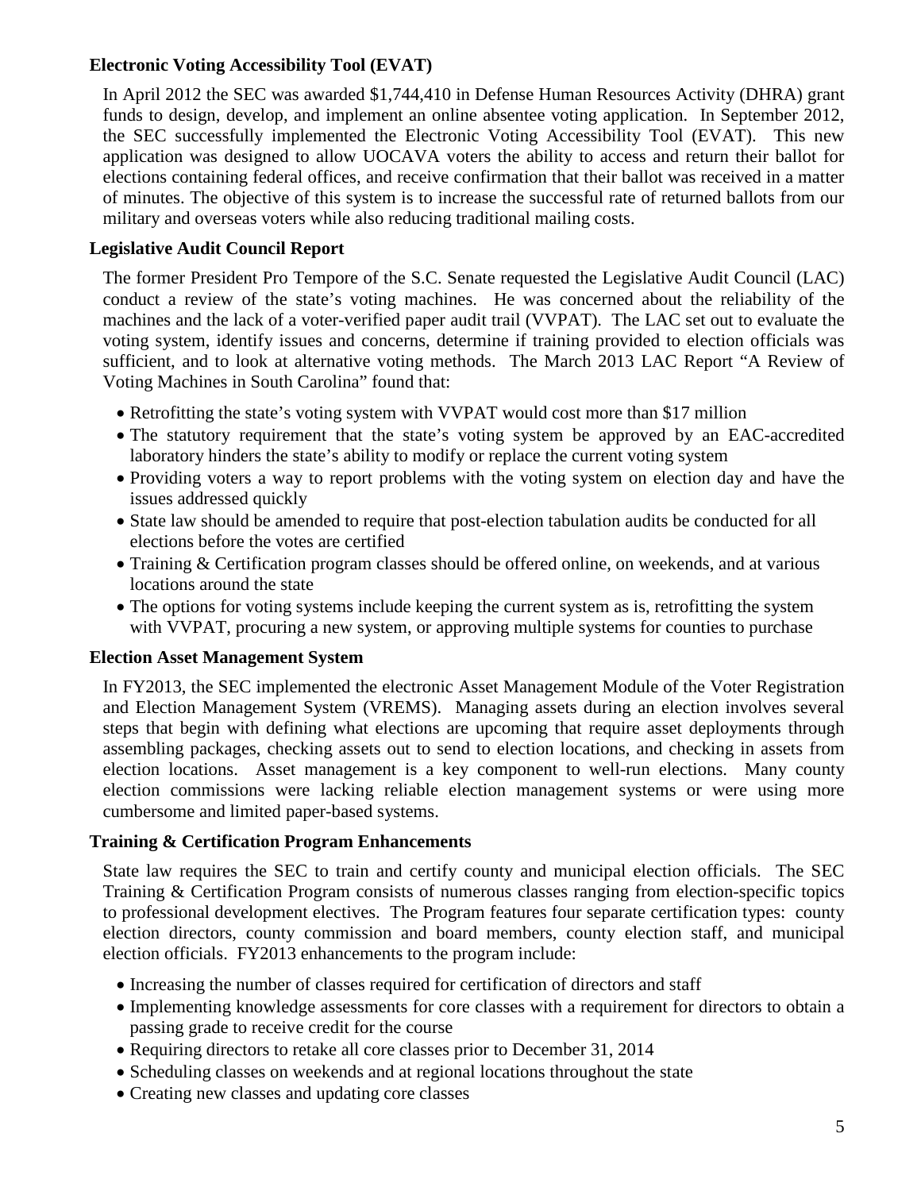**Electronic Voting Accessibility Tool (EVAT)**

In April 2012 the SEC was awarded $1,744,410 in Defense Human Resources Activity (DHRA) grant funds to design, develop, and implement an online absentee voting application. In September 2012, the SEC successfully implemented the Electronic Voting Accessibility Tool (EVAT). This new application was designed to allow UOCAVA voters the ability to access and return their ballot for elections containing federal offices, and receive confirmation that their ballot was received in a matter of minutes. The objective of this system is to increase the successful rate of returned ballots from our military and overseas voters while also reducing traditional mailing costs.

**Legislative Audit Council Report**

The former President Pro Tempore of the S.C. Senate requested the Legislative Audit Council (LAC) conduct a review of the state's voting machines. He was concerned about the reliability of the machines and the lack of a voter-verified paper audit trail (VVPAT). The LAC set out to evaluate the voting system, identify issues and concerns, determine if training provided to election officials was sufficient, and to look at alternative voting methods. The March 2013 LAC Report "A Review of Voting Machines in South Carolina" found that:

- Retrofitting the state's voting system with VVPAT would cost more than $17 million
- The statutory requirement that the state's voting system be approved by an EAC-accredited laboratory hinders the state's ability to modify or replace the current voting system
- Providing voters a way to report problems with the voting system on election day and have the issues addressed quickly
- State law should be amended to require that post-election tabulation audits be conducted for all elections before the votes are certified
- Training & Certification program classes should be offered online, on weekends, and at various locations around the state
- The options for voting systems include keeping the current system as is, retrofitting the system with VVPAT, procuring a new system, or approving multiple systems for counties to purchase

**Election Asset Management System**

In FY2013, the SEC implemented the electronic Asset Management Module of the Voter Registration and Election Management System (VREMS). Managing assets during an election involves several steps that begin with defining what elections are upcoming that require asset deployments through assembling packages, checking assets out to send to election locations, and checking in assets from election locations. Asset management is a key component to well-run elections. Many county election commissions were lacking reliable election management systems or were using more cumbersome and limited paper-based systems.

**Training & Certification Program Enhancements**

State law requires the SEC to train and certify county and municipal election officials. The SEC Training & Certification Program consists of numerous classes ranging from election-specific topics to professional development electives. The Program features four separate certification types: county election directors, county commission and board members, county election staff, and municipal election officials. FY2013 enhancements to the program include:

- Increasing the number of classes required for certification of directors and staff
- Implementing knowledge assessments for core classes with a requirement for directors to obtain a passing grade to receive credit for the course
- Requiring directors to retake all core classes prior to December 31, 2014
- Scheduling classes on weekends and at regional locations throughout the state
- Creating new classes and updating core classes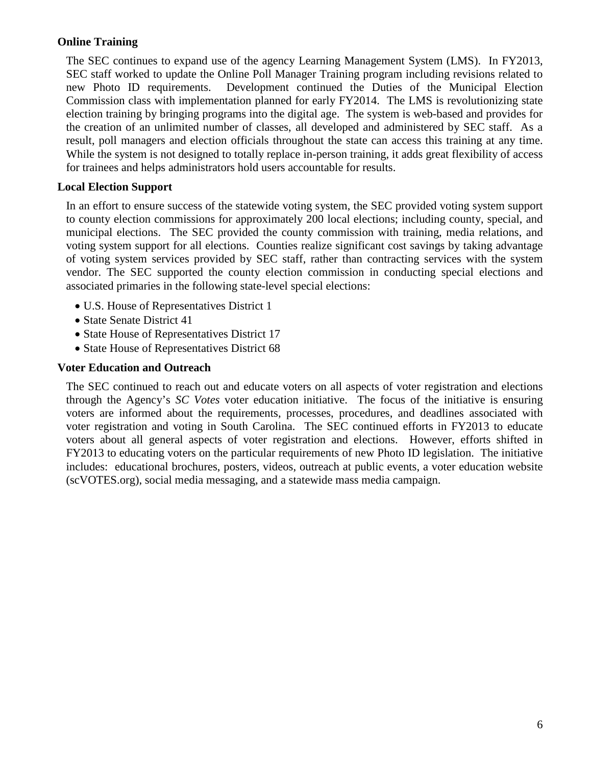### Online Training

The SEC continues to expand use of the agency Learning Management System (LMS). In FY2013, SEC staff worked to update the Online Poll Manager Training program including revisions related to new Photo ID requirements. Development continued the Duties of the Municipal Election Commission class with implementation planned for early FY2014. The LMS is revolutionizing state election training by bringing programs into the digital age. The system is web-based and provides for the creation of an unlimited number of classes, all developed and administered by SEC staff. As a result, poll managers and election officials throughout the state can access this training at any time. While the system is not designed to totally replace in-person training, it adds great flexibility of access for trainees and helps administrators hold users accountable for results.

### Local Election Support

In an effort to ensure success of the statewide voting system, the SEC provided voting system support to county election commissions for approximately 200 local elections; including county, special, and municipal elections. The SEC provided the county commission with training, media relations, and voting system support for all elections. Counties realize significant cost savings by taking advantage of voting system services provided by SEC staff, rather than contracting services with the system vendor. The SEC supported the county election commission in conducting special elections and associated primaries in the following state-level special elections:

- U.S. House of Representatives District 1
- State Senate District 41
- State House of Representatives District 17
- State House of Representatives District 68

### Voter Education and Outreach

The SEC continued to reach out and educate voters on all aspects of voter registration and elections through the Agency's *SC Votes* voter education initiative. The focus of the initiative is ensuring voters are informed about the requirements, processes, procedures, and deadlines associated with voter registration and voting in South Carolina. The SEC continued efforts in FY2013 to educate voters about all general aspects of voter registration and elections. However, efforts shifted in FY2013 to educating voters on the particular requirements of new Photo ID legislation. The initiative includes: educational brochures, posters, videos, outreach at public events, a voter education website (scVOTES.org), social media messaging, and a statewide mass media campaign.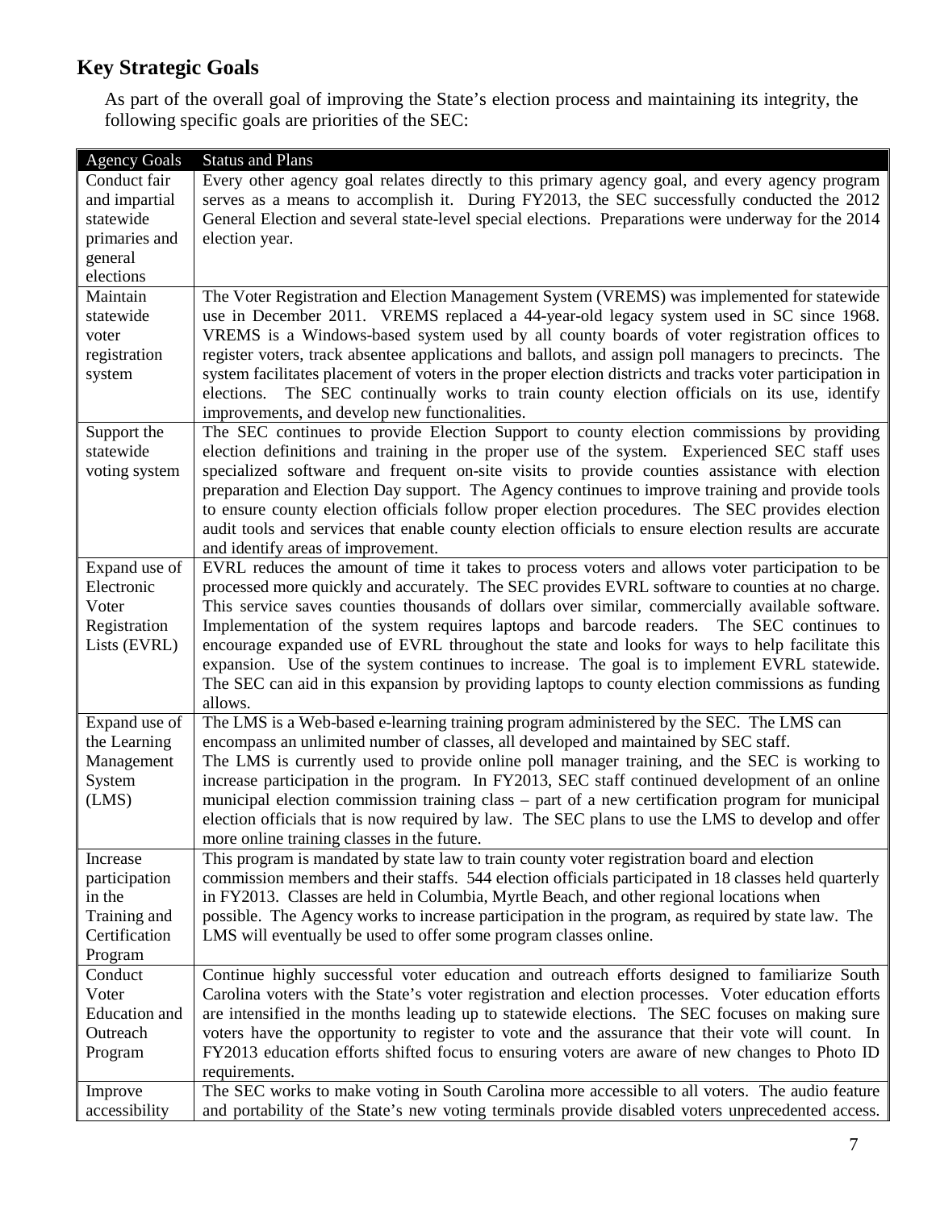## Key Strategic Goals

As part of the overall goal of improving the State's election process and maintaining its integrity, the following specific goals are priorities of the SEC:

| Agency Goals | Status and Plans |
|---|---|
| Conduct fair and impartial statewide primaries and general elections | Every other agency goal relates directly to this primary agency goal, and every agency program serves as a means to accomplish it. During FY2013, the SEC successfully conducted the 2012 General Election and several state-level special elections. Preparations were underway for the 2014 election year. |
| Maintain statewide voter registration system | The Voter Registration and Election Management System (VREMS) was implemented for statewide use in December 2011. VREMS replaced a 44-year-old legacy system used in SC since 1968. VREMS is a Windows-based system used by all county boards of voter registration offices to register voters, track absentee applications and ballots, and assign poll managers to precincts. The system facilitates placement of voters in the proper election districts and tracks voter participation in elections. The SEC continually works to train county election officials on its use, identify improvements, and develop new functionalities. |
| Support the statewide voting system | The SEC continues to provide Election Support to county election commissions by providing election definitions and training in the proper use of the system. Experienced SEC staff uses specialized software and frequent on-site visits to provide counties assistance with election preparation and Election Day support. The Agency continues to improve training and provide tools to ensure county election officials follow proper election procedures. The SEC provides election audit tools and services that enable county election officials to ensure election results are accurate and identify areas of improvement. |
| Expand use of Electronic Voter Registration Lists (EVRL) | EVRL reduces the amount of time it takes to process voters and allows voter participation to be processed more quickly and accurately. The SEC provides EVRL software to counties at no charge. This service saves counties thousands of dollars over similar, commercially available software. Implementation of the system requires laptops and barcode readers. The SEC continues to encourage expanded use of EVRL throughout the state and looks for ways to help facilitate this expansion. Use of the system continues to increase. The goal is to implement EVRL statewide. The SEC can aid in this expansion by providing laptops to county election commissions as funding allows. |
| Expand use of the Learning Management System (LMS) | The LMS is a Web-based e-learning training program administered by the SEC. The LMS can encompass an unlimited number of classes, all developed and maintained by SEC staff. The LMS is currently used to provide online poll manager training, and the SEC is working to increase participation in the program. In FY2013, SEC staff continued development of an online municipal election commission training class – part of a new certification program for municipal election officials that is now required by law. The SEC plans to use the LMS to develop and offer more online training classes in the future. |
| Increase participation in the Training and Certification Program | This program is mandated by state law to train county voter registration board and election commission members and their staffs. 544 election officials participated in 18 classes held quarterly in FY2013. Classes are held in Columbia, Myrtle Beach, and other regional locations when possible. The Agency works to increase participation in the program, as required by state law. The LMS will eventually be used to offer some program classes online. |
| Conduct Voter Education and Outreach Program | Continue highly successful voter education and outreach efforts designed to familiarize South Carolina voters with the State's voter registration and election processes. Voter education efforts are intensified in the months leading up to statewide elections. The SEC focuses on making sure voters have the opportunity to register to vote and the assurance that their vote will count. In FY2013 education efforts shifted focus to ensuring voters are aware of new changes to Photo ID requirements. |
| Improve accessibility | The SEC works to make voting in South Carolina more accessible to all voters. The audio feature and portability of the State's new voting terminals provide disabled voters unprecedented access. |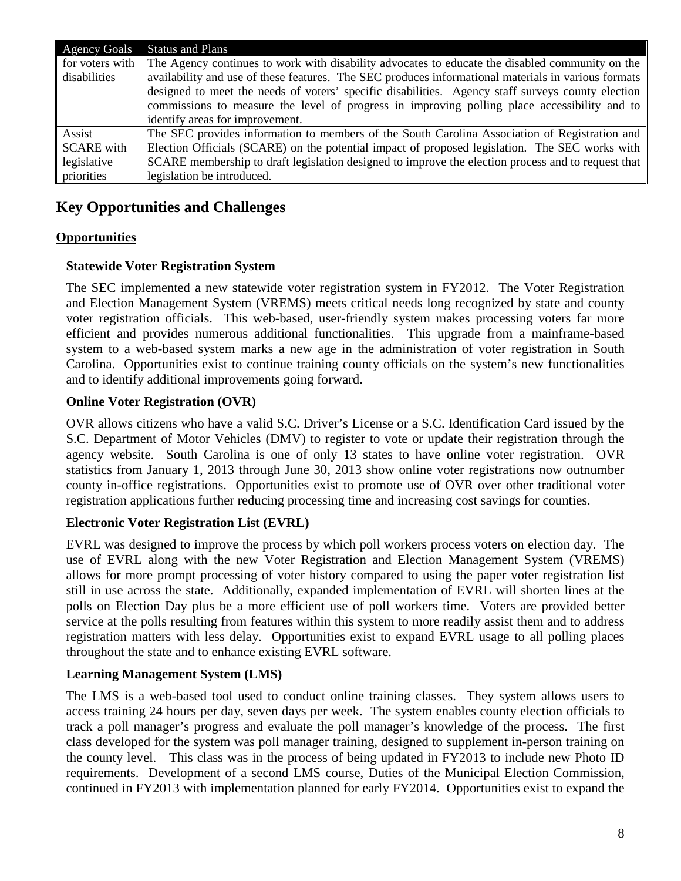| Agency Goals | Status and Plans |
| --- | --- |
| for voters with disabilities | The Agency continues to work with disability advocates to educate the disabled community on the availability and use of these features. The SEC produces informational materials in various formats designed to meet the needs of voters' specific disabilities. Agency staff surveys county election commissions to measure the level of progress in improving polling place accessibility and to identify areas for improvement. |
| Assist SCARE with legislative priorities | The SEC provides information to members of the South Carolina Association of Registration and Election Officials (SCARE) on the potential impact of proposed legislation. The SEC works with SCARE membership to draft legislation designed to improve the election process and to request that legislation be introduced. |

## Key Opportunities and Challenges

### Opportunities

#### Statewide Voter Registration System

The SEC implemented a new statewide voter registration system in FY2012. The Voter Registration and Election Management System (VREMS) meets critical needs long recognized by state and county voter registration officials. This web-based, user-friendly system makes processing voters far more efficient and provides numerous additional functionalities. This upgrade from a mainframe-based system to a web-based system marks a new age in the administration of voter registration in South Carolina. Opportunities exist to continue training county officials on the system's new functionalities and to identify additional improvements going forward.

#### Online Voter Registration (OVR)

OVR allows citizens who have a valid S.C. Driver's License or a S.C. Identification Card issued by the S.C. Department of Motor Vehicles (DMV) to register to vote or update their registration through the agency website. South Carolina is one of only 13 states to have online voter registration. OVR statistics from January 1, 2013 through June 30, 2013 show online voter registrations now outnumber county in-office registrations. Opportunities exist to promote use of OVR over other traditional voter registration applications further reducing processing time and increasing cost savings for counties.

#### Electronic Voter Registration List (EVRL)

EVRL was designed to improve the process by which poll workers process voters on election day. The use of EVRL along with the new Voter Registration and Election Management System (VREMS) allows for more prompt processing of voter history compared to using the paper voter registration list still in use across the state. Additionally, expanded implementation of EVRL will shorten lines at the polls on Election Day plus be a more efficient use of poll workers time. Voters are provided better service at the polls resulting from features within this system to more readily assist them and to address registration matters with less delay. Opportunities exist to expand EVRL usage to all polling places throughout the state and to enhance existing EVRL software.

#### Learning Management System (LMS)

The LMS is a web-based tool used to conduct online training classes. They system allows users to access training 24 hours per day, seven days per week. The system enables county election officials to track a poll manager's progress and evaluate the poll manager's knowledge of the process. The first class developed for the system was poll manager training, designed to supplement in-person training on the county level. This class was in the process of being updated in FY2013 to include new Photo ID requirements. Development of a second LMS course, Duties of the Municipal Election Commission, continued in FY2013 with implementation planned for early FY2014. Opportunities exist to expand the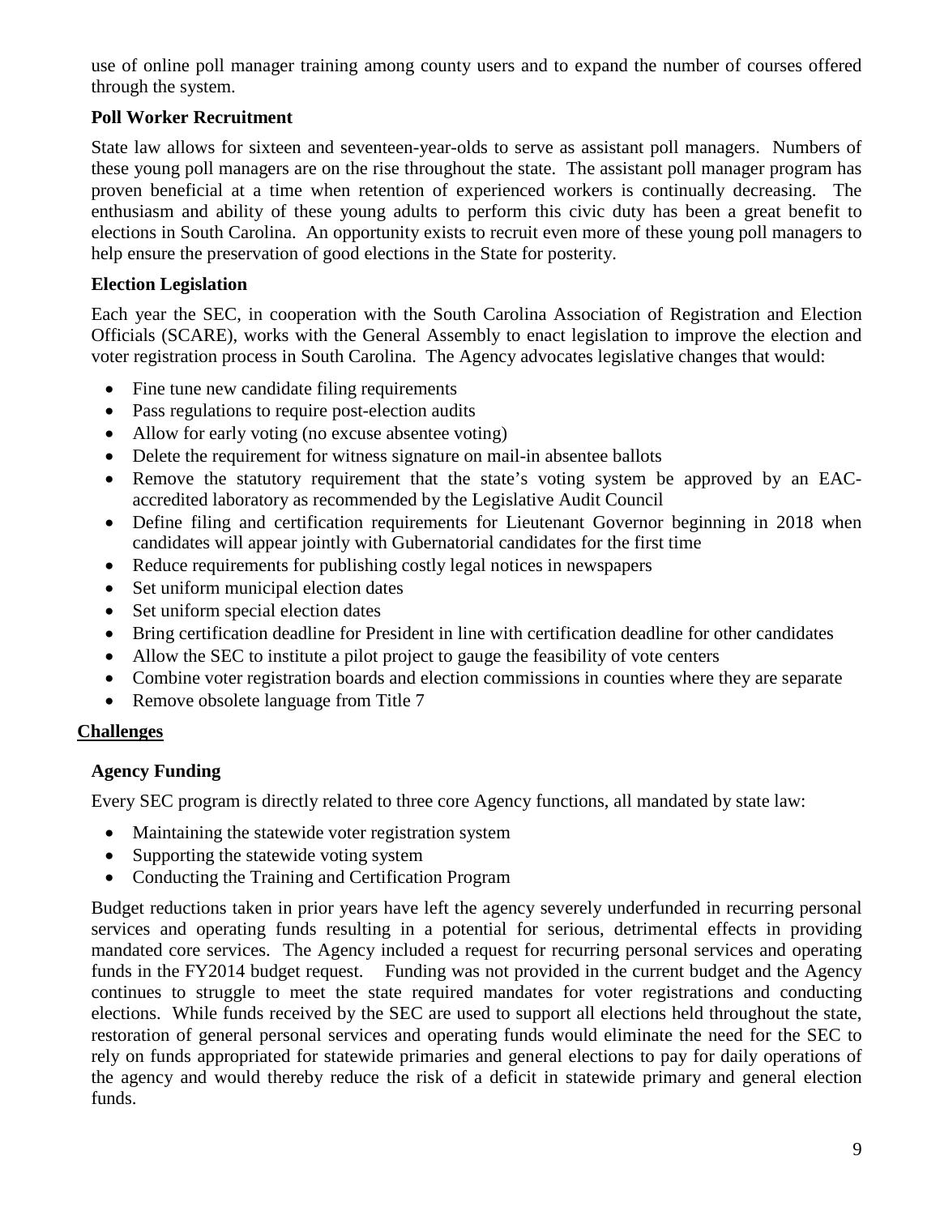use of online poll manager training among county users and to expand the number of courses offered through the system.

### Poll Worker Recruitment

State law allows for sixteen and seventeen-year-olds to serve as assistant poll managers. Numbers of these young poll managers are on the rise throughout the state. The assistant poll manager program has proven beneficial at a time when retention of experienced workers is continually decreasing. The enthusiasm and ability of these young adults to perform this civic duty has been a great benefit to elections in South Carolina. An opportunity exists to recruit even more of these young poll managers to help ensure the preservation of good elections in the State for posterity.

### Election Legislation

Each year the SEC, in cooperation with the South Carolina Association of Registration and Election Officials (SCARE), works with the General Assembly to enact legislation to improve the election and voter registration process in South Carolina. The Agency advocates legislative changes that would:

- Fine tune new candidate filing requirements
- Pass regulations to require post-election audits
- Allow for early voting (no excuse absentee voting)
- Delete the requirement for witness signature on mail-in absentee ballots
- Remove the statutory requirement that the state's voting system be approved by an EAC-accredited laboratory as recommended by the Legislative Audit Council
- Define filing and certification requirements for Lieutenant Governor beginning in 2018 when candidates will appear jointly with Gubernatorial candidates for the first time
- Reduce requirements for publishing costly legal notices in newspapers
- Set uniform municipal election dates
- Set uniform special election dates
- Bring certification deadline for President in line with certification deadline for other candidates
- Allow the SEC to institute a pilot project to gauge the feasibility of vote centers
- Combine voter registration boards and election commissions in counties where they are separate
- Remove obsolete language from Title 7

## Challenges

### Agency Funding

Every SEC program is directly related to three core Agency functions, all mandated by state law:

- Maintaining the statewide voter registration system
- Supporting the statewide voting system
- Conducting the Training and Certification Program

Budget reductions taken in prior years have left the agency severely underfunded in recurring personal services and operating funds resulting in a potential for serious, detrimental effects in providing mandated core services. The Agency included a request for recurring personal services and operating funds in the FY2014 budget request. Funding was not provided in the current budget and the Agency continues to struggle to meet the state required mandates for voter registrations and conducting elections. While funds received by the SEC are used to support all elections held throughout the state, restoration of general personal services and operating funds would eliminate the need for the SEC to rely on funds appropriated for statewide primaries and general elections to pay for daily operations of the agency and would thereby reduce the risk of a deficit in statewide primary and general election funds.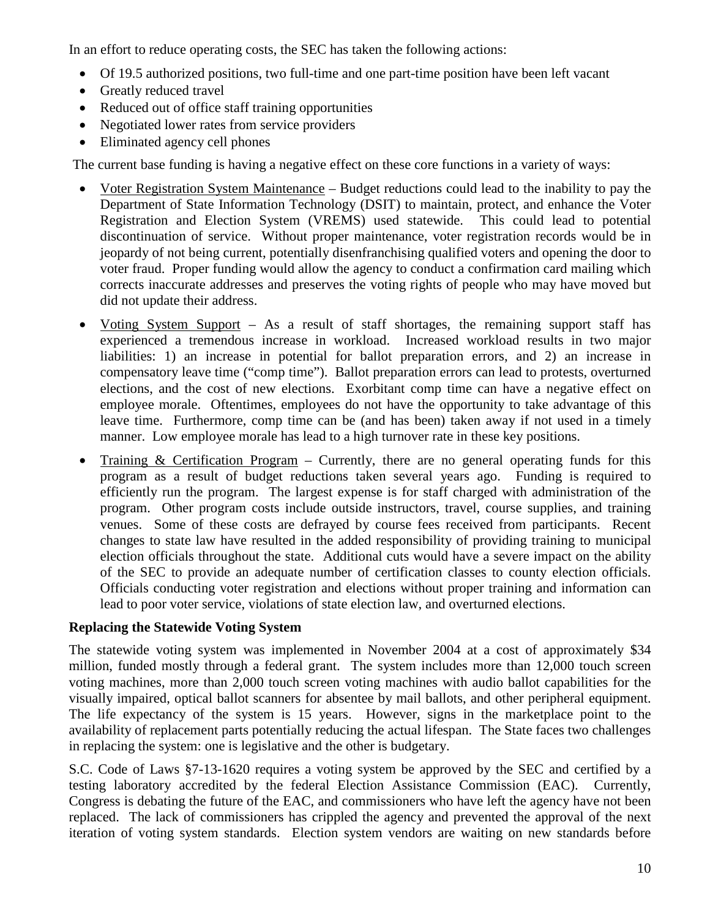In an effort to reduce operating costs, the SEC has taken the following actions:

- Of 19.5 authorized positions, two full-time and one part-time position have been left vacant
- Greatly reduced travel
- Reduced out of office staff training opportunities
- Negotiated lower rates from service providers
- Eliminated agency cell phones

The current base funding is having a negative effect on these core functions in a variety of ways:

- <u>Voter Registration System Maintenance</u> – Budget reductions could lead to the inability to pay the Department of State Information Technology (DSIT) to maintain, protect, and enhance the Voter Registration and Election System (VREMS) used statewide. This could lead to potential discontinuation of service. Without proper maintenance, voter registration records would be in jeopardy of not being current, potentially disenfranchising qualified voters and opening the door to voter fraud. Proper funding would allow the agency to conduct a confirmation card mailing which corrects inaccurate addresses and preserves the voting rights of people who may have moved but did not update their address.
- <u>Voting System Support</u> – As a result of staff shortages, the remaining support staff has experienced a tremendous increase in workload. Increased workload results in two major liabilities: 1) an increase in potential for ballot preparation errors, and 2) an increase in compensatory leave time ("comp time"). Ballot preparation errors can lead to protests, overturned elections, and the cost of new elections. Exorbitant comp time can have a negative effect on employee morale. Oftentimes, employees do not have the opportunity to take advantage of this leave time. Furthermore, comp time can be (and has been) taken away if not used in a timely manner. Low employee morale has lead to a high turnover rate in these key positions.
- <u>Training & Certification Program</u> – Currently, there are no general operating funds for this program as a result of budget reductions taken several years ago. Funding is required to efficiently run the program. The largest expense is for staff charged with administration of the program. Other program costs include outside instructors, travel, course supplies, and training venues. Some of these costs are defrayed by course fees received from participants. Recent changes to state law have resulted in the added responsibility of providing training to municipal election officials throughout the state. Additional cuts would have a severe impact on the ability of the SEC to provide an adequate number of certification classes to county election officials. Officials conducting voter registration and elections without proper training and information can lead to poor voter service, violations of state election law, and overturned elections.

**Replacing the Statewide Voting System**

The statewide voting system was implemented in November 2004 at a cost of approximately $34 million, funded mostly through a federal grant. The system includes more than 12,000 touch screen voting machines, more than 2,000 touch screen voting machines with audio ballot capabilities for the visually impaired, optical ballot scanners for absentee by mail ballots, and other peripheral equipment. The life expectancy of the system is 15 years. However, signs in the marketplace point to the availability of replacement parts potentially reducing the actual lifespan. The State faces two challenges in replacing the system: one is legislative and the other is budgetary.

S.C. Code of Laws §7-13-1620 requires a voting system be approved by the SEC and certified by a testing laboratory accredited by the federal Election Assistance Commission (EAC). Currently, Congress is debating the future of the EAC, and commissioners who have left the agency have not been replaced. The lack of commissioners has crippled the agency and prevented the approval of the next iteration of voting system standards. Election system vendors are waiting on new standards before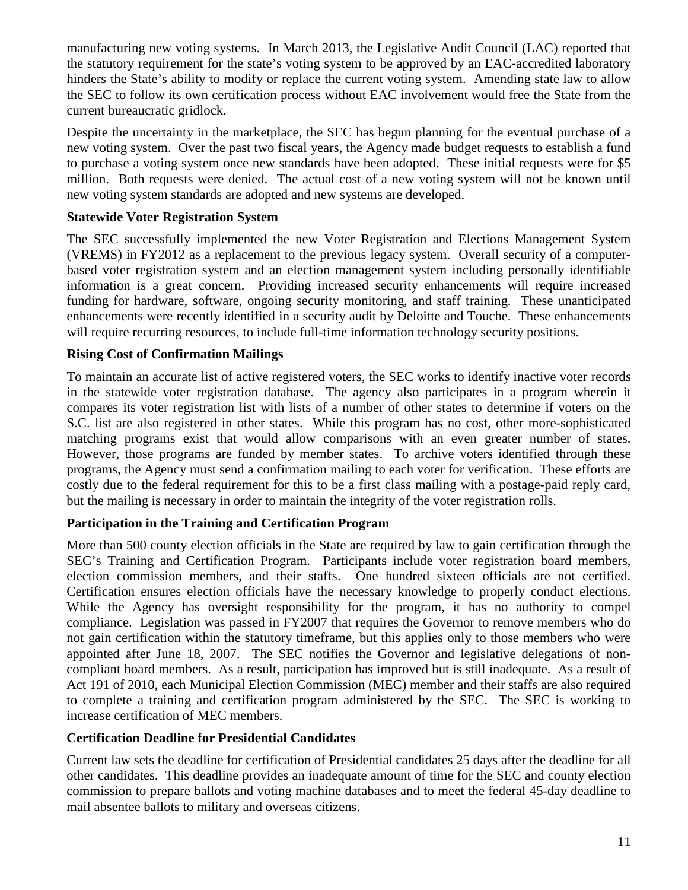manufacturing new voting systems. In March 2013, the Legislative Audit Council (LAC) reported that the statutory requirement for the state's voting system to be approved by an EAC-accredited laboratory hinders the State's ability to modify or replace the current voting system. Amending state law to allow the SEC to follow its own certification process without EAC involvement would free the State from the current bureaucratic gridlock.

Despite the uncertainty in the marketplace, the SEC has begun planning for the eventual purchase of a new voting system. Over the past two fiscal years, the Agency made budget requests to establish a fund to purchase a voting system once new standards have been adopted. These initial requests were for $5 million. Both requests were denied. The actual cost of a new voting system will not be known until new voting system standards are adopted and new systems are developed.

**Statewide Voter Registration System**

The SEC successfully implemented the new Voter Registration and Elections Management System (VREMS) in FY2012 as a replacement to the previous legacy system. Overall security of a computer-based voter registration system and an election management system including personally identifiable information is a great concern. Providing increased security enhancements will require increased funding for hardware, software, ongoing security monitoring, and staff training. These unanticipated enhancements were recently identified in a security audit by Deloitte and Touche. These enhancements will require recurring resources, to include full-time information technology security positions.

**Rising Cost of Confirmation Mailings**

To maintain an accurate list of active registered voters, the SEC works to identify inactive voter records in the statewide voter registration database. The agency also participates in a program wherein it compares its voter registration list with lists of a number of other states to determine if voters on the S.C. list are also registered in other states. While this program has no cost, other more-sophisticated matching programs exist that would allow comparisons with an even greater number of states. However, those programs are funded by member states. To archive voters identified through these programs, the Agency must send a confirmation mailing to each voter for verification. These efforts are costly due to the federal requirement for this to be a first class mailing with a postage-paid reply card, but the mailing is necessary in order to maintain the integrity of the voter registration rolls.

**Participation in the Training and Certification Program**

More than 500 county election officials in the State are required by law to gain certification through the SEC's Training and Certification Program. Participants include voter registration board members, election commission members, and their staffs. One hundred sixteen officials are not certified. Certification ensures election officials have the necessary knowledge to properly conduct elections. While the Agency has oversight responsibility for the program, it has no authority to compel compliance. Legislation was passed in FY2007 that requires the Governor to remove members who do not gain certification within the statutory timeframe, but this applies only to those members who were appointed after June 18, 2007. The SEC notifies the Governor and legislative delegations of non-compliant board members. As a result, participation has improved but is still inadequate. As a result of Act 191 of 2010, each Municipal Election Commission (MEC) member and their staffs are also required to complete a training and certification program administered by the SEC. The SEC is working to increase certification of MEC members.

**Certification Deadline for Presidential Candidates**

Current law sets the deadline for certification of Presidential candidates 25 days after the deadline for all other candidates. This deadline provides an inadequate amount of time for the SEC and county election commission to prepare ballots and voting machine databases and to meet the federal 45-day deadline to mail absentee ballots to military and overseas citizens.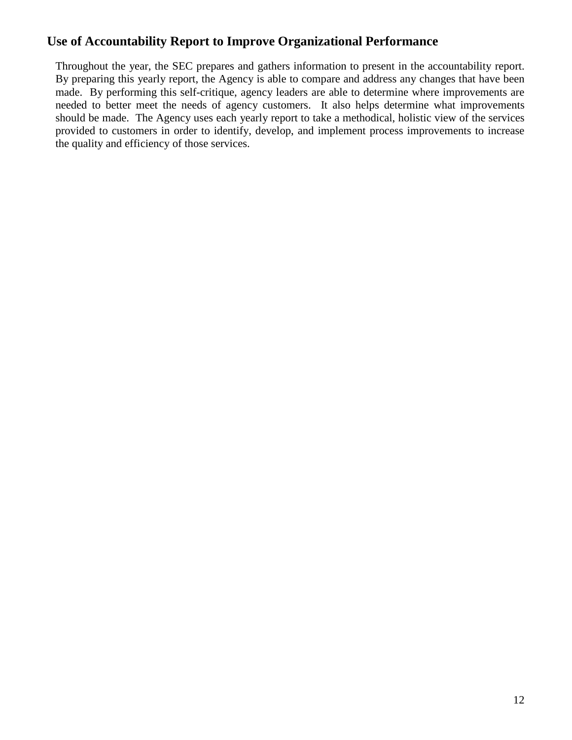## Use of Accountability Report to Improve Organizational Performance

Throughout the year, the SEC prepares and gathers information to present in the accountability report. By preparing this yearly report, the Agency is able to compare and address any changes that have been made. By performing this self-critique, agency leaders are able to determine where improvements are needed to better meet the needs of agency customers. It also helps determine what improvements should be made. The Agency uses each yearly report to take a methodical, holistic view of the services provided to customers in order to identify, develop, and implement process improvements to increase the quality and efficiency of those services.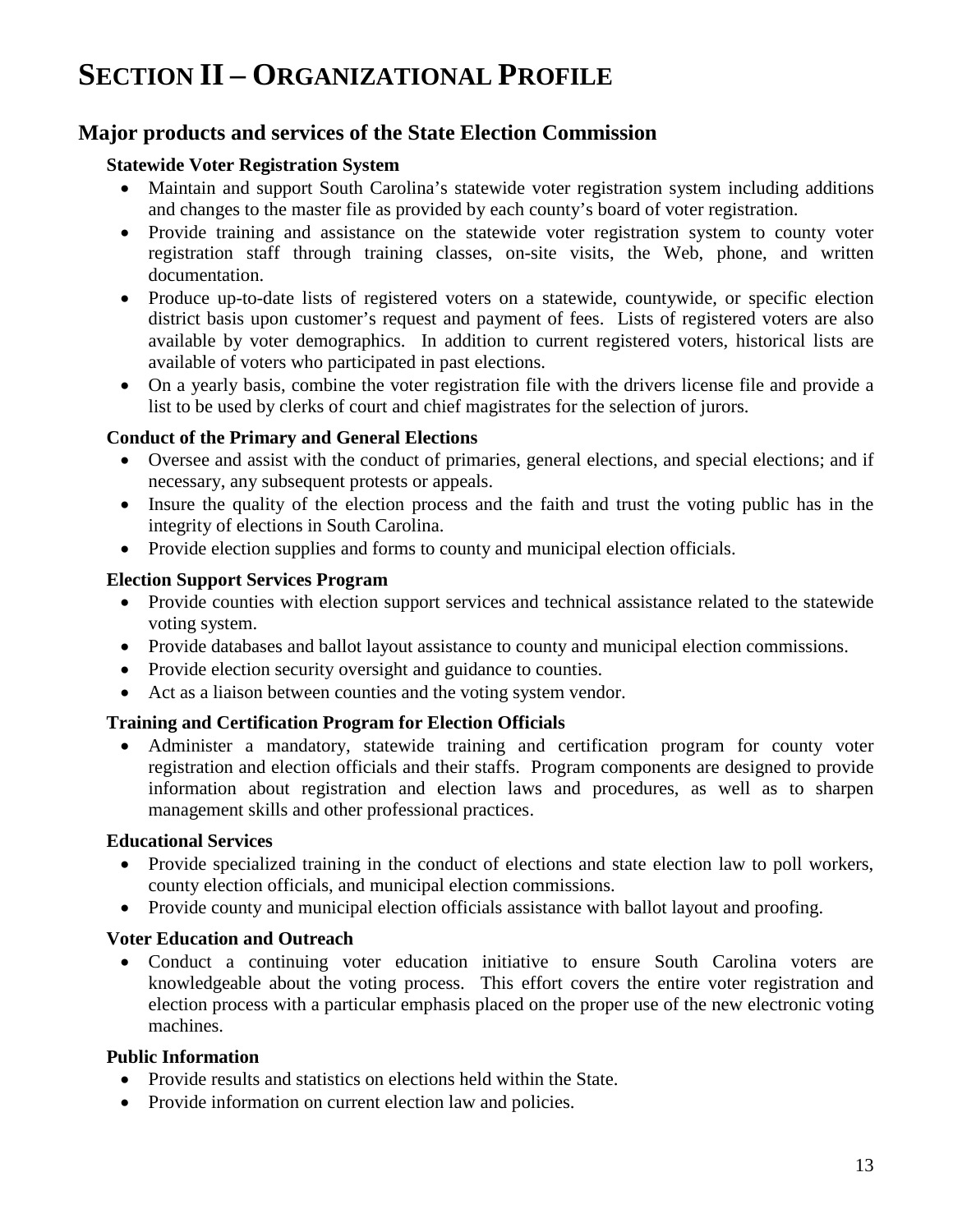# SECTION II – ORGANIZATIONAL PROFILE

## Major products and services of the State Election Commission

**Statewide Voter Registration System**

- Maintain and support South Carolina's statewide voter registration system including additions and changes to the master file as provided by each county's board of voter registration.
- Provide training and assistance on the statewide voter registration system to county voter registration staff through training classes, on-site visits, the Web, phone, and written documentation.
- Produce up-to-date lists of registered voters on a statewide, countywide, or specific election district basis upon customer's request and payment of fees. Lists of registered voters are also available by voter demographics. In addition to current registered voters, historical lists are available of voters who participated in past elections.
- On a yearly basis, combine the voter registration file with the drivers license file and provide a list to be used by clerks of court and chief magistrates for the selection of jurors.

**Conduct of the Primary and General Elections**

- Oversee and assist with the conduct of primaries, general elections, and special elections; and if necessary, any subsequent protests or appeals.
- Insure the quality of the election process and the faith and trust the voting public has in the integrity of elections in South Carolina.
- Provide election supplies and forms to county and municipal election officials.

**Election Support Services Program**

- Provide counties with election support services and technical assistance related to the statewide voting system.
- Provide databases and ballot layout assistance to county and municipal election commissions.
- Provide election security oversight and guidance to counties.
- Act as a liaison between counties and the voting system vendor.

**Training and Certification Program for Election Officials**

- Administer a mandatory, statewide training and certification program for county voter registration and election officials and their staffs. Program components are designed to provide information about registration and election laws and procedures, as well as to sharpen management skills and other professional practices.

**Educational Services**

- Provide specialized training in the conduct of elections and state election law to poll workers, county election officials, and municipal election commissions.
- Provide county and municipal election officials assistance with ballot layout and proofing.

**Voter Education and Outreach**

- Conduct a continuing voter education initiative to ensure South Carolina voters are knowledgeable about the voting process. This effort covers the entire voter registration and election process with a particular emphasis placed on the proper use of the new electronic voting machines.

**Public Information**

- Provide results and statistics on elections held within the State.
- Provide information on current election law and policies.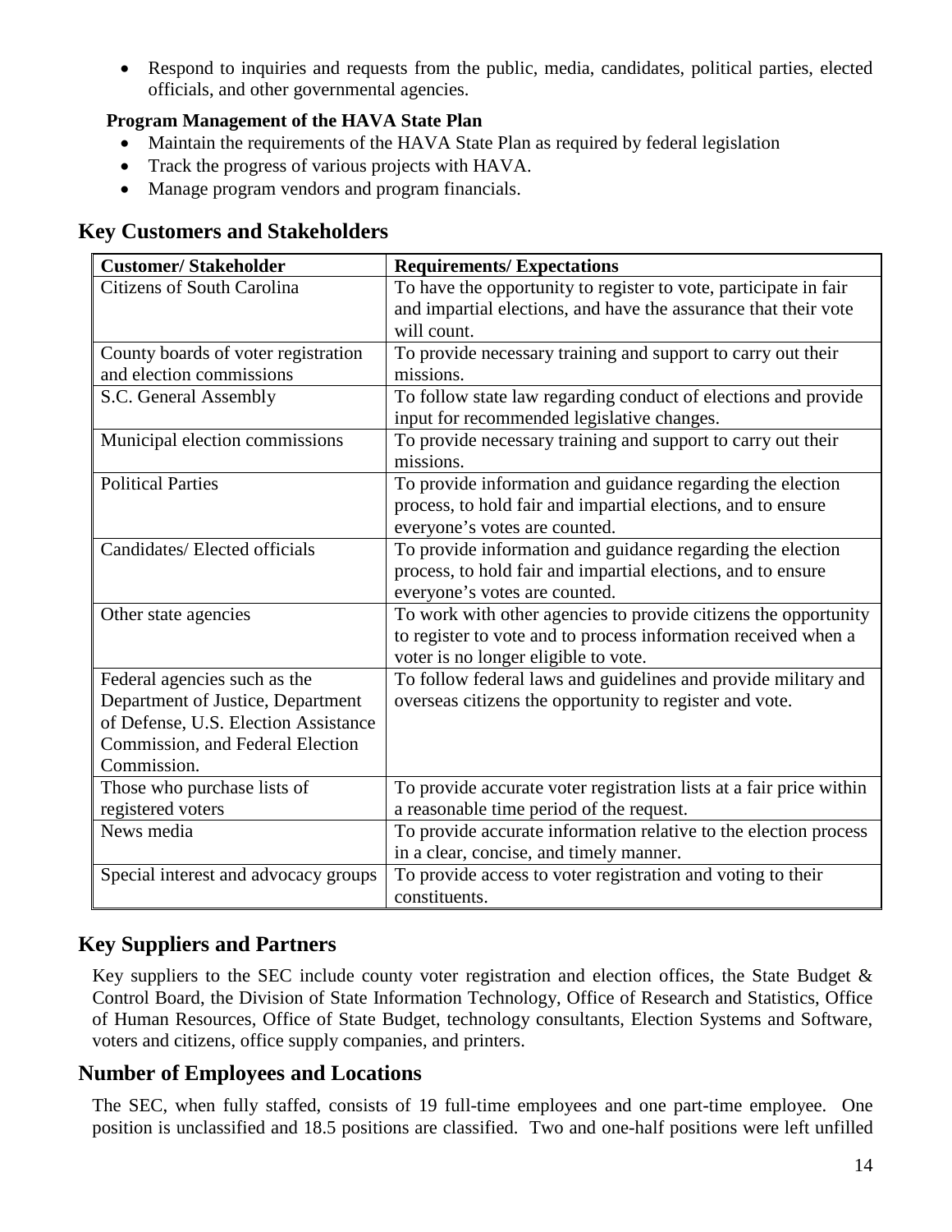- Respond to inquiries and requests from the public, media, candidates, political parties, elected officials, and other governmental agencies.

**Program Management of the HAVA State Plan**

- Maintain the requirements of the HAVA State Plan as required by federal legislation
- Track the progress of various projects with HAVA.
- Manage program vendors and program financials.

## Key Customers and Stakeholders

| Customer/ Stakeholder | Requirements/ Expectations |
|---|---|
| Citizens of South Carolina | To have the opportunity to register to vote, participate in fair and impartial elections, and have the assurance that their vote will count. |
| County boards of voter registration and election commissions | To provide necessary training and support to carry out their missions. |
| S.C. General Assembly | To follow state law regarding conduct of elections and provide input for recommended legislative changes. |
| Municipal election commissions | To provide necessary training and support to carry out their missions. |
| Political Parties | To provide information and guidance regarding the election process, to hold fair and impartial elections, and to ensure everyone's votes are counted. |
| Candidates/ Elected officials | To provide information and guidance regarding the election process, to hold fair and impartial elections, and to ensure everyone's votes are counted. |
| Other state agencies | To work with other agencies to provide citizens the opportunity to register to vote and to process information received when a voter is no longer eligible to vote. |
| Federal agencies such as the Department of Justice, Department of Defense, U.S. Election Assistance Commission, and Federal Election Commission. | To follow federal laws and guidelines and provide military and overseas citizens the opportunity to register and vote. |
| Those who purchase lists of registered voters | To provide accurate voter registration lists at a fair price within a reasonable time period of the request. |
| News media | To provide accurate information relative to the election process in a clear, concise, and timely manner. |
| Special interest and advocacy groups | To provide access to voter registration and voting to their constituents. |

## Key Suppliers and Partners

Key suppliers to the SEC include county voter registration and election offices, the State Budget & Control Board, the Division of State Information Technology, Office of Research and Statistics, Office of Human Resources, Office of State Budget, technology consultants, Election Systems and Software, voters and citizens, office supply companies, and printers.

## Number of Employees and Locations

The SEC, when fully staffed, consists of 19 full-time employees and one part-time employee. One position is unclassified and 18.5 positions are classified. Two and one-half positions were left unfilled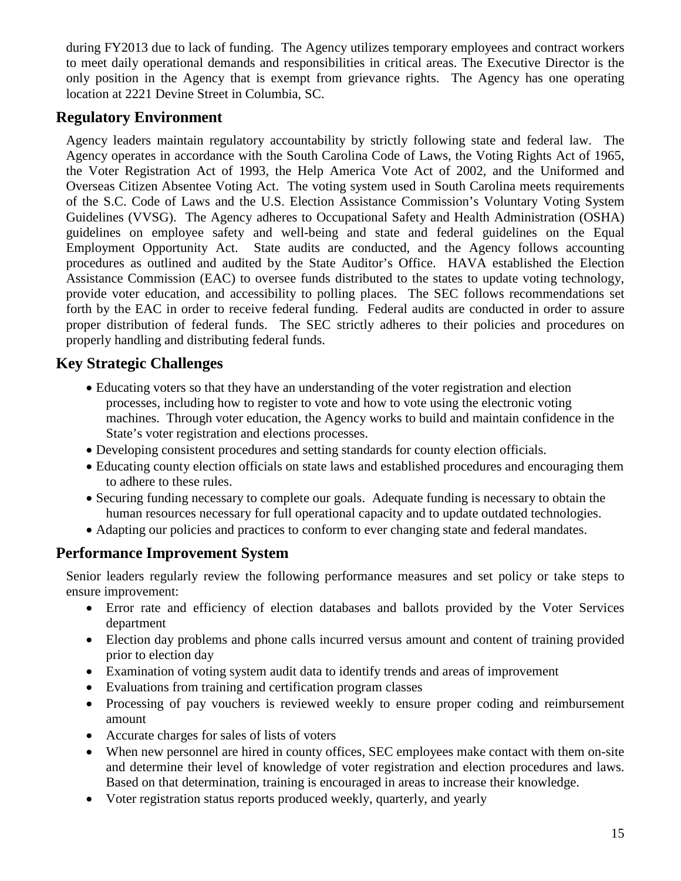during FY2013 due to lack of funding. The Agency utilizes temporary employees and contract workers to meet daily operational demands and responsibilities in critical areas. The Executive Director is the only position in the Agency that is exempt from grievance rights. The Agency has one operating location at 2221 Devine Street in Columbia, SC.

## Regulatory Environment

Agency leaders maintain regulatory accountability by strictly following state and federal law. The Agency operates in accordance with the South Carolina Code of Laws, the Voting Rights Act of 1965, the Voter Registration Act of 1993, the Help America Vote Act of 2002, and the Uniformed and Overseas Citizen Absentee Voting Act. The voting system used in South Carolina meets requirements of the S.C. Code of Laws and the U.S. Election Assistance Commission's Voluntary Voting System Guidelines (VVSG). The Agency adheres to Occupational Safety and Health Administration (OSHA) guidelines on employee safety and well-being and state and federal guidelines on the Equal Employment Opportunity Act. State audits are conducted, and the Agency follows accounting procedures as outlined and audited by the State Auditor's Office. HAVA established the Election Assistance Commission (EAC) to oversee funds distributed to the states to update voting technology, provide voter education, and accessibility to polling places. The SEC follows recommendations set forth by the EAC in order to receive federal funding. Federal audits are conducted in order to assure proper distribution of federal funds. The SEC strictly adheres to their policies and procedures on properly handling and distributing federal funds.

## Key Strategic Challenges

- Educating voters so that they have an understanding of the voter registration and election processes, including how to register to vote and how to vote using the electronic voting machines. Through voter education, the Agency works to build and maintain confidence in the State's voter registration and elections processes.
- Developing consistent procedures and setting standards for county election officials.
- Educating county election officials on state laws and established procedures and encouraging them to adhere to these rules.
- Securing funding necessary to complete our goals. Adequate funding is necessary to obtain the human resources necessary for full operational capacity and to update outdated technologies.
- Adapting our policies and practices to conform to ever changing state and federal mandates.

## Performance Improvement System

Senior leaders regularly review the following performance measures and set policy or take steps to ensure improvement:

- Error rate and efficiency of election databases and ballots provided by the Voter Services department
- Election day problems and phone calls incurred versus amount and content of training provided prior to election day
- Examination of voting system audit data to identify trends and areas of improvement
- Evaluations from training and certification program classes
- Processing of pay vouchers is reviewed weekly to ensure proper coding and reimbursement amount
- Accurate charges for sales of lists of voters
- When new personnel are hired in county offices, SEC employees make contact with them on-site and determine their level of knowledge of voter registration and election procedures and laws. Based on that determination, training is encouraged in areas to increase their knowledge.
- Voter registration status reports produced weekly, quarterly, and yearly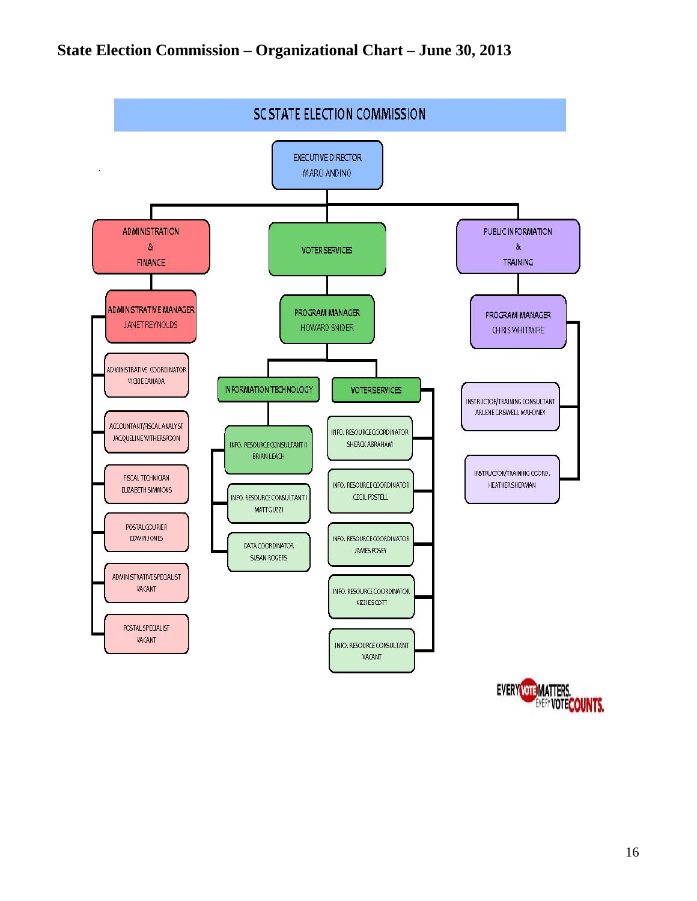# State Election Commission – Organizational Chart – June 30, 2013

**SC STATE ELECTION COMMISSION**

- **EXECUTIVE DIRECTOR** – MARCI ANDINO
  - **ADMINISTRATION & FINANCE**
    - ADMINISTRATIVE MANAGER – JANET REYNOLDS
      - ADMINISTRATIVE COORDINATOR – VICKIE CANADA
      - ACCOUNTANT/FISCAL ANALYST – JACQUELINE WITHERSPOON
      - FISCAL TECHNICIAN – ELIZABETH SIMMONS
      - POSTAL COURIER – EDWIN JONES
      - ADMINISTRATIVE SPECIALIST – VACANT
      - POSTAL SPECIALIST – VACANT
  - **VOTER SERVICES**
    - PROGRAM MANAGER – HOWARD SNIDER
      - INFORMATION TECHNOLOGY
        - INFO. RESOURCE CONSULTANT II – BRIAN LEACH
        - INFO. RESOURCE CONSULTANT I – MATT GUZZI
        - DATA COORDINATOR – SUSAN ROGERS
      - VOTER SERVICES
        - INFO. RESOURCE COORDINATOR – SHEACK ABRAHAM
        - INFO. RESOURCE COORDINATOR – CECIL POSTELL
        - INFO. RESOURCE COORDINATOR – JAMES POSEY
        - INFO. RESOURCE COORDINATOR – KIZZIE SCOTT
        - INFO. RESOURCE CONSULTANT – VACANT
  - **PUBLIC INFORMATION & TRAINING**
    - PROGRAM MANAGER – CHRIS WHITMIRE
      - INSTRUCTOR/TRAINING CONSULTANT – ARLENE CRSWELL MAHONEY
      - INSTRUCTOR/TRAINING COORD. – HEATHER SHERMAN

EVERY VOTE MATTERS. EVERY VOTE COUNTS.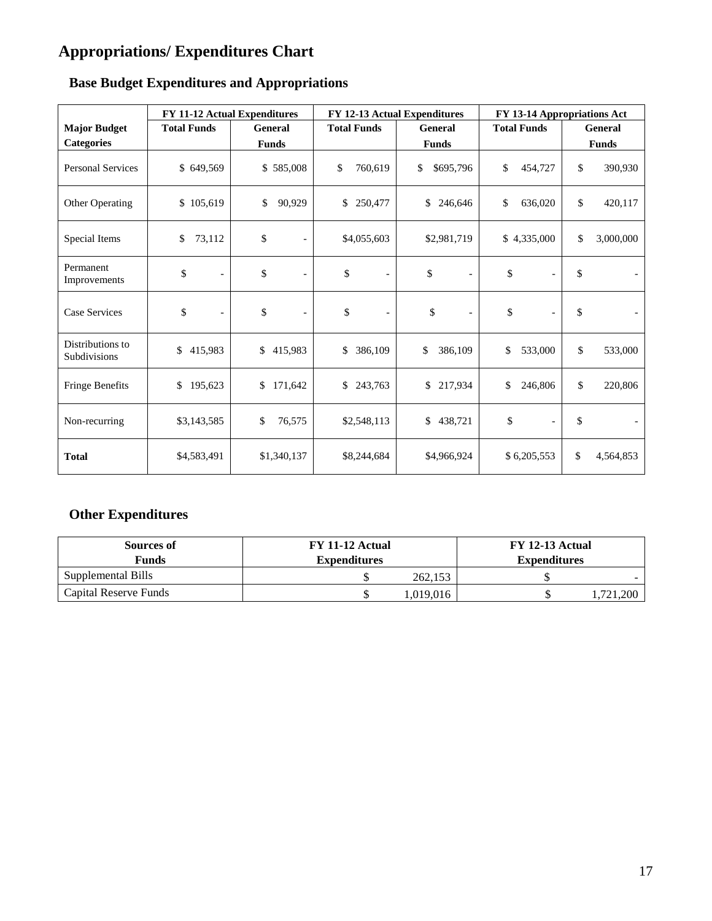# Appropriations/ Expenditures Chart

## Base Budget Expenditures and Appropriations

| | FY 11-12 Actual Expenditures | | FY 12-13 Actual Expenditures | | FY 13-14 Appropriations Act | |
|---|---|---|---|---|---|---|
| **Major Budget Categories** | **Total Funds** | **General Funds** | **Total Funds** | **General Funds** | **Total Funds** | **General Funds** |
| Personal Services | $ 649,569 | $ 585,008 | $ 760,619 | $ $695,796 | $ 454,727 | $ 390,930 |
| Other Operating | $ 105,619 | $ 90,929 | $ 250,477 | $ 246,646 | $ 636,020 | $ 420,117 |
| Special Items | $ 73,112 | $ - | $4,055,603 | $2,981,719 | $ 4,335,000 | $ 3,000,000 |
| Permanent Improvements | $ - | $ - | $ - | $ - | $ - | $ - |
| Case Services | $ - | $ - | $ - | $ - | $ - | $ - |
| Distributions to Subdivisions | $ 415,983 | $ 415,983 | $ 386,109 | $ 386,109 | $ 533,000 | $ 533,000 |
| Fringe Benefits | $ 195,623 | $ 171,642 | $ 243,763 | $ 217,934 | $ 246,806 | $ 220,806 |
| Non-recurring | $3,143,585 | $ 76,575 | $2,548,113 | $ 438,721 | $ - | $ - |
| **Total** | $4,583,491 | $1,340,137 | $8,244,684 | $4,966,924 | $ 6,205,553 | $ 4,564,853 |

## Other Expenditures

| Sources of Funds | FY 11-12 Actual Expenditures | FY 12-13 Actual Expenditures |
|---|---|---|
| Supplemental Bills | $ 262,153 | $ - |
| Capital Reserve Funds | $ 1,019,016 | $ 1,721,200 |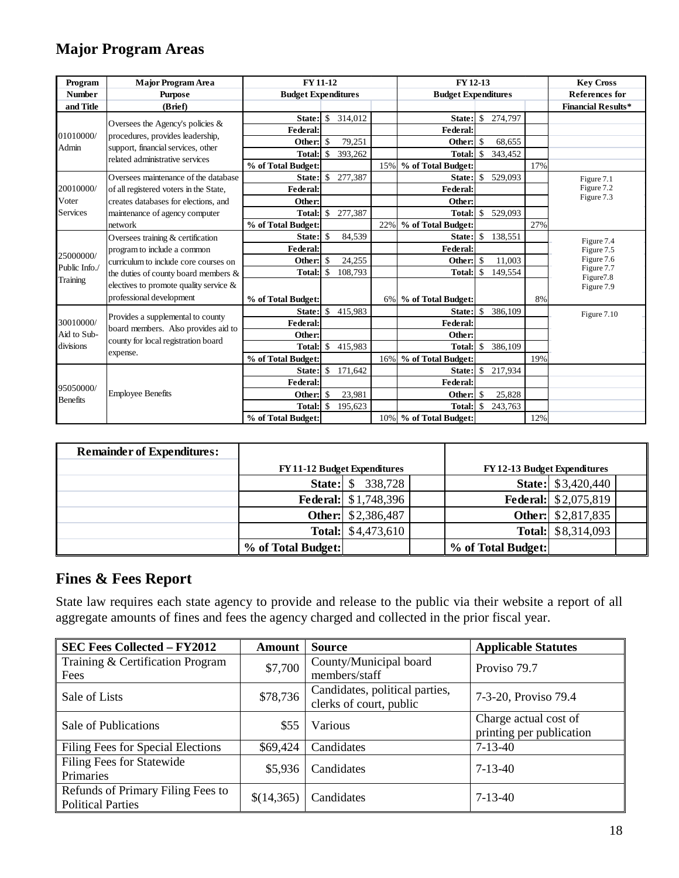## Major Program Areas

| Program Number and Title | Major Program Area Purpose (Brief) | FY 11-12 Budget Expenditures | | | FY 12-13 Budget Expenditures | | | Key Cross References for Financial Results* |
|---|---|---|---|---|---|---|---|---|
| 01010000/ Admin | Oversees the Agency's policies & procedures, provides leadership, support, financial services, other related administrative services | State: | $ 314,012 | | State: | $ 274,797 | | |
| | | Federal: | | | Federal: | | | |
| | | Other: | $ 79,251 | | Other: | $ 68,655 | | |
| | | Total: | $ 393,262 | | Total: | $ 343,452 | | |
| | | % of Total Budget: | | 15% | % of Total Budget: | | 17% | |
| 20010000/ Voter Services | Oversees maintenance of the database of all registered voters in the State, creates databases for elections, and maintenance of agency computer network | State: | $ 277,387 | | State: | $ 529,093 | | Figure 7.1 Figure 7.2 Figure 7.3 |
| | | Federal: | | | Federal: | | | |
| | | Other: | | | Other: | | | |
| | | Total: | $ 277,387 | | Total: | $ 529,093 | | |
| | | % of Total Budget: | | 22% | % of Total Budget: | | 27% | |
| 25000000/ Public Info./ Training | Oversees training & certification program to include a common curriculum to include core courses on the duties of county board members & electives to promote quality service & professional development | State: | $ 84,539 | | State: | $ 138,551 | | Figure 7.4 Figure 7.5 Figure 7.6 Figure 7.7 Figure7.8 Figure 7.9 |
| | | Federal: | | | Federal: | | | |
| | | Other: | $ 24,255 | | Other: | $ 11,003 | | |
| | | Total: | $ 108,793 | | Total: | $ 149,554 | | |
| | | % of Total Budget: | | 6% | % of Total Budget: | | 8% | |
| 30010000/ Aid to Sub-divisions | Provides a supplemental to county board members. Also provides aid to county for local registration board expense. | State: | $ 415,983 | | State: | $ 386,109 | | Figure 7.10 |
| | | Federal: | | | Federal: | | | |
| | | Other: | | | Other: | | | |
| | | Total: | $ 415,983 | | Total: | $ 386,109 | | |
| | | % of Total Budget: | | 16% | % of Total Budget: | | 19% | |
| 95050000/ Benefits | Employee Benefits | State: | $ 171,642 | | State: | $ 217,934 | | |
| | | Federal: | | | Federal: | | | |
| | | Other: | $ 23,981 | | Other: | $ 25,828 | | |
| | | Total: | $ 195,623 | | Total: | $ 243,763 | | |
| | | % of Total Budget: | | 10% | % of Total Budget: | | 12% | |

| Remainder of Expenditures: | FY 11-12 Budget Expenditures | | | FY 12-13 Budget Expenditures | | |
|---|---|---|---|---|---|---|
| | State: | $ 338,728 | | State: | $3,420,440 | |
| | Federal: | $1,748,396 | | Federal: | $2,075,819 | |
| | Other: | $2,386,487 | | Other: | $2,817,835 | |
| | Total: | $4,473,610 | | Total: | $8,314,093 | |
| | % of Total Budget: | | | % of Total Budget: | | |

## Fines & Fees Report

State law requires each state agency to provide and release to the public via their website a report of all aggregate amounts of fines and fees the agency charged and collected in the prior fiscal year.

| SEC Fees Collected – FY2012 | Amount | Source | Applicable Statutes |
|---|---|---|---|
| Training & Certification Program Fees | $7,700 | County/Municipal board members/staff | Proviso 79.7 |
| Sale of Lists | $78,736 | Candidates, political parties, clerks of court, public | 7-3-20, Proviso 79.4 |
| Sale of Publications | $55 | Various | Charge actual cost of printing per publication |
| Filing Fees for Special Elections | $69,424 | Candidates | 7-13-40 |
| Filing Fees for Statewide Primaries | $5,936 | Candidates | 7-13-40 |
| Refunds of Primary Filing Fees to Political Parties | $(14,365) | Candidates | 7-13-40 |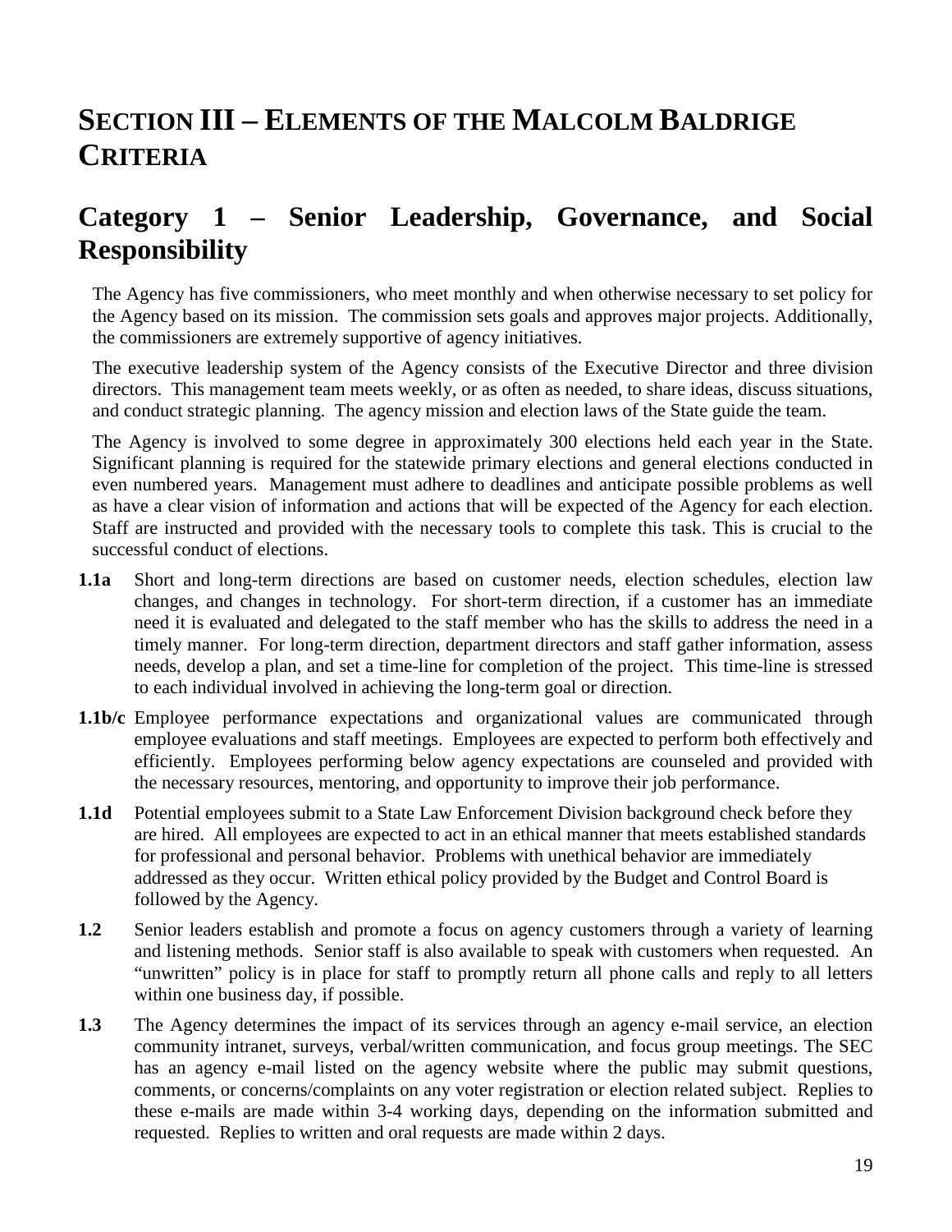# SECTION III – ELEMENTS OF THE MALCOLM BALDRIGE CRITERIA

## Category 1 – Senior Leadership, Governance, and Social Responsibility

The Agency has five commissioners, who meet monthly and when otherwise necessary to set policy for the Agency based on its mission. The commission sets goals and approves major projects. Additionally, the commissioners are extremely supportive of agency initiatives.

The executive leadership system of the Agency consists of the Executive Director and three division directors. This management team meets weekly, or as often as needed, to share ideas, discuss situations, and conduct strategic planning. The agency mission and election laws of the State guide the team.

The Agency is involved to some degree in approximately 300 elections held each year in the State. Significant planning is required for the statewide primary elections and general elections conducted in even numbered years. Management must adhere to deadlines and anticipate possible problems as well as have a clear vision of information and actions that will be expected of the Agency for each election. Staff are instructed and provided with the necessary tools to complete this task. This is crucial to the successful conduct of elections.

**1.1a** Short and long-term directions are based on customer needs, election schedules, election law changes, and changes in technology. For short-term direction, if a customer has an immediate need it is evaluated and delegated to the staff member who has the skills to address the need in a timely manner. For long-term direction, department directors and staff gather information, assess needs, develop a plan, and set a time-line for completion of the project. This time-line is stressed to each individual involved in achieving the long-term goal or direction.

**1.1b/c** Employee performance expectations and organizational values are communicated through employee evaluations and staff meetings. Employees are expected to perform both effectively and efficiently. Employees performing below agency expectations are counseled and provided with the necessary resources, mentoring, and opportunity to improve their job performance.

**1.1d** Potential employees submit to a State Law Enforcement Division background check before they are hired. All employees are expected to act in an ethical manner that meets established standards for professional and personal behavior. Problems with unethical behavior are immediately addressed as they occur. Written ethical policy provided by the Budget and Control Board is followed by the Agency.

**1.2** Senior leaders establish and promote a focus on agency customers through a variety of learning and listening methods. Senior staff is also available to speak with customers when requested. An "unwritten" policy is in place for staff to promptly return all phone calls and reply to all letters within one business day, if possible.

**1.3** The Agency determines the impact of its services through an agency e-mail service, an election community intranet, surveys, verbal/written communication, and focus group meetings. The SEC has an agency e-mail listed on the agency website where the public may submit questions, comments, or concerns/complaints on any voter registration or election related subject. Replies to these e-mails are made within 3-4 working days, depending on the information submitted and requested. Replies to written and oral requests are made within 2 days.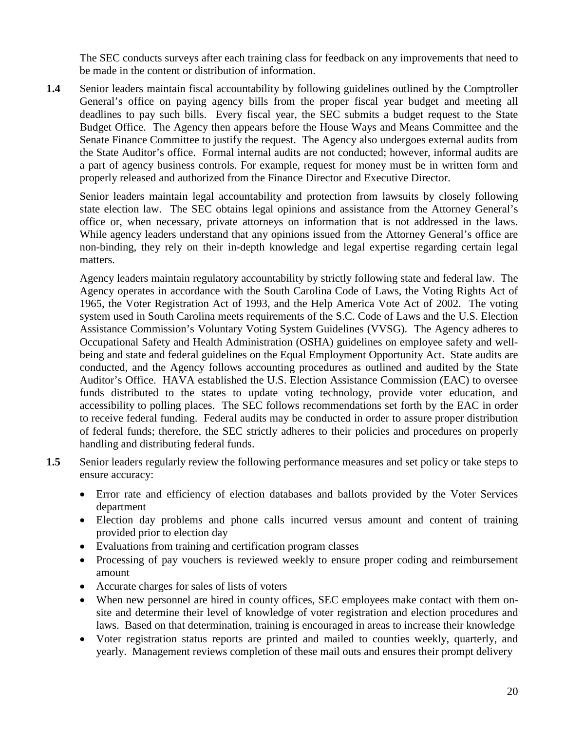The SEC conducts surveys after each training class for feedback on any improvements that need to be made in the content or distribution of information.

**1.4** Senior leaders maintain fiscal accountability by following guidelines outlined by the Comptroller General's office on paying agency bills from the proper fiscal year budget and meeting all deadlines to pay such bills. Every fiscal year, the SEC submits a budget request to the State Budget Office. The Agency then appears before the House Ways and Means Committee and the Senate Finance Committee to justify the request. The Agency also undergoes external audits from the State Auditor's office. Formal internal audits are not conducted; however, informal audits are a part of agency business controls. For example, request for money must be in written form and properly released and authorized from the Finance Director and Executive Director.

Senior leaders maintain legal accountability and protection from lawsuits by closely following state election law. The SEC obtains legal opinions and assistance from the Attorney General's office or, when necessary, private attorneys on information that is not addressed in the laws. While agency leaders understand that any opinions issued from the Attorney General's office are non-binding, they rely on their in-depth knowledge and legal expertise regarding certain legal matters.

Agency leaders maintain regulatory accountability by strictly following state and federal law. The Agency operates in accordance with the South Carolina Code of Laws, the Voting Rights Act of 1965, the Voter Registration Act of 1993, and the Help America Vote Act of 2002. The voting system used in South Carolina meets requirements of the S.C. Code of Laws and the U.S. Election Assistance Commission's Voluntary Voting System Guidelines (VVSG). The Agency adheres to Occupational Safety and Health Administration (OSHA) guidelines on employee safety and well-being and state and federal guidelines on the Equal Employment Opportunity Act. State audits are conducted, and the Agency follows accounting procedures as outlined and audited by the State Auditor's Office. HAVA established the U.S. Election Assistance Commission (EAC) to oversee funds distributed to the states to update voting technology, provide voter education, and accessibility to polling places. The SEC follows recommendations set forth by the EAC in order to receive federal funding. Federal audits may be conducted in order to assure proper distribution of federal funds; therefore, the SEC strictly adheres to their policies and procedures on properly handling and distributing federal funds.

**1.5** Senior leaders regularly review the following performance measures and set policy or take steps to ensure accuracy:

- Error rate and efficiency of election databases and ballots provided by the Voter Services department
- Election day problems and phone calls incurred versus amount and content of training provided prior to election day
- Evaluations from training and certification program classes
- Processing of pay vouchers is reviewed weekly to ensure proper coding and reimbursement amount
- Accurate charges for sales of lists of voters
- When new personnel are hired in county offices, SEC employees make contact with them on-site and determine their level of knowledge of voter registration and election procedures and laws. Based on that determination, training is encouraged in areas to increase their knowledge
- Voter registration status reports are printed and mailed to counties weekly, quarterly, and yearly. Management reviews completion of these mail outs and ensures their prompt delivery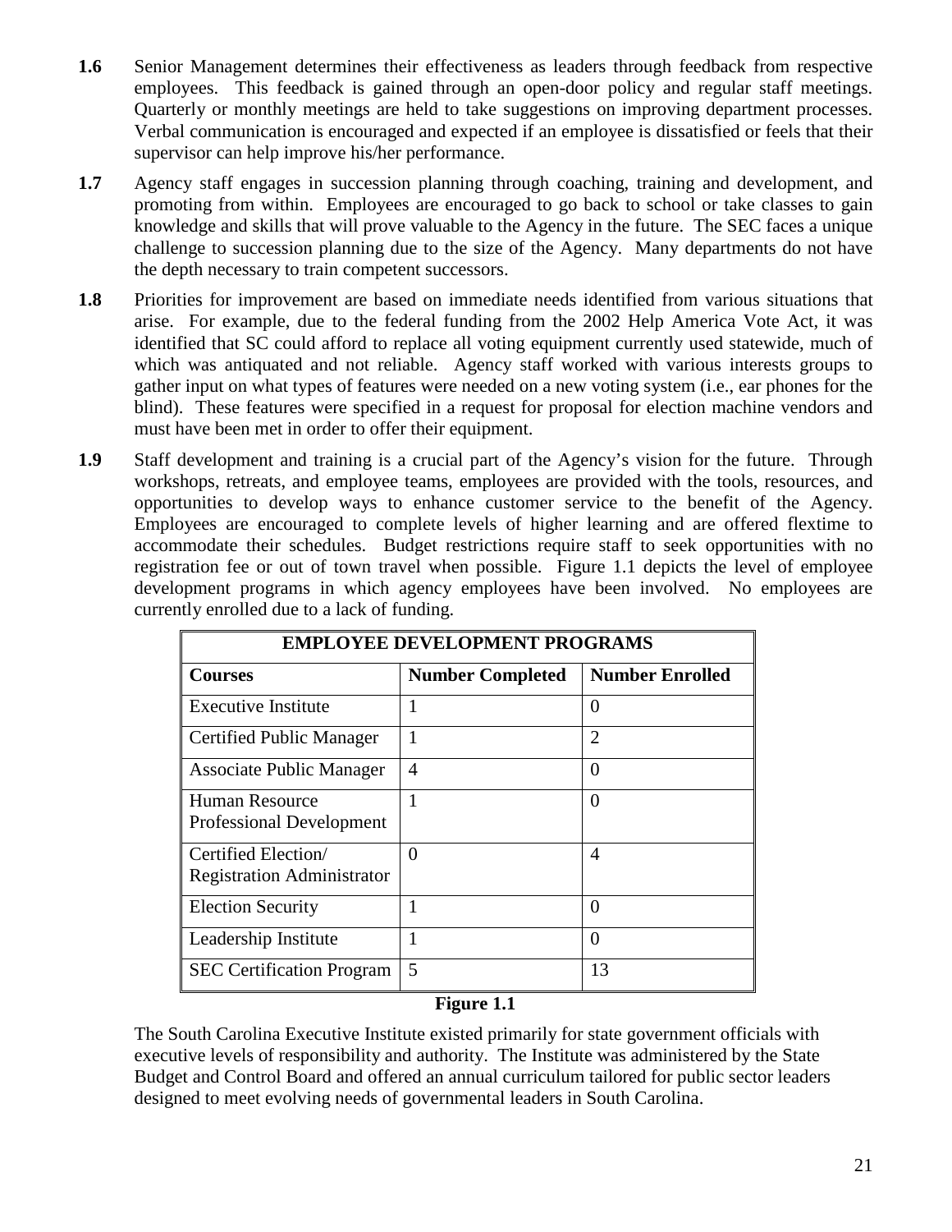**1.6** Senior Management determines their effectiveness as leaders through feedback from respective employees. This feedback is gained through an open-door policy and regular staff meetings. Quarterly or monthly meetings are held to take suggestions on improving department processes. Verbal communication is encouraged and expected if an employee is dissatisfied or feels that their supervisor can help improve his/her performance.

**1.7** Agency staff engages in succession planning through coaching, training and development, and promoting from within. Employees are encouraged to go back to school or take classes to gain knowledge and skills that will prove valuable to the Agency in the future. The SEC faces a unique challenge to succession planning due to the size of the Agency. Many departments do not have the depth necessary to train competent successors.

**1.8** Priorities for improvement are based on immediate needs identified from various situations that arise. For example, due to the federal funding from the 2002 Help America Vote Act, it was identified that SC could afford to replace all voting equipment currently used statewide, much of which was antiquated and not reliable. Agency staff worked with various interests groups to gather input on what types of features were needed on a new voting system (i.e., ear phones for the blind). These features were specified in a request for proposal for election machine vendors and must have been met in order to offer their equipment.

**1.9** Staff development and training is a crucial part of the Agency's vision for the future. Through workshops, retreats, and employee teams, employees are provided with the tools, resources, and opportunities to develop ways to enhance customer service to the benefit of the Agency. Employees are encouraged to complete levels of higher learning and are offered flextime to accommodate their schedules. Budget restrictions require staff to seek opportunities with no registration fee or out of town travel when possible. Figure 1.1 depicts the level of employee development programs in which agency employees have been involved. No employees are currently enrolled due to a lack of funding.

| EMPLOYEE DEVELOPMENT PROGRAMS | | |
|---|---|---|
| **Courses** | **Number Completed** | **Number Enrolled** |
| Executive Institute | 1 | 0 |
| Certified Public Manager | 1 | 2 |
| Associate Public Manager | 4 | 0 |
| Human Resource Professional Development | 1 | 0 |
| Certified Election/ Registration Administrator | 0 | 4 |
| Election Security | 1 | 0 |
| Leadership Institute | 1 | 0 |
| SEC Certification Program | 5 | 13 |

**Figure 1.1**

The South Carolina Executive Institute existed primarily for state government officials with executive levels of responsibility and authority. The Institute was administered by the State Budget and Control Board and offered an annual curriculum tailored for public sector leaders designed to meet evolving needs of governmental leaders in South Carolina.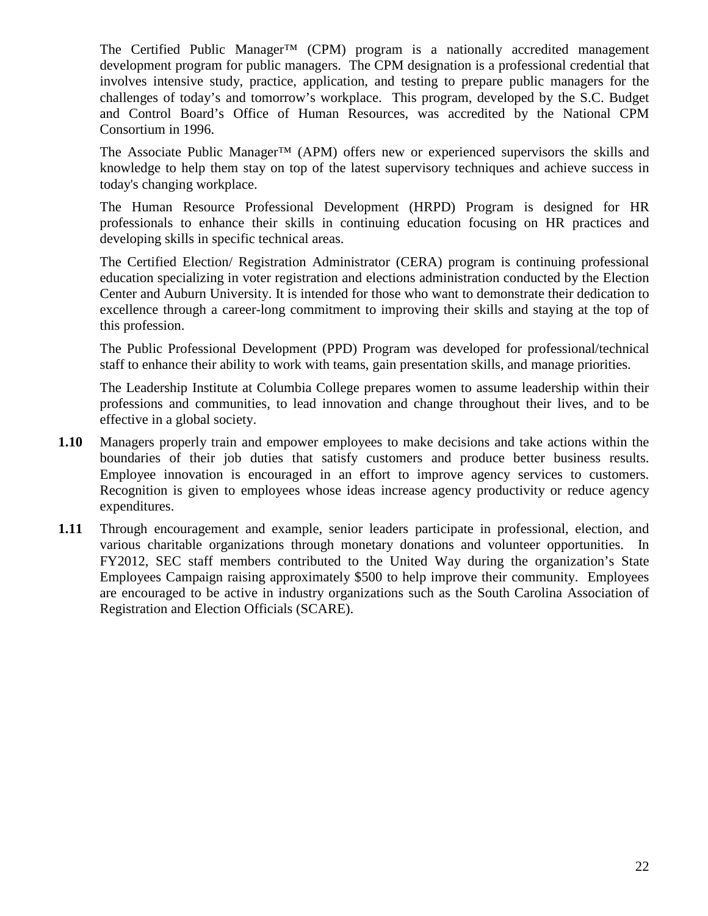The Certified Public Manager™ (CPM) program is a nationally accredited management development program for public managers. The CPM designation is a professional credential that involves intensive study, practice, application, and testing to prepare public managers for the challenges of today's and tomorrow's workplace. This program, developed by the S.C. Budget and Control Board's Office of Human Resources, was accredited by the National CPM Consortium in 1996.

The Associate Public Manager™ (APM) offers new or experienced supervisors the skills and knowledge to help them stay on top of the latest supervisory techniques and achieve success in today's changing workplace.

The Human Resource Professional Development (HRPD) Program is designed for HR professionals to enhance their skills in continuing education focusing on HR practices and developing skills in specific technical areas.

The Certified Election/ Registration Administrator (CERA) program is continuing professional education specializing in voter registration and elections administration conducted by the Election Center and Auburn University. It is intended for those who want to demonstrate their dedication to excellence through a career-long commitment to improving their skills and staying at the top of this profession.

The Public Professional Development (PPD) Program was developed for professional/technical staff to enhance their ability to work with teams, gain presentation skills, and manage priorities.

The Leadership Institute at Columbia College prepares women to assume leadership within their professions and communities, to lead innovation and change throughout their lives, and to be effective in a global society.

**1.10** Managers properly train and empower employees to make decisions and take actions within the boundaries of their job duties that satisfy customers and produce better business results. Employee innovation is encouraged in an effort to improve agency services to customers. Recognition is given to employees whose ideas increase agency productivity or reduce agency expenditures.

**1.11** Through encouragement and example, senior leaders participate in professional, election, and various charitable organizations through monetary donations and volunteer opportunities. In FY2012, SEC staff members contributed to the United Way during the organization's State Employees Campaign raising approximately $500 to help improve their community. Employees are encouraged to be active in industry organizations such as the South Carolina Association of Registration and Election Officials (SCARE).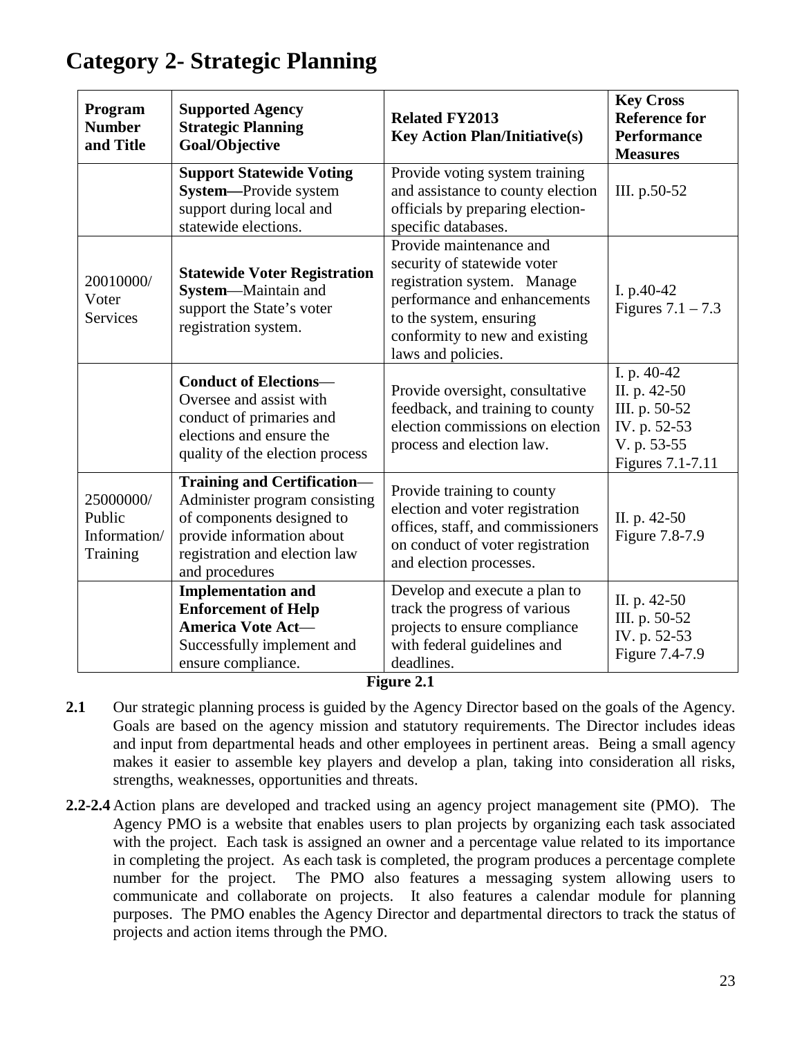# Category 2- Strategic Planning

| Program Number and Title | Supported Agency Strategic Planning Goal/Objective | Related FY2013 Key Action Plan/Initiative(s) | Key Cross Reference for Performance Measures |
|---|---|---|---|
| | **Support Statewide Voting System—**Provide system support during local and statewide elections. | Provide voting system training and assistance to county election officials by preparing election-specific databases. | III. p.50-52 |
| 20010000/ Voter Services | **Statewide Voter Registration System**—Maintain and support the State's voter registration system. | Provide maintenance and security of statewide voter registration system. Manage performance and enhancements to the system, ensuring conformity to new and existing laws and policies. | I. p.40-42 Figures 7.1 – 7.3 |
| | **Conduct of Elections**—Oversee and assist with conduct of primaries and elections and ensure the quality of the election process | Provide oversight, consultative feedback, and training to county election commissions on election process and election law. | I. p. 40-42 II. p. 42-50 III. p. 50-52 IV. p. 52-53 V. p. 53-55 Figures 7.1-7.11 |
| 25000000/ Public Information/ Training | **Training and Certification**—Administer program consisting of components designed to provide information about registration and election law and procedures | Provide training to county election and voter registration offices, staff, and commissioners on conduct of voter registration and election processes. | II. p. 42-50 Figure 7.8-7.9 |
| | **Implementation and Enforcement of Help America Vote Act**—Successfully implement and ensure compliance. | Develop and execute a plan to track the progress of various projects to ensure compliance with federal guidelines and deadlines. | II. p. 42-50 III. p. 50-52 IV. p. 52-53 Figure 7.4-7.9 |

**Figure 2.1**

**2.1** Our strategic planning process is guided by the Agency Director based on the goals of the Agency. Goals are based on the agency mission and statutory requirements. The Director includes ideas and input from departmental heads and other employees in pertinent areas. Being a small agency makes it easier to assemble key players and develop a plan, taking into consideration all risks, strengths, weaknesses, opportunities and threats.

**2.2-2.4** Action plans are developed and tracked using an agency project management site (PMO). The Agency PMO is a website that enables users to plan projects by organizing each task associated with the project. Each task is assigned an owner and a percentage value related to its importance in completing the project. As each task is completed, the program produces a percentage complete number for the project. The PMO also features a messaging system allowing users to communicate and collaborate on projects. It also features a calendar module for planning purposes. The PMO enables the Agency Director and departmental directors to track the status of projects and action items through the PMO.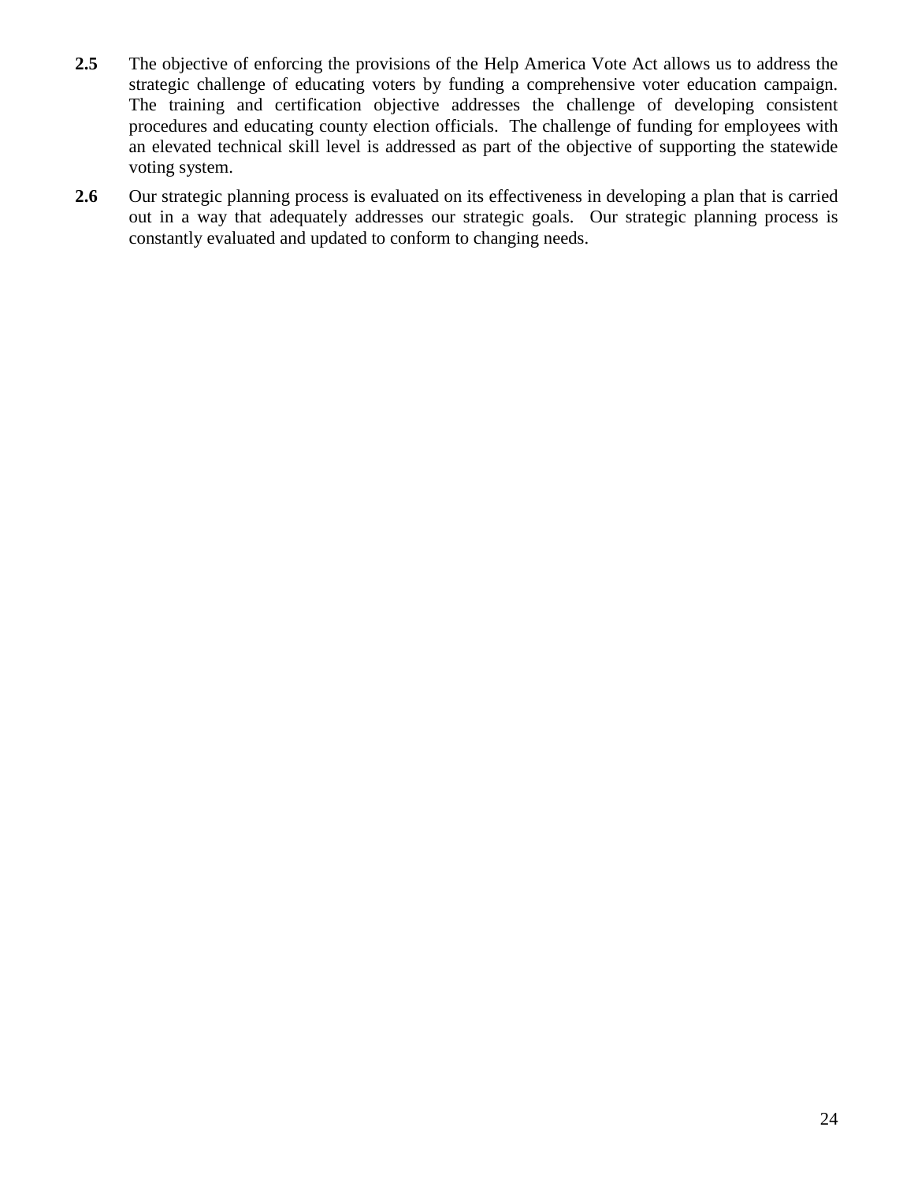**2.5** The objective of enforcing the provisions of the Help America Vote Act allows us to address the strategic challenge of educating voters by funding a comprehensive voter education campaign. The training and certification objective addresses the challenge of developing consistent procedures and educating county election officials. The challenge of funding for employees with an elevated technical skill level is addressed as part of the objective of supporting the statewide voting system.

**2.6** Our strategic planning process is evaluated on its effectiveness in developing a plan that is carried out in a way that adequately addresses our strategic goals. Our strategic planning process is constantly evaluated and updated to conform to changing needs.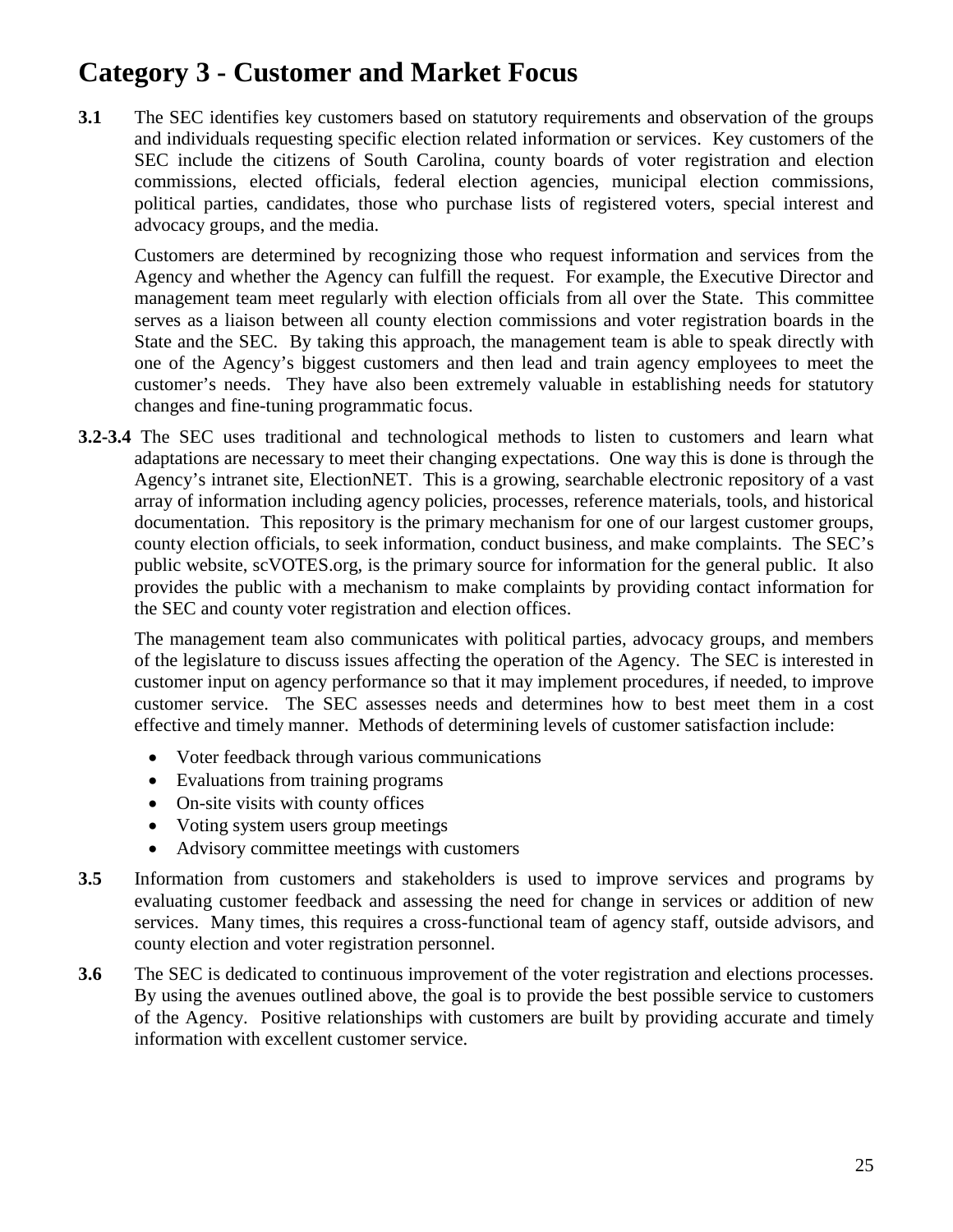# Category 3 - Customer and Market Focus

**3.1** The SEC identifies key customers based on statutory requirements and observation of the groups and individuals requesting specific election related information or services. Key customers of the SEC include the citizens of South Carolina, county boards of voter registration and election commissions, elected officials, federal election agencies, municipal election commissions, political parties, candidates, those who purchase lists of registered voters, special interest and advocacy groups, and the media.

Customers are determined by recognizing those who request information and services from the Agency and whether the Agency can fulfill the request. For example, the Executive Director and management team meet regularly with election officials from all over the State. This committee serves as a liaison between all county election commissions and voter registration boards in the State and the SEC. By taking this approach, the management team is able to speak directly with one of the Agency's biggest customers and then lead and train agency employees to meet the customer's needs. They have also been extremely valuable in establishing needs for statutory changes and fine-tuning programmatic focus.

**3.2-3.4** The SEC uses traditional and technological methods to listen to customers and learn what adaptations are necessary to meet their changing expectations. One way this is done is through the Agency's intranet site, ElectionNET. This is a growing, searchable electronic repository of a vast array of information including agency policies, processes, reference materials, tools, and historical documentation. This repository is the primary mechanism for one of our largest customer groups, county election officials, to seek information, conduct business, and make complaints. The SEC's public website, scVOTES.org, is the primary source for information for the general public. It also provides the public with a mechanism to make complaints by providing contact information for the SEC and county voter registration and election offices.

The management team also communicates with political parties, advocacy groups, and members of the legislature to discuss issues affecting the operation of the Agency. The SEC is interested in customer input on agency performance so that it may implement procedures, if needed, to improve customer service. The SEC assesses needs and determines how to best meet them in a cost effective and timely manner. Methods of determining levels of customer satisfaction include:

- Voter feedback through various communications
- Evaluations from training programs
- On-site visits with county offices
- Voting system users group meetings
- Advisory committee meetings with customers

**3.5** Information from customers and stakeholders is used to improve services and programs by evaluating customer feedback and assessing the need for change in services or addition of new services. Many times, this requires a cross-functional team of agency staff, outside advisors, and county election and voter registration personnel.

**3.6** The SEC is dedicated to continuous improvement of the voter registration and elections processes. By using the avenues outlined above, the goal is to provide the best possible service to customers of the Agency. Positive relationships with customers are built by providing accurate and timely information with excellent customer service.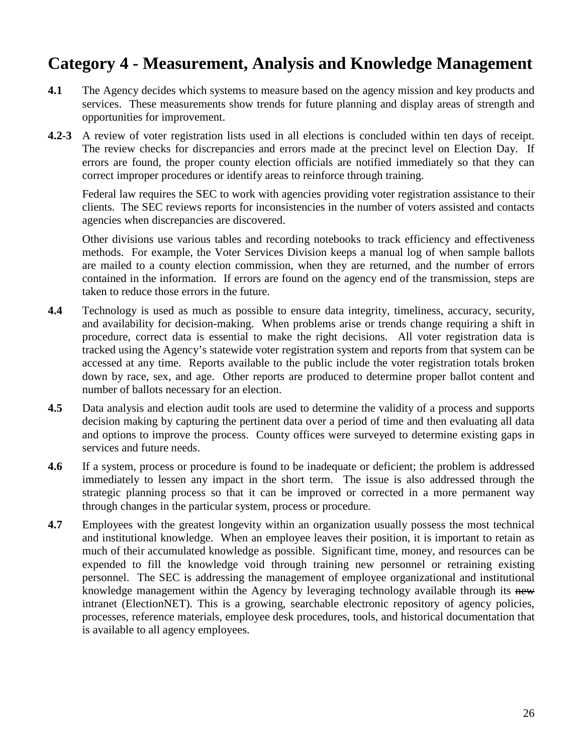# Category 4 - Measurement, Analysis and Knowledge Management

**4.1** The Agency decides which systems to measure based on the agency mission and key products and services. These measurements show trends for future planning and display areas of strength and opportunities for improvement.

**4.2-3** A review of voter registration lists used in all elections is concluded within ten days of receipt. The review checks for discrepancies and errors made at the precinct level on Election Day. If errors are found, the proper county election officials are notified immediately so that they can correct improper procedures or identify areas to reinforce through training.

Federal law requires the SEC to work with agencies providing voter registration assistance to their clients. The SEC reviews reports for inconsistencies in the number of voters assisted and contacts agencies when discrepancies are discovered.

Other divisions use various tables and recording notebooks to track efficiency and effectiveness methods. For example, the Voter Services Division keeps a manual log of when sample ballots are mailed to a county election commission, when they are returned, and the number of errors contained in the information. If errors are found on the agency end of the transmission, steps are taken to reduce those errors in the future.

**4.4** Technology is used as much as possible to ensure data integrity, timeliness, accuracy, security, and availability for decision-making. When problems arise or trends change requiring a shift in procedure, correct data is essential to make the right decisions. All voter registration data is tracked using the Agency's statewide voter registration system and reports from that system can be accessed at any time. Reports available to the public include the voter registration totals broken down by race, sex, and age. Other reports are produced to determine proper ballot content and number of ballots necessary for an election.

**4.5** Data analysis and election audit tools are used to determine the validity of a process and supports decision making by capturing the pertinent data over a period of time and then evaluating all data and options to improve the process. County offices were surveyed to determine existing gaps in services and future needs.

**4.6** If a system, process or procedure is found to be inadequate or deficient; the problem is addressed immediately to lessen any impact in the short term. The issue is also addressed through the strategic planning process so that it can be improved or corrected in a more permanent way through changes in the particular system, process or procedure.

**4.7** Employees with the greatest longevity within an organization usually possess the most technical and institutional knowledge. When an employee leaves their position, it is important to retain as much of their accumulated knowledge as possible. Significant time, money, and resources can be expended to fill the knowledge void through training new personnel or retraining existing personnel. The SEC is addressing the management of employee organizational and institutional knowledge management within the Agency by leveraging technology available through its ~~new~~ intranet (ElectionNET). This is a growing, searchable electronic repository of agency policies, processes, reference materials, employee desk procedures, tools, and historical documentation that is available to all agency employees.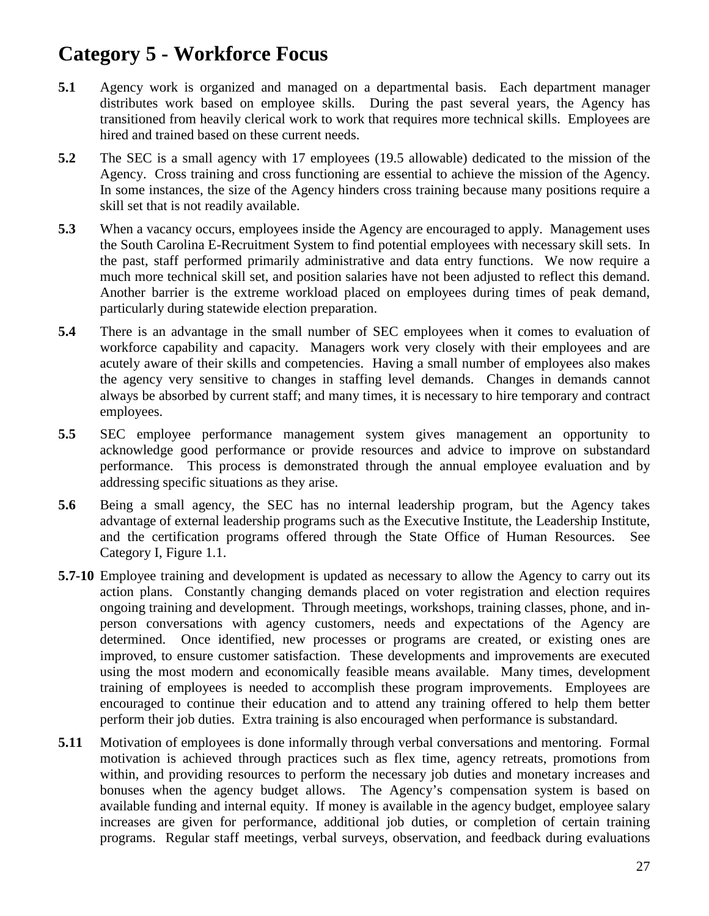# Category 5 - Workforce Focus

**5.1** Agency work is organized and managed on a departmental basis. Each department manager distributes work based on employee skills. During the past several years, the Agency has transitioned from heavily clerical work to work that requires more technical skills. Employees are hired and trained based on these current needs.

**5.2** The SEC is a small agency with 17 employees (19.5 allowable) dedicated to the mission of the Agency. Cross training and cross functioning are essential to achieve the mission of the Agency. In some instances, the size of the Agency hinders cross training because many positions require a skill set that is not readily available.

**5.3** When a vacancy occurs, employees inside the Agency are encouraged to apply. Management uses the South Carolina E-Recruitment System to find potential employees with necessary skill sets. In the past, staff performed primarily administrative and data entry functions. We now require a much more technical skill set, and position salaries have not been adjusted to reflect this demand. Another barrier is the extreme workload placed on employees during times of peak demand, particularly during statewide election preparation.

**5.4** There is an advantage in the small number of SEC employees when it comes to evaluation of workforce capability and capacity. Managers work very closely with their employees and are acutely aware of their skills and competencies. Having a small number of employees also makes the agency very sensitive to changes in staffing level demands. Changes in demands cannot always be absorbed by current staff; and many times, it is necessary to hire temporary and contract employees.

**5.5** SEC employee performance management system gives management an opportunity to acknowledge good performance or provide resources and advice to improve on substandard performance. This process is demonstrated through the annual employee evaluation and by addressing specific situations as they arise.

**5.6** Being a small agency, the SEC has no internal leadership program, but the Agency takes advantage of external leadership programs such as the Executive Institute, the Leadership Institute, and the certification programs offered through the State Office of Human Resources. See Category I, Figure 1.1.

**5.7-10** Employee training and development is updated as necessary to allow the Agency to carry out its action plans. Constantly changing demands placed on voter registration and election requires ongoing training and development. Through meetings, workshops, training classes, phone, and in-person conversations with agency customers, needs and expectations of the Agency are determined. Once identified, new processes or programs are created, or existing ones are improved, to ensure customer satisfaction. These developments and improvements are executed using the most modern and economically feasible means available. Many times, development training of employees is needed to accomplish these program improvements. Employees are encouraged to continue their education and to attend any training offered to help them better perform their job duties. Extra training is also encouraged when performance is substandard.

**5.11** Motivation of employees is done informally through verbal conversations and mentoring. Formal motivation is achieved through practices such as flex time, agency retreats, promotions from within, and providing resources to perform the necessary job duties and monetary increases and bonuses when the agency budget allows. The Agency's compensation system is based on available funding and internal equity. If money is available in the agency budget, employee salary increases are given for performance, additional job duties, or completion of certain training programs. Regular staff meetings, verbal surveys, observation, and feedback during evaluations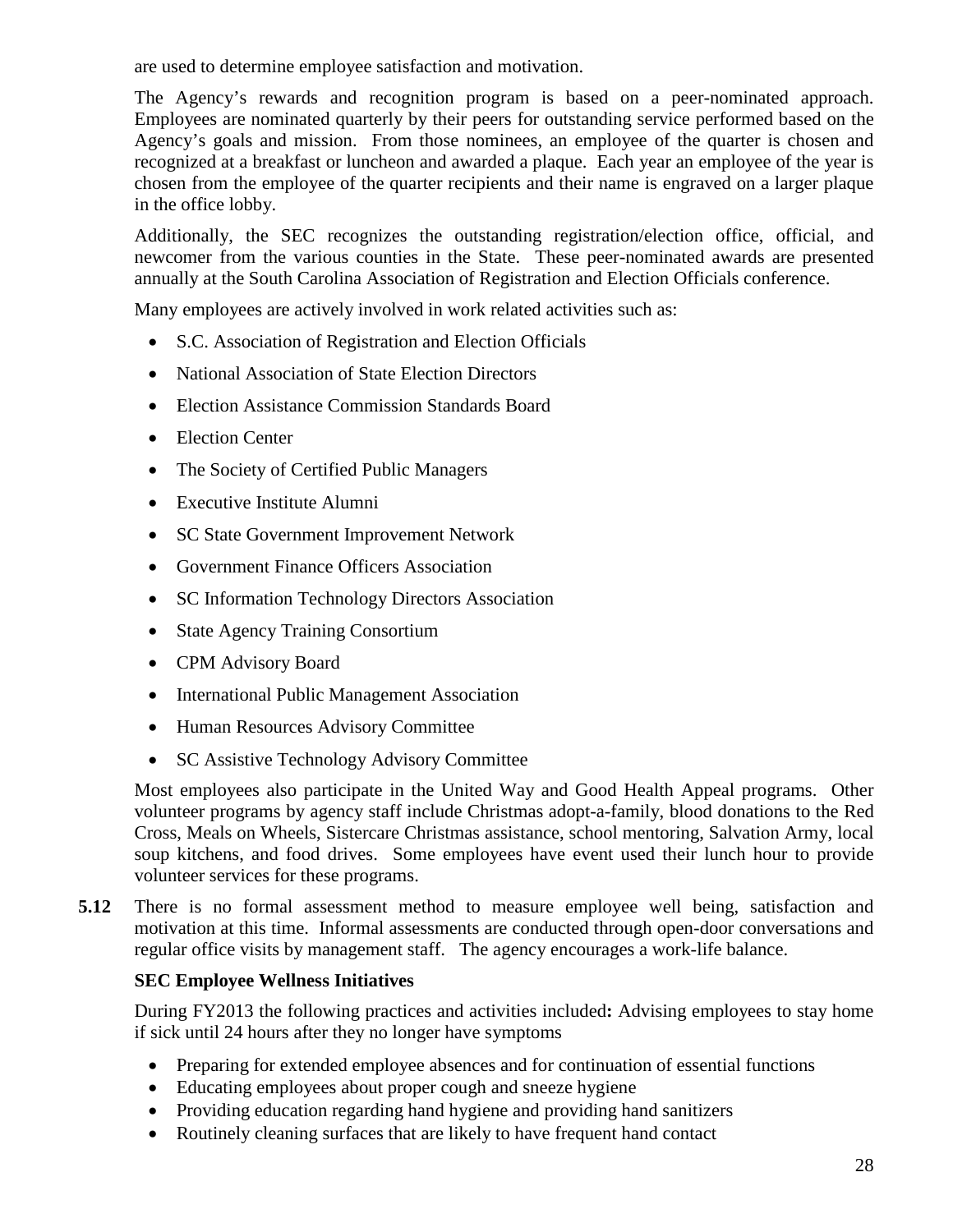are used to determine employee satisfaction and motivation.

The Agency's rewards and recognition program is based on a peer-nominated approach. Employees are nominated quarterly by their peers for outstanding service performed based on the Agency's goals and mission. From those nominees, an employee of the quarter is chosen and recognized at a breakfast or luncheon and awarded a plaque. Each year an employee of the year is chosen from the employee of the quarter recipients and their name is engraved on a larger plaque in the office lobby.

Additionally, the SEC recognizes the outstanding registration/election office, official, and newcomer from the various counties in the State. These peer-nominated awards are presented annually at the South Carolina Association of Registration and Election Officials conference.

Many employees are actively involved in work related activities such as:

- S.C. Association of Registration and Election Officials
- National Association of State Election Directors
- Election Assistance Commission Standards Board
- Election Center
- The Society of Certified Public Managers
- Executive Institute Alumni
- SC State Government Improvement Network
- Government Finance Officers Association
- SC Information Technology Directors Association
- State Agency Training Consortium
- CPM Advisory Board
- International Public Management Association
- Human Resources Advisory Committee
- SC Assistive Technology Advisory Committee

Most employees also participate in the United Way and Good Health Appeal programs. Other volunteer programs by agency staff include Christmas adopt-a-family, blood donations to the Red Cross, Meals on Wheels, Sistercare Christmas assistance, school mentoring, Salvation Army, local soup kitchens, and food drives. Some employees have event used their lunch hour to provide volunteer services for these programs.

**5.12** There is no formal assessment method to measure employee well being, satisfaction and motivation at this time. Informal assessments are conducted through open-door conversations and regular office visits by management staff. The agency encourages a work-life balance.

**SEC Employee Wellness Initiatives**

During FY2013 the following practices and activities included**:** Advising employees to stay home if sick until 24 hours after they no longer have symptoms

- Preparing for extended employee absences and for continuation of essential functions
- Educating employees about proper cough and sneeze hygiene
- Providing education regarding hand hygiene and providing hand sanitizers
- Routinely cleaning surfaces that are likely to have frequent hand contact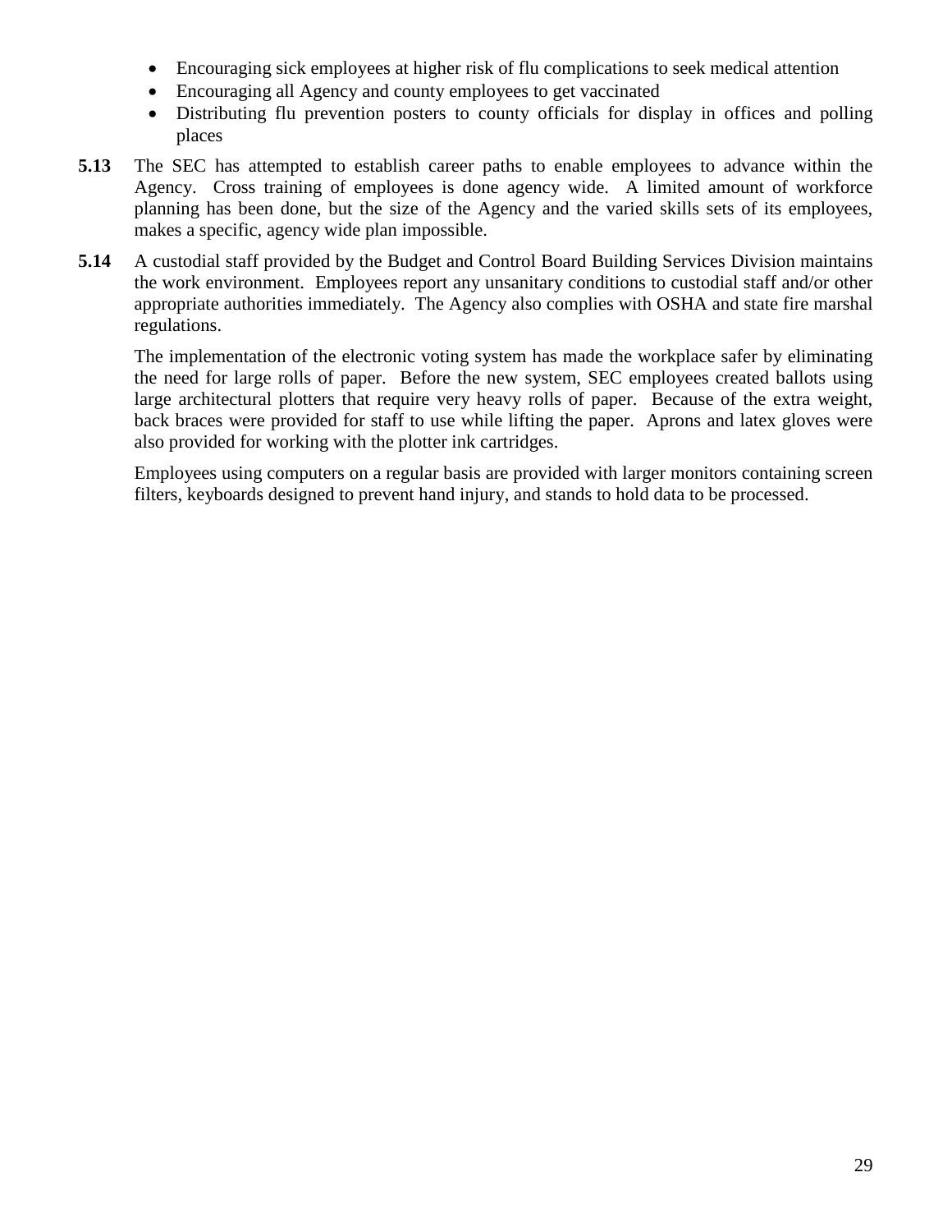- Encouraging sick employees at higher risk of flu complications to seek medical attention
- Encouraging all Agency and county employees to get vaccinated
- Distributing flu prevention posters to county officials for display in offices and polling places

**5.13** The SEC has attempted to establish career paths to enable employees to advance within the Agency. Cross training of employees is done agency wide. A limited amount of workforce planning has been done, but the size of the Agency and the varied skills sets of its employees, makes a specific, agency wide plan impossible.

**5.14** A custodial staff provided by the Budget and Control Board Building Services Division maintains the work environment. Employees report any unsanitary conditions to custodial staff and/or other appropriate authorities immediately. The Agency also complies with OSHA and state fire marshal regulations.

The implementation of the electronic voting system has made the workplace safer by eliminating the need for large rolls of paper. Before the new system, SEC employees created ballots using large architectural plotters that require very heavy rolls of paper. Because of the extra weight, back braces were provided for staff to use while lifting the paper. Aprons and latex gloves were also provided for working with the plotter ink cartridges.

Employees using computers on a regular basis are provided with larger monitors containing screen filters, keyboards designed to prevent hand injury, and stands to hold data to be processed.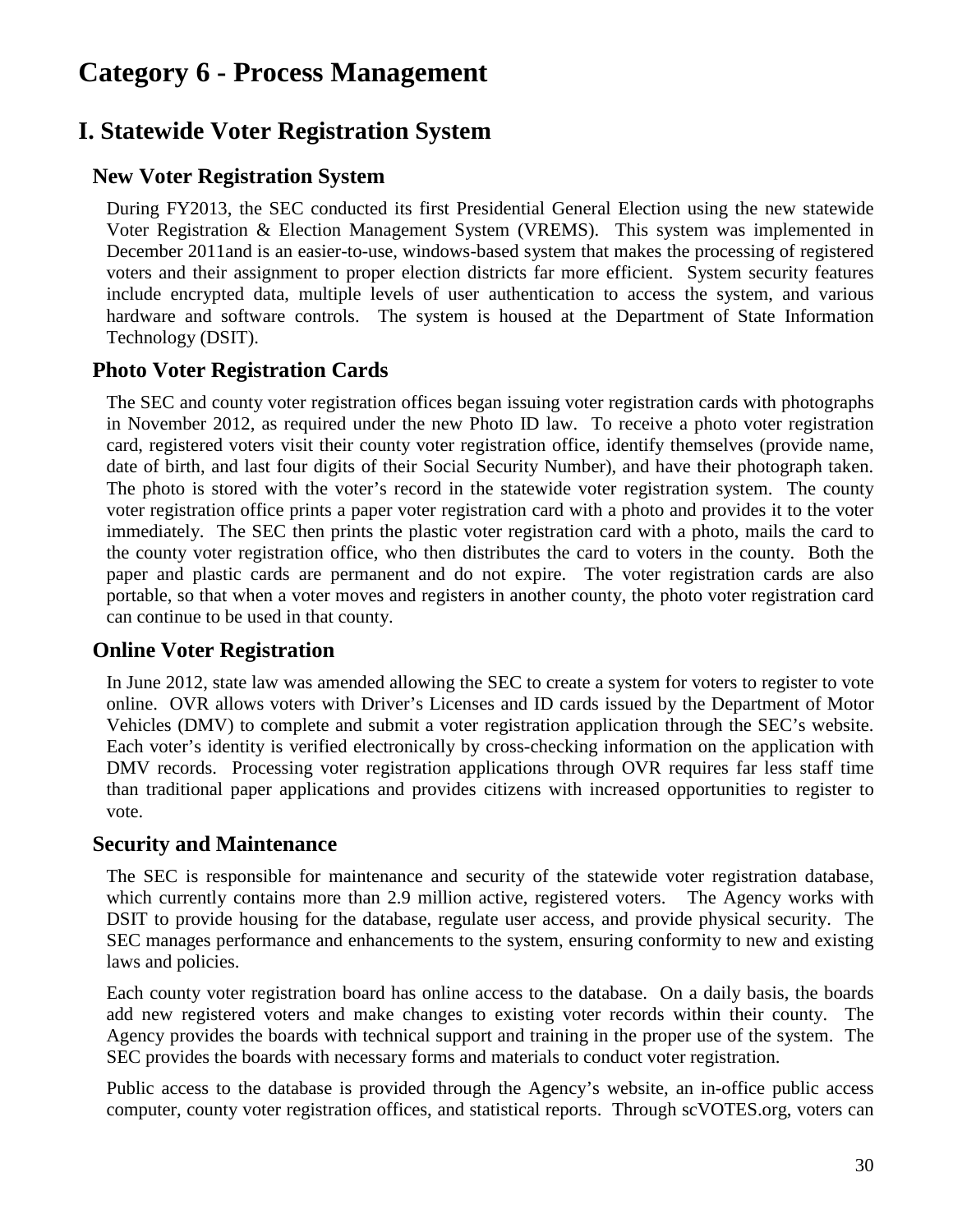# Category 6 - Process Management

## I. Statewide Voter Registration System

### New Voter Registration System

During FY2013, the SEC conducted its first Presidential General Election using the new statewide Voter Registration & Election Management System (VREMS). This system was implemented in December 2011and is an easier-to-use, windows-based system that makes the processing of registered voters and their assignment to proper election districts far more efficient. System security features include encrypted data, multiple levels of user authentication to access the system, and various hardware and software controls. The system is housed at the Department of State Information Technology (DSIT).

### Photo Voter Registration Cards

The SEC and county voter registration offices began issuing voter registration cards with photographs in November 2012, as required under the new Photo ID law. To receive a photo voter registration card, registered voters visit their county voter registration office, identify themselves (provide name, date of birth, and last four digits of their Social Security Number), and have their photograph taken. The photo is stored with the voter's record in the statewide voter registration system. The county voter registration office prints a paper voter registration card with a photo and provides it to the voter immediately. The SEC then prints the plastic voter registration card with a photo, mails the card to the county voter registration office, who then distributes the card to voters in the county. Both the paper and plastic cards are permanent and do not expire. The voter registration cards are also portable, so that when a voter moves and registers in another county, the photo voter registration card can continue to be used in that county.

### Online Voter Registration

In June 2012, state law was amended allowing the SEC to create a system for voters to register to vote online. OVR allows voters with Driver's Licenses and ID cards issued by the Department of Motor Vehicles (DMV) to complete and submit a voter registration application through the SEC's website. Each voter's identity is verified electronically by cross-checking information on the application with DMV records. Processing voter registration applications through OVR requires far less staff time than traditional paper applications and provides citizens with increased opportunities to register to vote.

### Security and Maintenance

The SEC is responsible for maintenance and security of the statewide voter registration database, which currently contains more than 2.9 million active, registered voters. The Agency works with DSIT to provide housing for the database, regulate user access, and provide physical security. The SEC manages performance and enhancements to the system, ensuring conformity to new and existing laws and policies.

Each county voter registration board has online access to the database. On a daily basis, the boards add new registered voters and make changes to existing voter records within their county. The Agency provides the boards with technical support and training in the proper use of the system. The SEC provides the boards with necessary forms and materials to conduct voter registration.

Public access to the database is provided through the Agency's website, an in-office public access computer, county voter registration offices, and statistical reports. Through scVOTES.org, voters can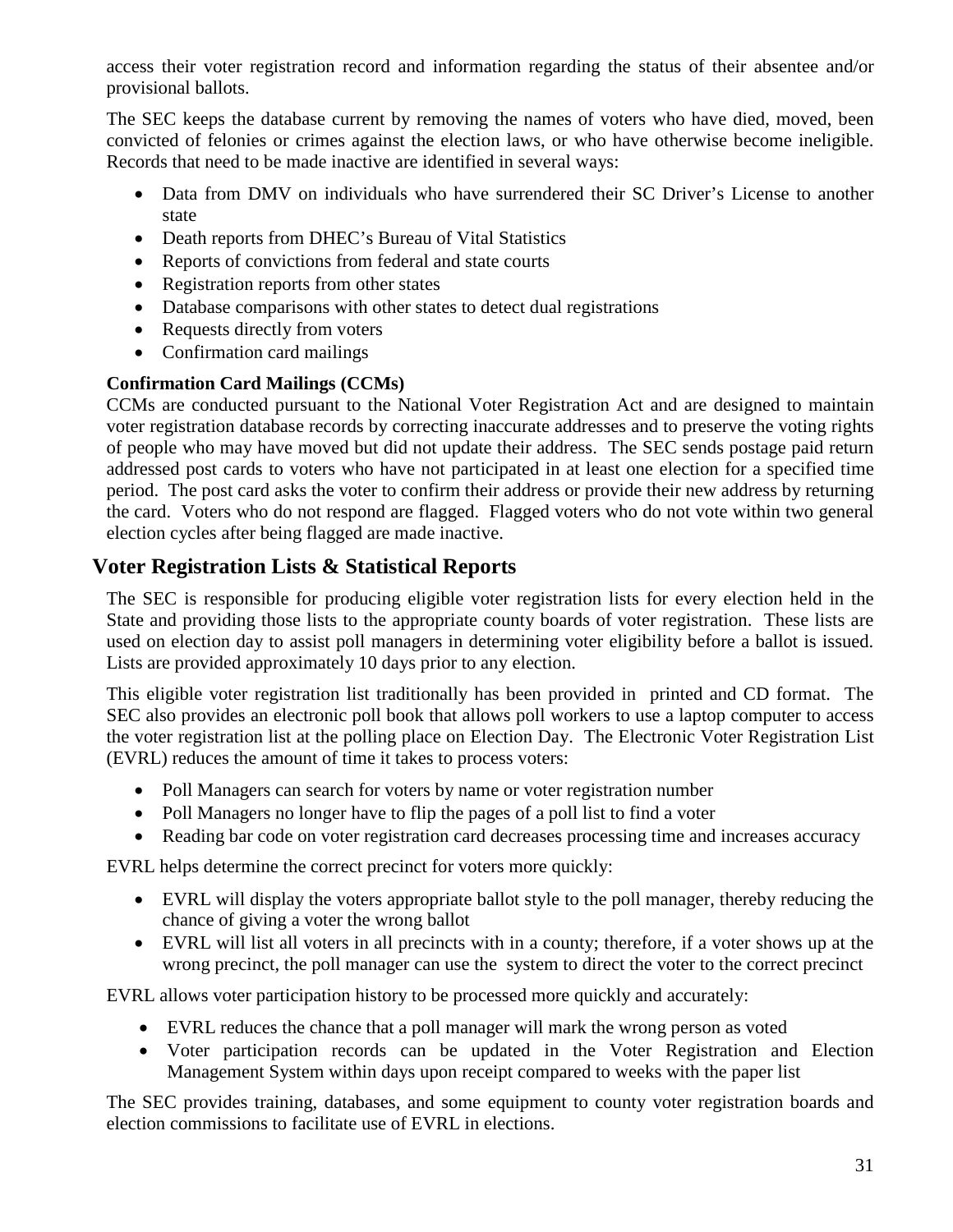access their voter registration record and information regarding the status of their absentee and/or provisional ballots.

The SEC keeps the database current by removing the names of voters who have died, moved, been convicted of felonies or crimes against the election laws, or who have otherwise become ineligible. Records that need to be made inactive are identified in several ways:

- Data from DMV on individuals who have surrendered their SC Driver's License to another state
- Death reports from DHEC's Bureau of Vital Statistics
- Reports of convictions from federal and state courts
- Registration reports from other states
- Database comparisons with other states to detect dual registrations
- Requests directly from voters
- Confirmation card mailings

**Confirmation Card Mailings (CCMs)**

CCMs are conducted pursuant to the National Voter Registration Act and are designed to maintain voter registration database records by correcting inaccurate addresses and to preserve the voting rights of people who may have moved but did not update their address. The SEC sends postage paid return addressed post cards to voters who have not participated in at least one election for a specified time period. The post card asks the voter to confirm their address or provide their new address by returning the card. Voters who do not respond are flagged. Flagged voters who do not vote within two general election cycles after being flagged are made inactive.

## Voter Registration Lists & Statistical Reports

The SEC is responsible for producing eligible voter registration lists for every election held in the State and providing those lists to the appropriate county boards of voter registration. These lists are used on election day to assist poll managers in determining voter eligibility before a ballot is issued. Lists are provided approximately 10 days prior to any election.

This eligible voter registration list traditionally has been provided in printed and CD format. The SEC also provides an electronic poll book that allows poll workers to use a laptop computer to access the voter registration list at the polling place on Election Day. The Electronic Voter Registration List (EVRL) reduces the amount of time it takes to process voters:

- Poll Managers can search for voters by name or voter registration number
- Poll Managers no longer have to flip the pages of a poll list to find a voter
- Reading bar code on voter registration card decreases processing time and increases accuracy

EVRL helps determine the correct precinct for voters more quickly:

- EVRL will display the voters appropriate ballot style to the poll manager, thereby reducing the chance of giving a voter the wrong ballot
- EVRL will list all voters in all precincts with in a county; therefore, if a voter shows up at the wrong precinct, the poll manager can use the system to direct the voter to the correct precinct

EVRL allows voter participation history to be processed more quickly and accurately:

- EVRL reduces the chance that a poll manager will mark the wrong person as voted
- Voter participation records can be updated in the Voter Registration and Election Management System within days upon receipt compared to weeks with the paper list

The SEC provides training, databases, and some equipment to county voter registration boards and election commissions to facilitate use of EVRL in elections.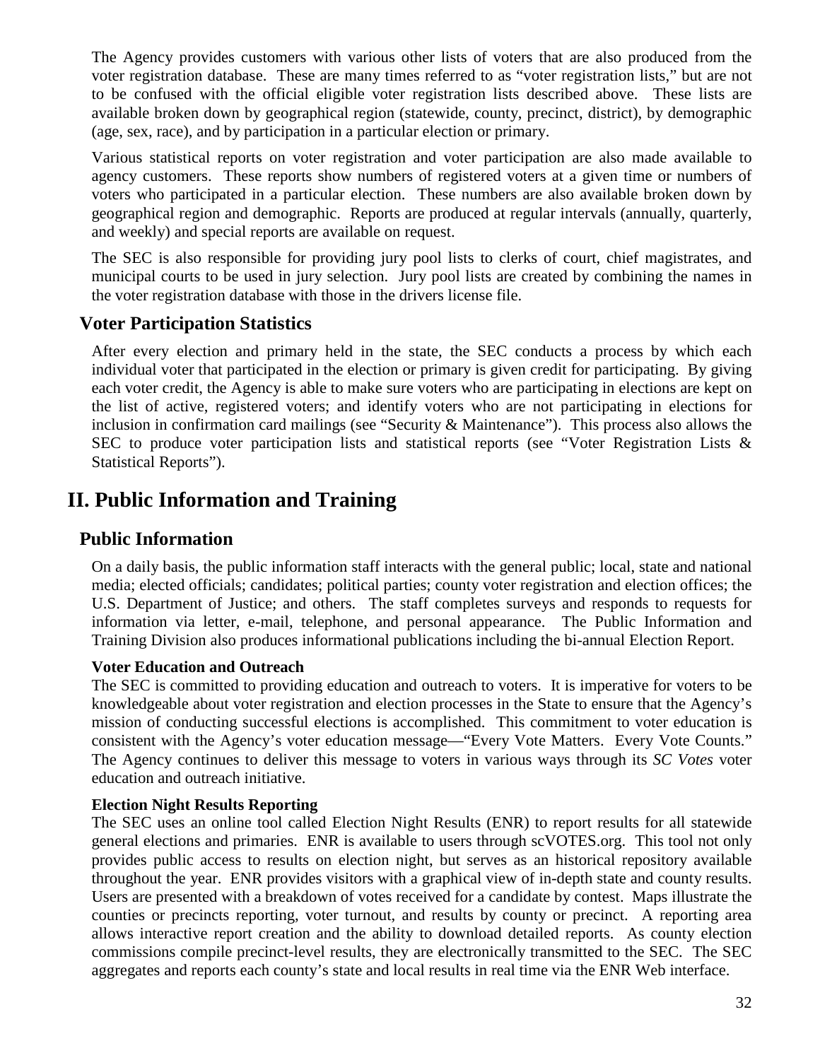The Agency provides customers with various other lists of voters that are also produced from the voter registration database. These are many times referred to as "voter registration lists," but are not to be confused with the official eligible voter registration lists described above. These lists are available broken down by geographical region (statewide, county, precinct, district), by demographic (age, sex, race), and by participation in a particular election or primary.

Various statistical reports on voter registration and voter participation are also made available to agency customers. These reports show numbers of registered voters at a given time or numbers of voters who participated in a particular election. These numbers are also available broken down by geographical region and demographic. Reports are produced at regular intervals (annually, quarterly, and weekly) and special reports are available on request.

The SEC is also responsible for providing jury pool lists to clerks of court, chief magistrates, and municipal courts to be used in jury selection. Jury pool lists are created by combining the names in the voter registration database with those in the drivers license file.

### Voter Participation Statistics

After every election and primary held in the state, the SEC conducts a process by which each individual voter that participated in the election or primary is given credit for participating. By giving each voter credit, the Agency is able to make sure voters who are participating in elections are kept on the list of active, registered voters; and identify voters who are not participating in elections for inclusion in confirmation card mailings (see "Security & Maintenance"). This process also allows the SEC to produce voter participation lists and statistical reports (see "Voter Registration Lists & Statistical Reports").

## II. Public Information and Training

### Public Information

On a daily basis, the public information staff interacts with the general public; local, state and national media; elected officials; candidates; political parties; county voter registration and election offices; the U.S. Department of Justice; and others. The staff completes surveys and responds to requests for information via letter, e-mail, telephone, and personal appearance. The Public Information and Training Division also produces informational publications including the bi-annual Election Report.

#### Voter Education and Outreach

The SEC is committed to providing education and outreach to voters. It is imperative for voters to be knowledgeable about voter registration and election processes in the State to ensure that the Agency's mission of conducting successful elections is accomplished. This commitment to voter education is consistent with the Agency's voter education message—"Every Vote Matters. Every Vote Counts." The Agency continues to deliver this message to voters in various ways through its *SC Votes* voter education and outreach initiative.

#### Election Night Results Reporting

The SEC uses an online tool called Election Night Results (ENR) to report results for all statewide general elections and primaries. ENR is available to users through scVOTES.org. This tool not only provides public access to results on election night, but serves as an historical repository available throughout the year. ENR provides visitors with a graphical view of in-depth state and county results. Users are presented with a breakdown of votes received for a candidate by contest. Maps illustrate the counties or precincts reporting, voter turnout, and results by county or precinct. A reporting area allows interactive report creation and the ability to download detailed reports. As county election commissions compile precinct-level results, they are electronically transmitted to the SEC. The SEC aggregates and reports each county's state and local results in real time via the ENR Web interface.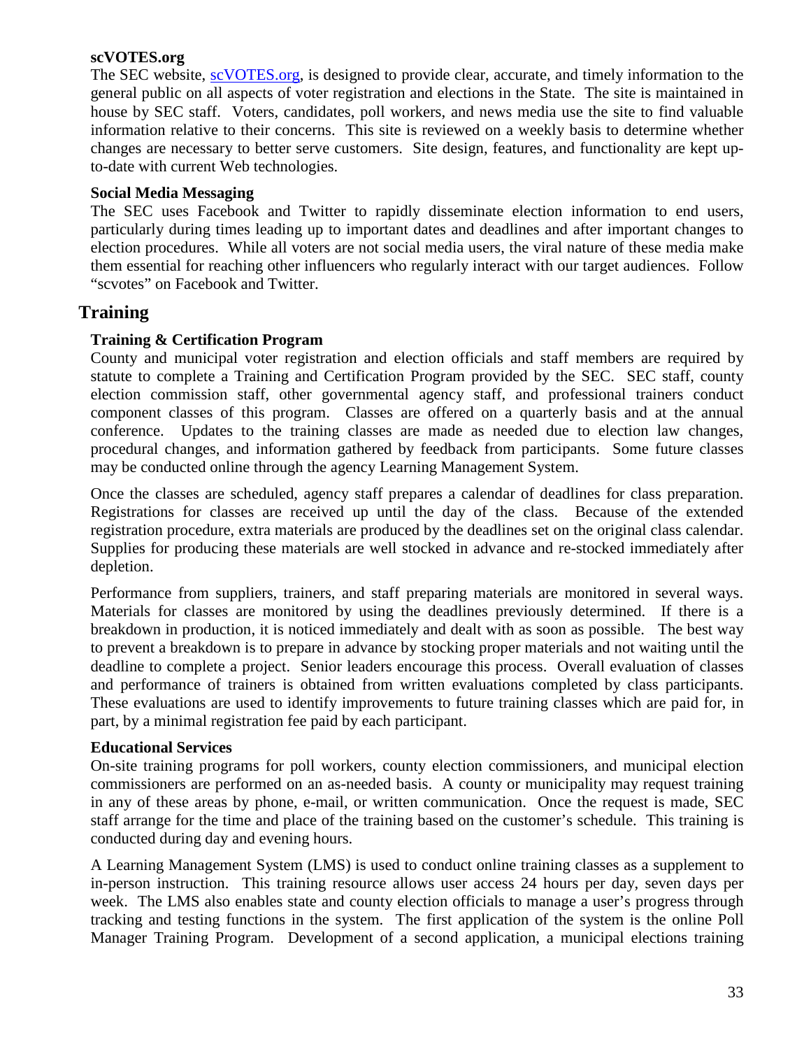**scVOTES.org**

The SEC website, scVOTES.org, is designed to provide clear, accurate, and timely information to the general public on all aspects of voter registration and elections in the State. The site is maintained in house by SEC staff. Voters, candidates, poll workers, and news media use the site to find valuable information relative to their concerns. This site is reviewed on a weekly basis to determine whether changes are necessary to better serve customers. Site design, features, and functionality are kept up-to-date with current Web technologies.

**Social Media Messaging**

The SEC uses Facebook and Twitter to rapidly disseminate election information to end users, particularly during times leading up to important dates and deadlines and after important changes to election procedures. While all voters are not social media users, the viral nature of these media make them essential for reaching other influencers who regularly interact with our target audiences. Follow "scvotes" on Facebook and Twitter.

## Training

**Training & Certification Program**

County and municipal voter registration and election officials and staff members are required by statute to complete a Training and Certification Program provided by the SEC. SEC staff, county election commission staff, other governmental agency staff, and professional trainers conduct component classes of this program. Classes are offered on a quarterly basis and at the annual conference. Updates to the training classes are made as needed due to election law changes, procedural changes, and information gathered by feedback from participants. Some future classes may be conducted online through the agency Learning Management System.

Once the classes are scheduled, agency staff prepares a calendar of deadlines for class preparation. Registrations for classes are received up until the day of the class. Because of the extended registration procedure, extra materials are produced by the deadlines set on the original class calendar. Supplies for producing these materials are well stocked in advance and re-stocked immediately after depletion.

Performance from suppliers, trainers, and staff preparing materials are monitored in several ways. Materials for classes are monitored by using the deadlines previously determined. If there is a breakdown in production, it is noticed immediately and dealt with as soon as possible. The best way to prevent a breakdown is to prepare in advance by stocking proper materials and not waiting until the deadline to complete a project. Senior leaders encourage this process. Overall evaluation of classes and performance of trainers is obtained from written evaluations completed by class participants. These evaluations are used to identify improvements to future training classes which are paid for, in part, by a minimal registration fee paid by each participant.

**Educational Services**

On-site training programs for poll workers, county election commissioners, and municipal election commissioners are performed on an as-needed basis. A county or municipality may request training in any of these areas by phone, e-mail, or written communication. Once the request is made, SEC staff arrange for the time and place of the training based on the customer's schedule. This training is conducted during day and evening hours.

A Learning Management System (LMS) is used to conduct online training classes as a supplement to in-person instruction. This training resource allows user access 24 hours per day, seven days per week. The LMS also enables state and county election officials to manage a user's progress through tracking and testing functions in the system. The first application of the system is the online Poll Manager Training Program. Development of a second application, a municipal elections training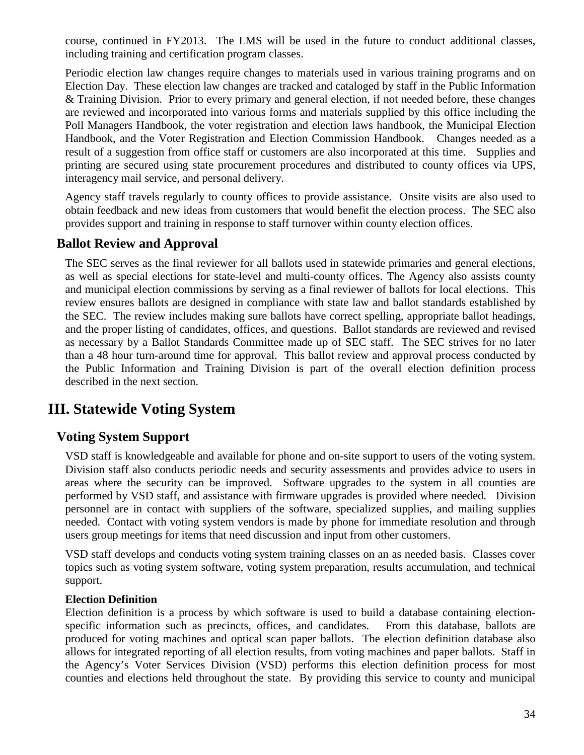course, continued in FY2013. The LMS will be used in the future to conduct additional classes, including training and certification program classes.

Periodic election law changes require changes to materials used in various training programs and on Election Day. These election law changes are tracked and cataloged by staff in the Public Information & Training Division. Prior to every primary and general election, if not needed before, these changes are reviewed and incorporated into various forms and materials supplied by this office including the Poll Managers Handbook, the voter registration and election laws handbook, the Municipal Election Handbook, and the Voter Registration and Election Commission Handbook. Changes needed as a result of a suggestion from office staff or customers are also incorporated at this time. Supplies and printing are secured using state procurement procedures and distributed to county offices via UPS, interagency mail service, and personal delivery.

Agency staff travels regularly to county offices to provide assistance. Onsite visits are also used to obtain feedback and new ideas from customers that would benefit the election process. The SEC also provides support and training in response to staff turnover within county election offices.

### Ballot Review and Approval

The SEC serves as the final reviewer for all ballots used in statewide primaries and general elections, as well as special elections for state-level and multi-county offices. The Agency also assists county and municipal election commissions by serving as a final reviewer of ballots for local elections. This review ensures ballots are designed in compliance with state law and ballot standards established by the SEC. The review includes making sure ballots have correct spelling, appropriate ballot headings, and the proper listing of candidates, offices, and questions. Ballot standards are reviewed and revised as necessary by a Ballot Standards Committee made up of SEC staff. The SEC strives for no later than a 48 hour turn-around time for approval. This ballot review and approval process conducted by the Public Information and Training Division is part of the overall election definition process described in the next section.

## III. Statewide Voting System

### Voting System Support

VSD staff is knowledgeable and available for phone and on-site support to users of the voting system. Division staff also conducts periodic needs and security assessments and provides advice to users in areas where the security can be improved. Software upgrades to the system in all counties are performed by VSD staff, and assistance with firmware upgrades is provided where needed. Division personnel are in contact with suppliers of the software, specialized supplies, and mailing supplies needed. Contact with voting system vendors is made by phone for immediate resolution and through users group meetings for items that need discussion and input from other customers.

VSD staff develops and conducts voting system training classes on an as needed basis. Classes cover topics such as voting system software, voting system preparation, results accumulation, and technical support.

#### Election Definition

Election definition is a process by which software is used to build a database containing election-specific information such as precincts, offices, and candidates. From this database, ballots are produced for voting machines and optical scan paper ballots. The election definition database also allows for integrated reporting of all election results, from voting machines and paper ballots. Staff in the Agency's Voter Services Division (VSD) performs this election definition process for most counties and elections held throughout the state. By providing this service to county and municipal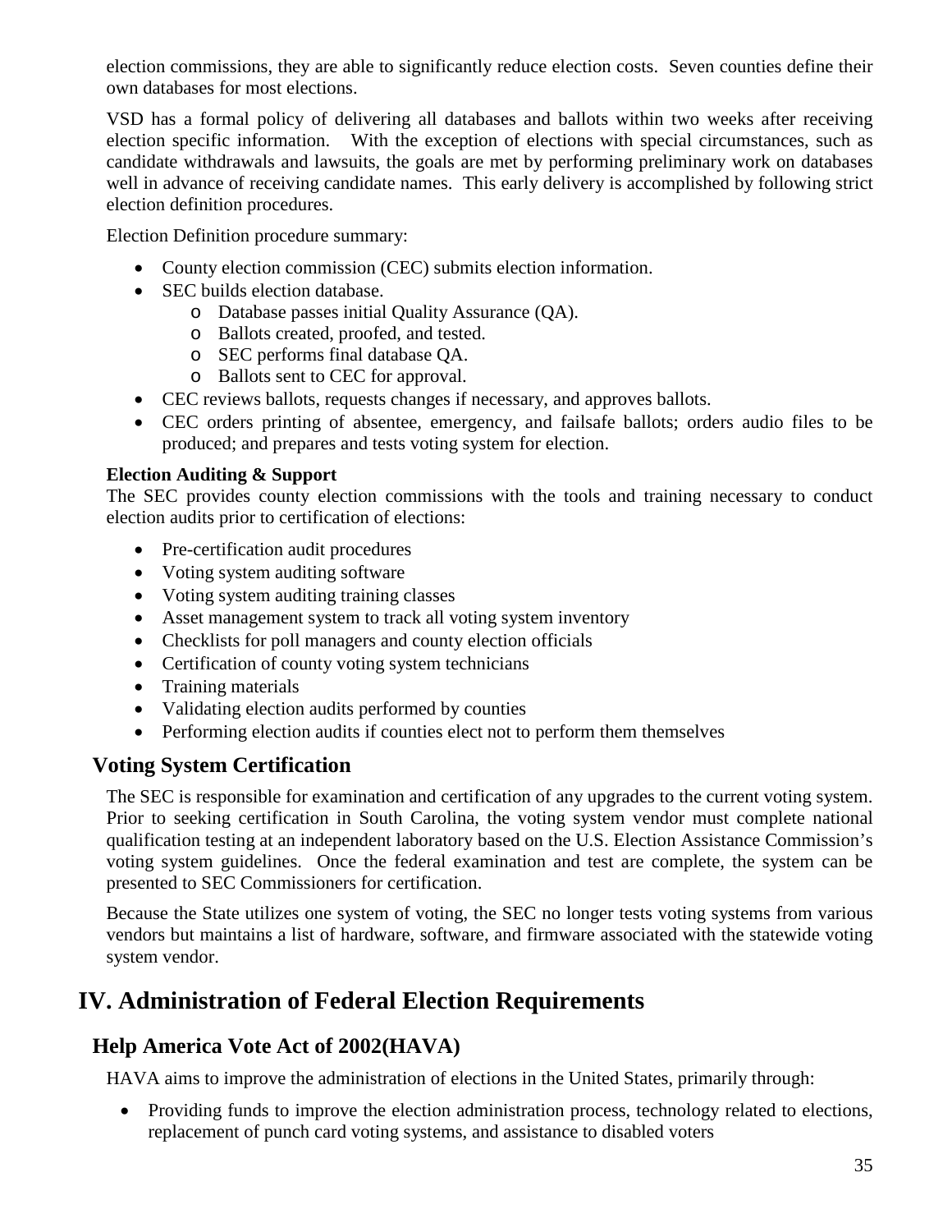election commissions, they are able to significantly reduce election costs. Seven counties define their own databases for most elections.

VSD has a formal policy of delivering all databases and ballots within two weeks after receiving election specific information. With the exception of elections with special circumstances, such as candidate withdrawals and lawsuits, the goals are met by performing preliminary work on databases well in advance of receiving candidate names. This early delivery is accomplished by following strict election definition procedures.

Election Definition procedure summary:

- County election commission (CEC) submits election information.
- SEC builds election database.
  - Database passes initial Quality Assurance (QA).
  - Ballots created, proofed, and tested.
  - SEC performs final database QA.
  - Ballots sent to CEC for approval.
- CEC reviews ballots, requests changes if necessary, and approves ballots.
- CEC orders printing of absentee, emergency, and failsafe ballots; orders audio files to be produced; and prepares and tests voting system for election.

**Election Auditing & Support**

The SEC provides county election commissions with the tools and training necessary to conduct election audits prior to certification of elections:

- Pre-certification audit procedures
- Voting system auditing software
- Voting system auditing training classes
- Asset management system to track all voting system inventory
- Checklists for poll managers and county election officials
- Certification of county voting system technicians
- Training materials
- Validating election audits performed by counties
- Performing election audits if counties elect not to perform them themselves

### Voting System Certification

The SEC is responsible for examination and certification of any upgrades to the current voting system. Prior to seeking certification in South Carolina, the voting system vendor must complete national qualification testing at an independent laboratory based on the U.S. Election Assistance Commission's voting system guidelines. Once the federal examination and test are complete, the system can be presented to SEC Commissioners for certification.

Because the State utilizes one system of voting, the SEC no longer tests voting systems from various vendors but maintains a list of hardware, software, and firmware associated with the statewide voting system vendor.

## IV. Administration of Federal Election Requirements

### Help America Vote Act of 2002(HAVA)

HAVA aims to improve the administration of elections in the United States, primarily through:

- Providing funds to improve the election administration process, technology related to elections, replacement of punch card voting systems, and assistance to disabled voters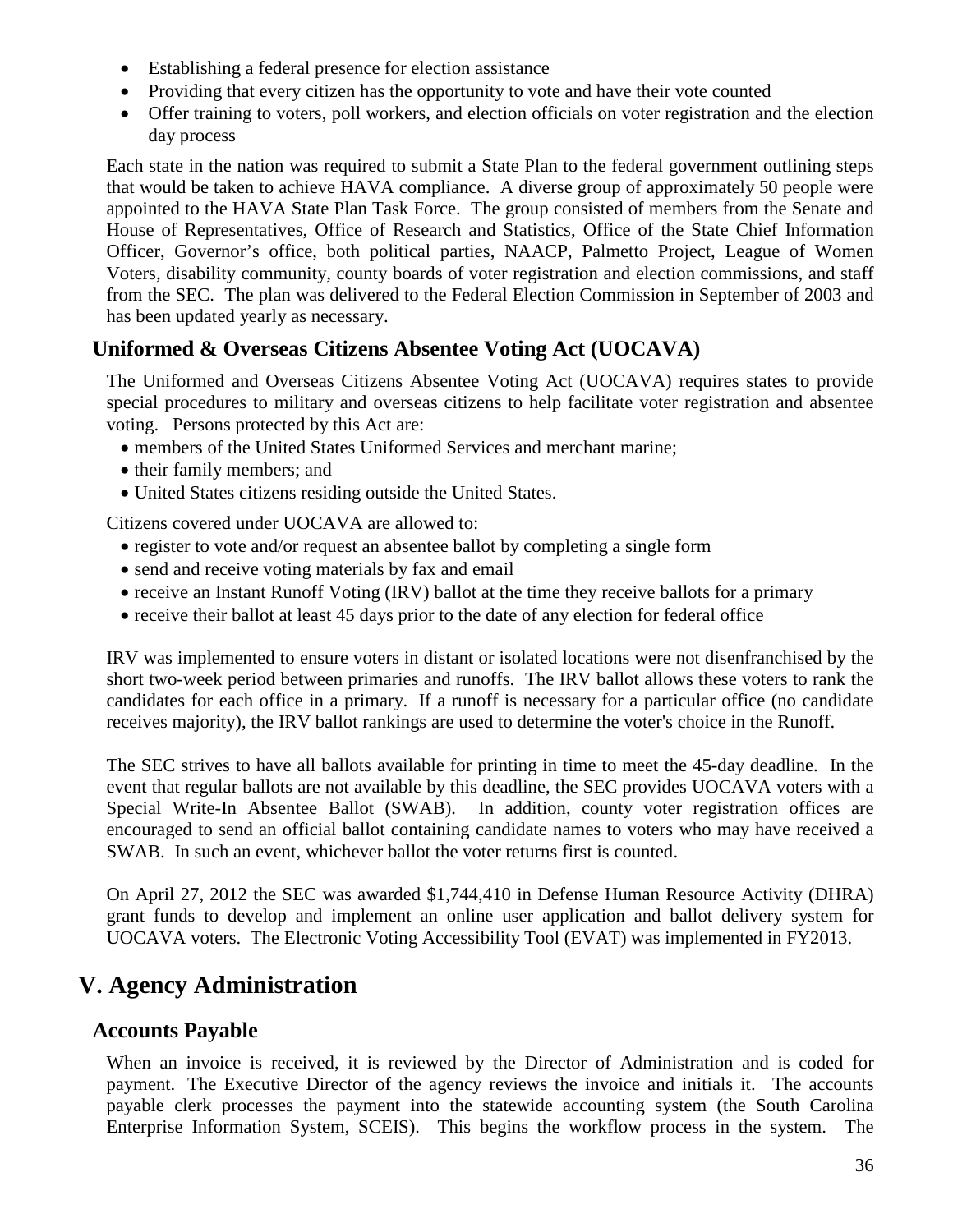- Establishing a federal presence for election assistance
- Providing that every citizen has the opportunity to vote and have their vote counted
- Offer training to voters, poll workers, and election officials on voter registration and the election day process

Each state in the nation was required to submit a State Plan to the federal government outlining steps that would be taken to achieve HAVA compliance. A diverse group of approximately 50 people were appointed to the HAVA State Plan Task Force. The group consisted of members from the Senate and House of Representatives, Office of Research and Statistics, Office of the State Chief Information Officer, Governor's office, both political parties, NAACP, Palmetto Project, League of Women Voters, disability community, county boards of voter registration and election commissions, and staff from the SEC. The plan was delivered to the Federal Election Commission in September of 2003 and has been updated yearly as necessary.

### Uniformed & Overseas Citizens Absentee Voting Act (UOCAVA)

The Uniformed and Overseas Citizens Absentee Voting Act (UOCAVA) requires states to provide special procedures to military and overseas citizens to help facilitate voter registration and absentee voting. Persons protected by this Act are:

- members of the United States Uniformed Services and merchant marine;
- their family members; and
- United States citizens residing outside the United States.

Citizens covered under UOCAVA are allowed to:

- register to vote and/or request an absentee ballot by completing a single form
- send and receive voting materials by fax and email
- receive an Instant Runoff Voting (IRV) ballot at the time they receive ballots for a primary
- receive their ballot at least 45 days prior to the date of any election for federal office

IRV was implemented to ensure voters in distant or isolated locations were not disenfranchised by the short two-week period between primaries and runoffs. The IRV ballot allows these voters to rank the candidates for each office in a primary. If a runoff is necessary for a particular office (no candidate receives majority), the IRV ballot rankings are used to determine the voter's choice in the Runoff.

The SEC strives to have all ballots available for printing in time to meet the 45-day deadline. In the event that regular ballots are not available by this deadline, the SEC provides UOCAVA voters with a Special Write-In Absentee Ballot (SWAB). In addition, county voter registration offices are encouraged to send an official ballot containing candidate names to voters who may have received a SWAB. In such an event, whichever ballot the voter returns first is counted.

On April 27, 2012 the SEC was awarded $1,744,410 in Defense Human Resource Activity (DHRA) grant funds to develop and implement an online user application and ballot delivery system for UOCAVA voters. The Electronic Voting Accessibility Tool (EVAT) was implemented in FY2013.

## V. Agency Administration

### Accounts Payable

When an invoice is received, it is reviewed by the Director of Administration and is coded for payment. The Executive Director of the agency reviews the invoice and initials it. The accounts payable clerk processes the payment into the statewide accounting system (the South Carolina Enterprise Information System, SCEIS). This begins the workflow process in the system. The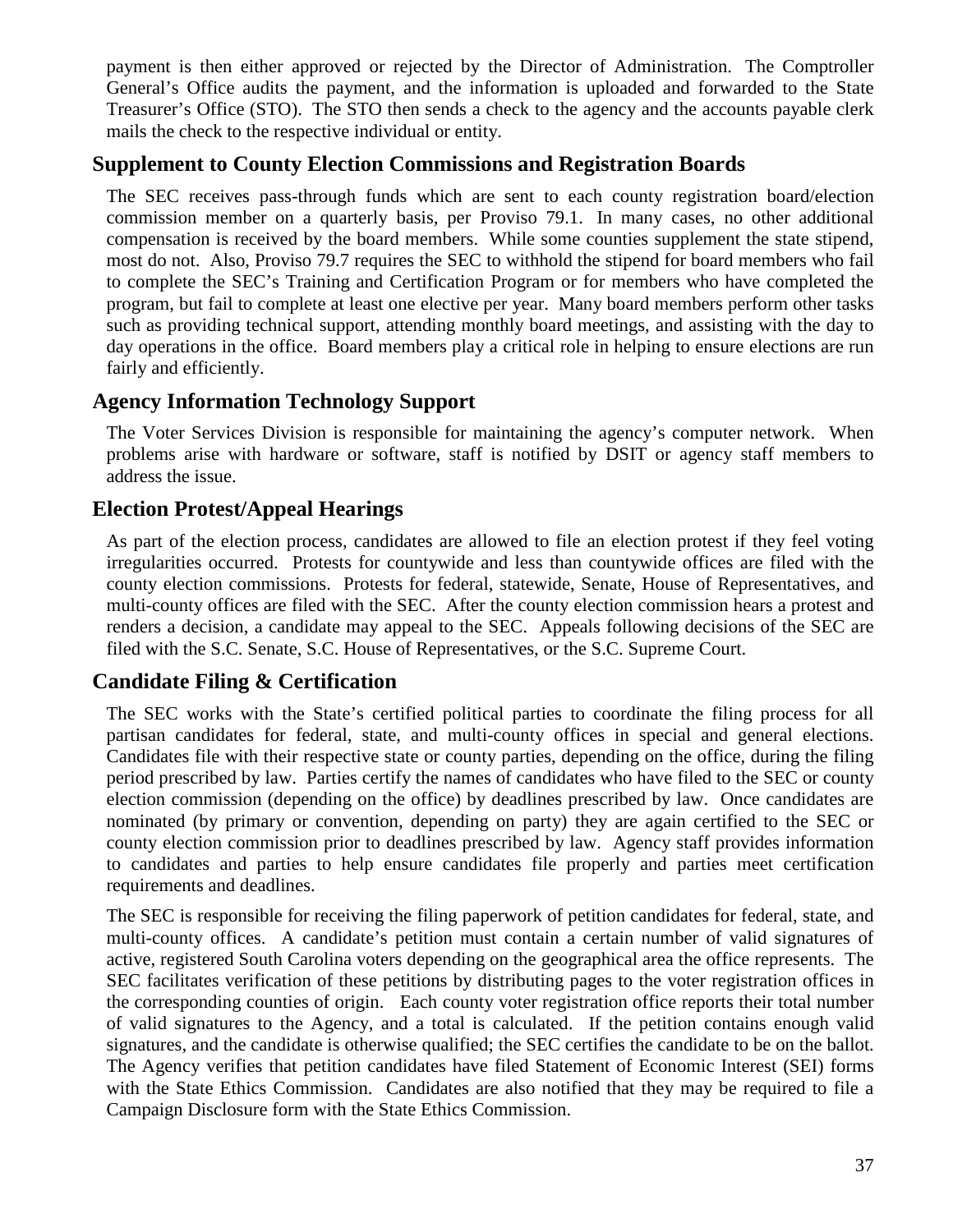payment is then either approved or rejected by the Director of Administration. The Comptroller General's Office audits the payment, and the information is uploaded and forwarded to the State Treasurer's Office (STO). The STO then sends a check to the agency and the accounts payable clerk mails the check to the respective individual or entity.

## Supplement to County Election Commissions and Registration Boards

The SEC receives pass-through funds which are sent to each county registration board/election commission member on a quarterly basis, per Proviso 79.1. In many cases, no other additional compensation is received by the board members. While some counties supplement the state stipend, most do not. Also, Proviso 79.7 requires the SEC to withhold the stipend for board members who fail to complete the SEC's Training and Certification Program or for members who have completed the program, but fail to complete at least one elective per year. Many board members perform other tasks such as providing technical support, attending monthly board meetings, and assisting with the day to day operations in the office. Board members play a critical role in helping to ensure elections are run fairly and efficiently.

## Agency Information Technology Support

The Voter Services Division is responsible for maintaining the agency's computer network. When problems arise with hardware or software, staff is notified by DSIT or agency staff members to address the issue.

## Election Protest/Appeal Hearings

As part of the election process, candidates are allowed to file an election protest if they feel voting irregularities occurred. Protests for countywide and less than countywide offices are filed with the county election commissions. Protests for federal, statewide, Senate, House of Representatives, and multi-county offices are filed with the SEC. After the county election commission hears a protest and renders a decision, a candidate may appeal to the SEC. Appeals following decisions of the SEC are filed with the S.C. Senate, S.C. House of Representatives, or the S.C. Supreme Court.

## Candidate Filing & Certification

The SEC works with the State's certified political parties to coordinate the filing process for all partisan candidates for federal, state, and multi-county offices in special and general elections. Candidates file with their respective state or county parties, depending on the office, during the filing period prescribed by law. Parties certify the names of candidates who have filed to the SEC or county election commission (depending on the office) by deadlines prescribed by law. Once candidates are nominated (by primary or convention, depending on party) they are again certified to the SEC or county election commission prior to deadlines prescribed by law. Agency staff provides information to candidates and parties to help ensure candidates file properly and parties meet certification requirements and deadlines.

The SEC is responsible for receiving the filing paperwork of petition candidates for federal, state, and multi-county offices. A candidate's petition must contain a certain number of valid signatures of active, registered South Carolina voters depending on the geographical area the office represents. The SEC facilitates verification of these petitions by distributing pages to the voter registration offices in the corresponding counties of origin. Each county voter registration office reports their total number of valid signatures to the Agency, and a total is calculated. If the petition contains enough valid signatures, and the candidate is otherwise qualified; the SEC certifies the candidate to be on the ballot. The Agency verifies that petition candidates have filed Statement of Economic Interest (SEI) forms with the State Ethics Commission. Candidates are also notified that they may be required to file a Campaign Disclosure form with the State Ethics Commission.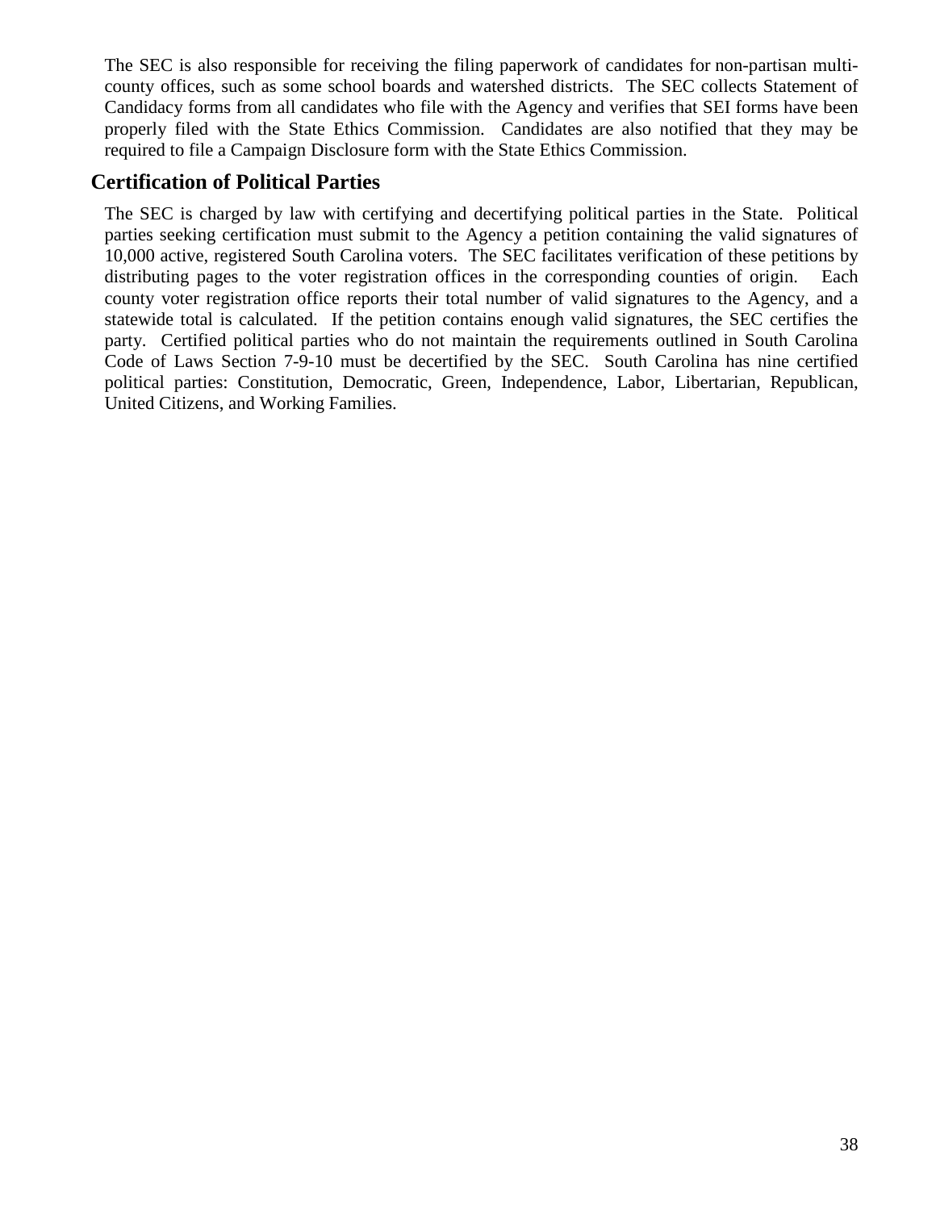The SEC is also responsible for receiving the filing paperwork of candidates for non-partisan multi-county offices, such as some school boards and watershed districts. The SEC collects Statement of Candidacy forms from all candidates who file with the Agency and verifies that SEI forms have been properly filed with the State Ethics Commission. Candidates are also notified that they may be required to file a Campaign Disclosure form with the State Ethics Commission.

## Certification of Political Parties

The SEC is charged by law with certifying and decertifying political parties in the State. Political parties seeking certification must submit to the Agency a petition containing the valid signatures of 10,000 active, registered South Carolina voters. The SEC facilitates verification of these petitions by distributing pages to the voter registration offices in the corresponding counties of origin. Each county voter registration office reports their total number of valid signatures to the Agency, and a statewide total is calculated. If the petition contains enough valid signatures, the SEC certifies the party. Certified political parties who do not maintain the requirements outlined in South Carolina Code of Laws Section 7-9-10 must be decertified by the SEC. South Carolina has nine certified political parties: Constitution, Democratic, Green, Independence, Labor, Libertarian, Republican, United Citizens, and Working Families.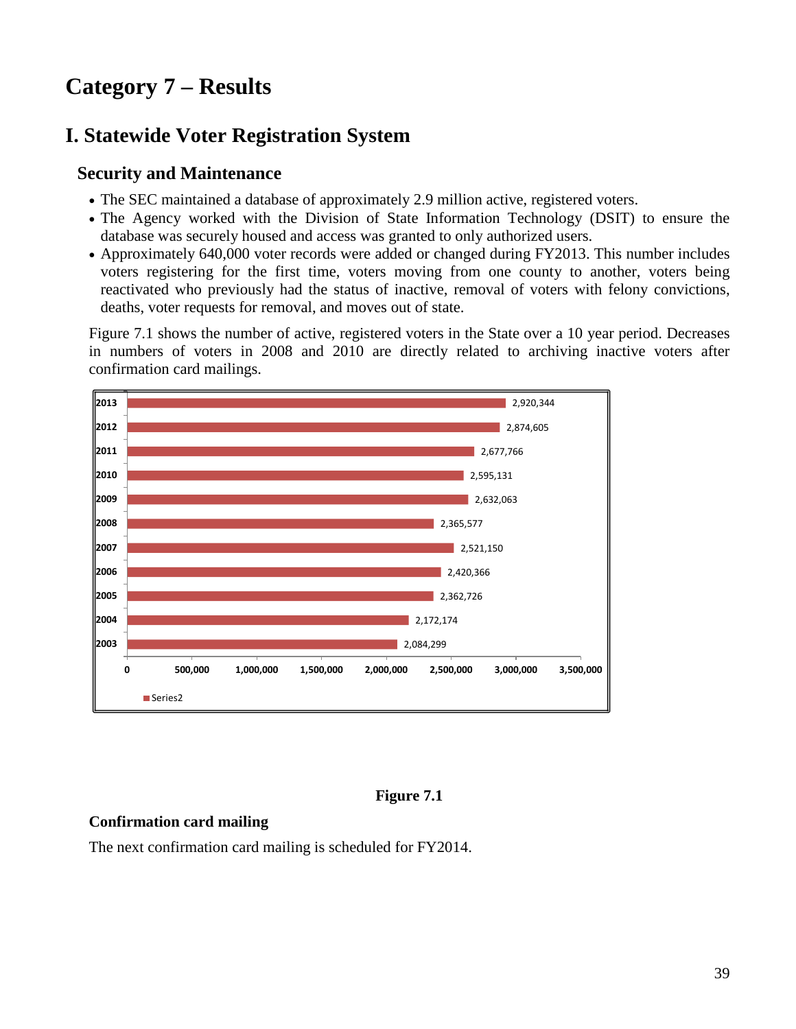# Category 7 – Results

## I. Statewide Voter Registration System

### Security and Maintenance

- The SEC maintained a database of approximately 2.9 million active, registered voters.
- The Agency worked with the Division of State Information Technology (DSIT) to ensure the database was securely housed and access was granted to only authorized users.
- Approximately 640,000 voter records were added or changed during FY2013. This number includes voters registering for the first time, voters moving from one county to another, voters being reactivated who previously had the status of inactive, removal of voters with felony convictions, deaths, voter requests for removal, and moves out of state.

Figure 7.1 shows the number of active, registered voters in the State over a 10 year period. Decreases in numbers of voters in 2008 and 2010 are directly related to archiving inactive voters after confirmation card mailings.

| Year | Series2 |
|---|---|
| 2013 | 2,920,344 |
| 2012 | 2,874,605 |
| 2011 | 2,677,766 |
| 2010 | 2,595,131 |
| 2009 | 2,632,063 |
| 2008 | 2,365,577 |
| 2007 | 2,521,150 |
| 2006 | 2,420,366 |
| 2005 | 2,362,726 |
| 2004 | 2,172,174 |
| 2003 | 2,084,299 |

**Figure 7.1**

**Confirmation card mailing**

The next confirmation card mailing is scheduled for FY2014.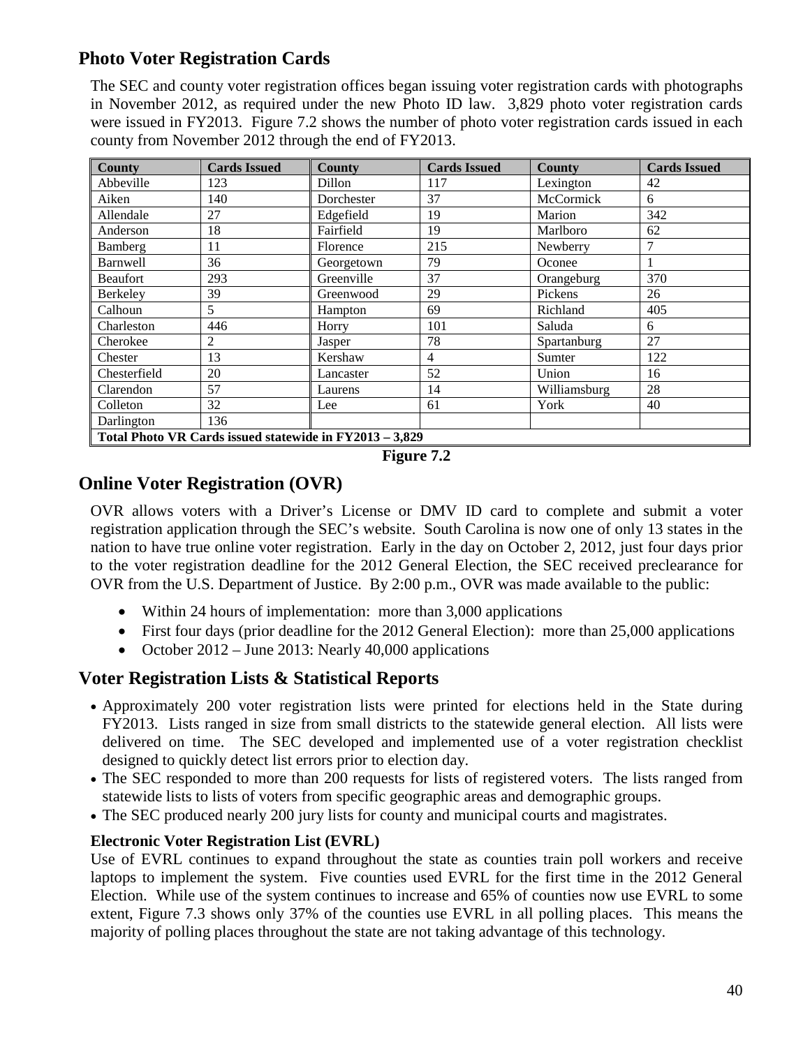## Photo Voter Registration Cards

The SEC and county voter registration offices began issuing voter registration cards with photographs in November 2012, as required under the new Photo ID law. 3,829 photo voter registration cards were issued in FY2013. Figure 7.2 shows the number of photo voter registration cards issued in each county from November 2012 through the end of FY2013.

| County | Cards Issued | County | Cards Issued | County | Cards Issued |
|---|---|---|---|---|---|
| Abbeville | 123 | Dillon | 117 | Lexington | 42 |
| Aiken | 140 | Dorchester | 37 | McCormick | 6 |
| Allendale | 27 | Edgefield | 19 | Marion | 342 |
| Anderson | 18 | Fairfield | 19 | Marlboro | 62 |
| Bamberg | 11 | Florence | 215 | Newberry | 7 |
| Barnwell | 36 | Georgetown | 79 | Oconee | 1 |
| Beaufort | 293 | Greenville | 37 | Orangeburg | 370 |
| Berkeley | 39 | Greenwood | 29 | Pickens | 26 |
| Calhoun | 5 | Hampton | 69 | Richland | 405 |
| Charleston | 446 | Horry | 101 | Saluda | 6 |
| Cherokee | 2 | Jasper | 78 | Spartanburg | 27 |
| Chester | 13 | Kershaw | 4 | Sumter | 122 |
| Chesterfield | 20 | Lancaster | 52 | Union | 16 |
| Clarendon | 57 | Laurens | 14 | Williamsburg | 28 |
| Colleton | 32 | Lee | 61 | York | 40 |
| Darlington | 136 | | | | |
| **Total Photo VR Cards issued statewide in FY2013 – 3,829** | | | | | |

**Figure 7.2**

## Online Voter Registration (OVR)

OVR allows voters with a Driver's License or DMV ID card to complete and submit a voter registration application through the SEC's website. South Carolina is now one of only 13 states in the nation to have true online voter registration. Early in the day on October 2, 2012, just four days prior to the voter registration deadline for the 2012 General Election, the SEC received preclearance for OVR from the U.S. Department of Justice. By 2:00 p.m., OVR was made available to the public:

- Within 24 hours of implementation: more than 3,000 applications
- First four days (prior deadline for the 2012 General Election): more than 25,000 applications
- October 2012 – June 2013: Nearly 40,000 applications

## Voter Registration Lists & Statistical Reports

- Approximately 200 voter registration lists were printed for elections held in the State during FY2013. Lists ranged in size from small districts to the statewide general election. All lists were delivered on time. The SEC developed and implemented use of a voter registration checklist designed to quickly detect list errors prior to election day.
- The SEC responded to more than 200 requests for lists of registered voters. The lists ranged from statewide lists to lists of voters from specific geographic areas and demographic groups.
- The SEC produced nearly 200 jury lists for county and municipal courts and magistrates.

### Electronic Voter Registration List (EVRL)

Use of EVRL continues to expand throughout the state as counties train poll workers and receive laptops to implement the system. Five counties used EVRL for the first time in the 2012 General Election. While use of the system continues to increase and 65% of counties now use EVRL to some extent, Figure 7.3 shows only 37% of the counties use EVRL in all polling places. This means the majority of polling places throughout the state are not taking advantage of this technology.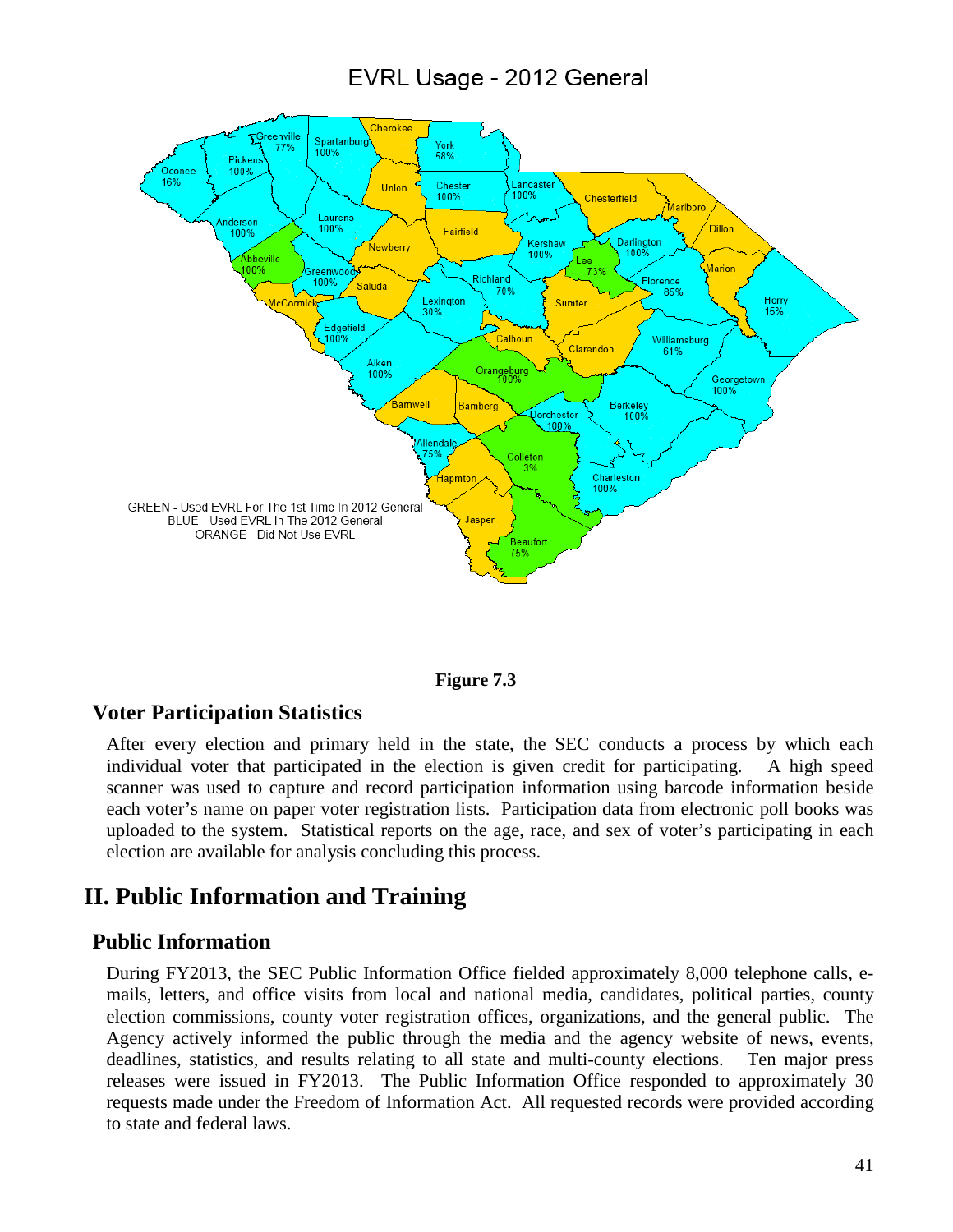EVRL Usage - 2012 General

GREEN - Used EVRL For The 1st Time In 2012 General
BLUE - Used EVRL In The 2012 General
ORANGE - Did Not Use EVRL

**Figure 7.3**

### Voter Participation Statistics

After every election and primary held in the state, the SEC conducts a process by which each individual voter that participated in the election is given credit for participating. A high speed scanner was used to capture and record participation information using barcode information beside each voter's name on paper voter registration lists. Participation data from electronic poll books was uploaded to the system. Statistical reports on the age, race, and sex of voter's participating in each election are available for analysis concluding this process.

## II. Public Information and Training

### Public Information

During FY2013, the SEC Public Information Office fielded approximately 8,000 telephone calls, e-mails, letters, and office visits from local and national media, candidates, political parties, county election commissions, county voter registration offices, organizations, and the general public. The Agency actively informed the public through the media and the agency website of news, events, deadlines, statistics, and results relating to all state and multi-county elections. Ten major press releases were issued in FY2013. The Public Information Office responded to approximately 30 requests made under the Freedom of Information Act. All requested records were provided according to state and federal laws.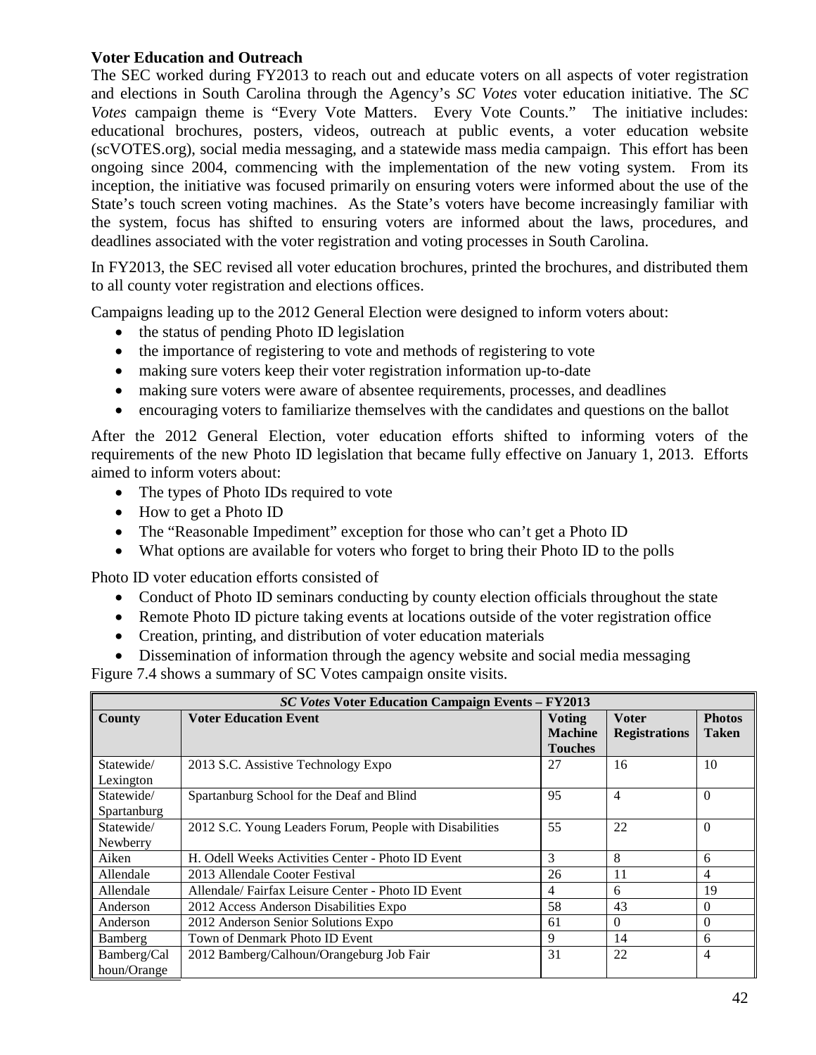**Voter Education and Outreach**

The SEC worked during FY2013 to reach out and educate voters on all aspects of voter registration and elections in South Carolina through the Agency's *SC Votes* voter education initiative. The *SC Votes* campaign theme is "Every Vote Matters. Every Vote Counts." The initiative includes: educational brochures, posters, videos, outreach at public events, a voter education website (scVOTES.org), social media messaging, and a statewide mass media campaign. This effort has been ongoing since 2004, commencing with the implementation of the new voting system. From its inception, the initiative was focused primarily on ensuring voters were informed about the use of the State's touch screen voting machines. As the State's voters have become increasingly familiar with the system, focus has shifted to ensuring voters are informed about the laws, procedures, and deadlines associated with the voter registration and voting processes in South Carolina.

In FY2013, the SEC revised all voter education brochures, printed the brochures, and distributed them to all county voter registration and elections offices.

Campaigns leading up to the 2012 General Election were designed to inform voters about:

- the status of pending Photo ID legislation
- the importance of registering to vote and methods of registering to vote
- making sure voters keep their voter registration information up-to-date
- making sure voters were aware of absentee requirements, processes, and deadlines
- encouraging voters to familiarize themselves with the candidates and questions on the ballot

After the 2012 General Election, voter education efforts shifted to informing voters of the requirements of the new Photo ID legislation that became fully effective on January 1, 2013. Efforts aimed to inform voters about:

- The types of Photo IDs required to vote
- How to get a Photo ID
- The "Reasonable Impediment" exception for those who can't get a Photo ID
- What options are available for voters who forget to bring their Photo ID to the polls

Photo ID voter education efforts consisted of

- Conduct of Photo ID seminars conducting by county election officials throughout the state
- Remote Photo ID picture taking events at locations outside of the voter registration office
- Creation, printing, and distribution of voter education materials
- Dissemination of information through the agency website and social media messaging

Figure 7.4 shows a summary of SC Votes campaign onsite visits.

| ***SC Votes*** **Voter Education Campaign Events – FY2013** | | | | |
|---|---|---|---|---|
| **County** | **Voter Education Event** | **Voting Machine Touches** | **Voter Registrations** | **Photos Taken** |
| Statewide/ Lexington | 2013 S.C. Assistive Technology Expo | 27 | 16 | 10 |
| Statewide/ Spartanburg | Spartanburg School for the Deaf and Blind | 95 | 4 | 0 |
| Statewide/ Newberry | 2012 S.C. Young Leaders Forum, People with Disabilities | 55 | 22 | 0 |
| Aiken | H. Odell Weeks Activities Center - Photo ID Event | 3 | 8 | 6 |
| Allendale | 2013 Allendale Cooter Festival | 26 | 11 | 4 |
| Allendale | Allendale/ Fairfax Leisure Center - Photo ID Event | 4 | 6 | 19 |
| Anderson | 2012 Access Anderson Disabilities Expo | 58 | 43 | 0 |
| Anderson | 2012 Anderson Senior Solutions Expo | 61 | 0 | 0 |
| Bamberg | Town of Denmark Photo ID Event | 9 | 14 | 6 |
| Bamberg/Calhoun/Orange | 2012 Bamberg/Calhoun/Orangeburg Job Fair | 31 | 22 | 4 |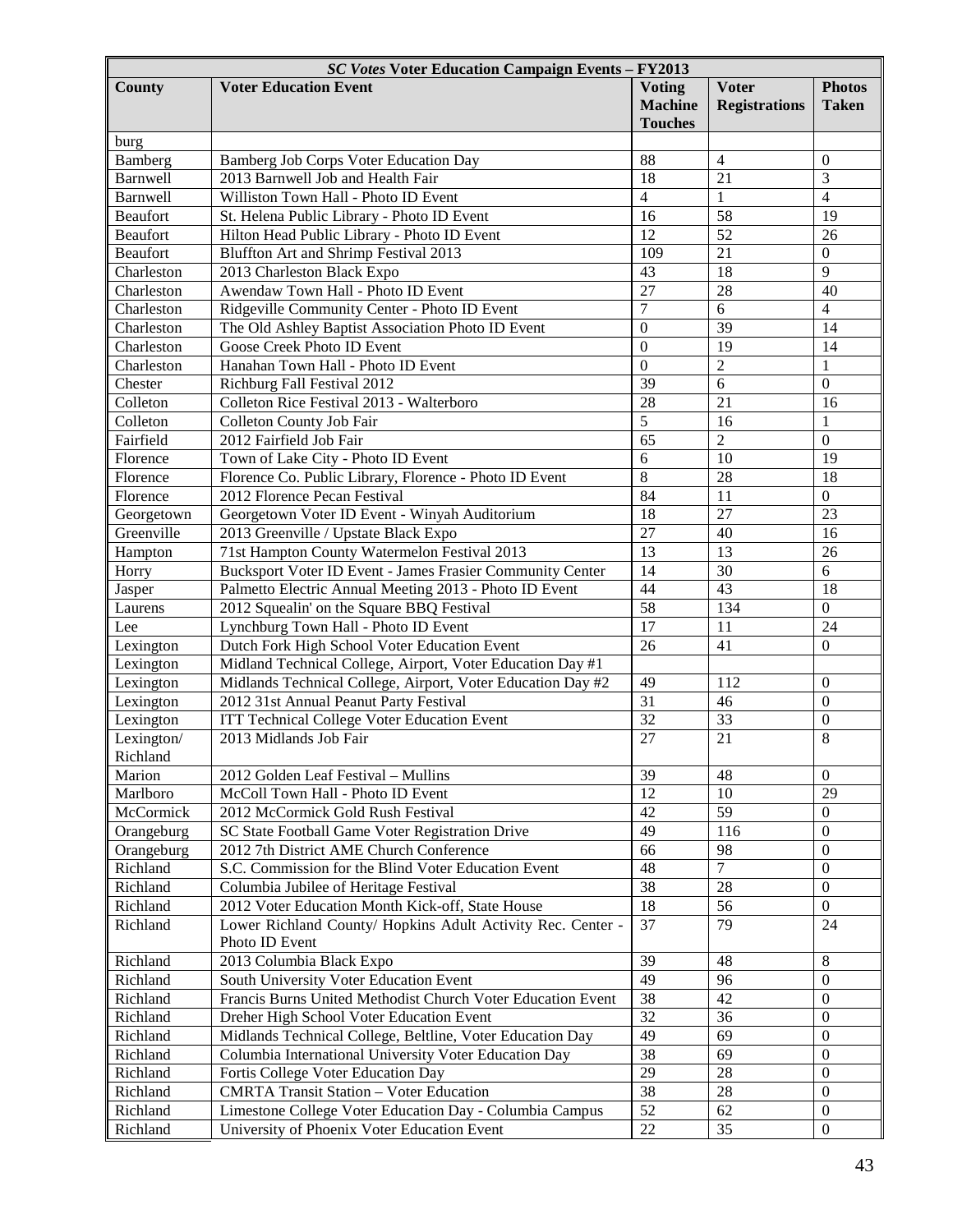| *SC Votes* Voter Education Campaign Events – FY2013 | | | | |
|---|---|---|---|---|
| **County** | **Voter Education Event** | **Voting Machine Touches** | **Voter Registrations** | **Photos Taken** |
| burg | | | | |
| Bamberg | Bamberg Job Corps Voter Education Day | 88 | 4 | 0 |
| Barnwell | 2013 Barnwell Job and Health Fair | 18 | 21 | 3 |
| Barnwell | Williston Town Hall - Photo ID Event | 4 | 1 | 4 |
| Beaufort | St. Helena Public Library - Photo ID Event | 16 | 58 | 19 |
| Beaufort | Hilton Head Public Library - Photo ID Event | 12 | 52 | 26 |
| Beaufort | Bluffton Art and Shrimp Festival 2013 | 109 | 21 | 0 |
| Charleston | 2013 Charleston Black Expo | 43 | 18 | 9 |
| Charleston | Awendaw Town Hall - Photo ID Event | 27 | 28 | 40 |
| Charleston | Ridgeville Community Center - Photo ID Event | 7 | 6 | 4 |
| Charleston | The Old Ashley Baptist Association Photo ID Event | 0 | 39 | 14 |
| Charleston | Goose Creek Photo ID Event | 0 | 19 | 14 |
| Charleston | Hanahan Town Hall - Photo ID Event | 0 | 2 | 1 |
| Chester | Richburg Fall Festival 2012 | 39 | 6 | 0 |
| Colleton | Colleton Rice Festival 2013 - Walterboro | 28 | 21 | 16 |
| Colleton | Colleton County Job Fair | 5 | 16 | 1 |
| Fairfield | 2012 Fairfield Job Fair | 65 | 2 | 0 |
| Florence | Town of Lake City - Photo ID Event | 6 | 10 | 19 |
| Florence | Florence Co. Public Library, Florence - Photo ID Event | 8 | 28 | 18 |
| Florence | 2012 Florence Pecan Festival | 84 | 11 | 0 |
| Georgetown | Georgetown Voter ID Event - Winyah Auditorium | 18 | 27 | 23 |
| Greenville | 2013 Greenville / Upstate Black Expo | 27 | 40 | 16 |
| Hampton | 71st Hampton County Watermelon Festival 2013 | 13 | 13 | 26 |
| Horry | Bucksport Voter ID Event - James Frasier Community Center | 14 | 30 | 6 |
| Jasper | Palmetto Electric Annual Meeting 2013 - Photo ID Event | 44 | 43 | 18 |
| Laurens | 2012 Squealin' on the Square BBQ Festival | 58 | 134 | 0 |
| Lee | Lynchburg Town Hall - Photo ID Event | 17 | 11 | 24 |
| Lexington | Dutch Fork High School Voter Education Event | 26 | 41 | 0 |
| Lexington | Midland Technical College, Airport, Voter Education Day #1 | | | |
| Lexington | Midlands Technical College, Airport, Voter Education Day #2 | 49 | 112 | 0 |
| Lexington | 2012 31st Annual Peanut Party Festival | 31 | 46 | 0 |
| Lexington | ITT Technical College Voter Education Event | 32 | 33 | 0 |
| Lexington/ Richland | 2013 Midlands Job Fair | 27 | 21 | 8 |
| Marion | 2012 Golden Leaf Festival – Mullins | 39 | 48 | 0 |
| Marlboro | McColl Town Hall - Photo ID Event | 12 | 10 | 29 |
| McCormick | 2012 McCormick Gold Rush Festival | 42 | 59 | 0 |
| Orangeburg | SC State Football Game Voter Registration Drive | 49 | 116 | 0 |
| Orangeburg | 2012 7th District AME Church Conference | 66 | 98 | 0 |
| Richland | S.C. Commission for the Blind Voter Education Event | 48 | 7 | 0 |
| Richland | Columbia Jubilee of Heritage Festival | 38 | 28 | 0 |
| Richland | 2012 Voter Education Month Kick-off, State House | 18 | 56 | 0 |
| Richland | Lower Richland County/ Hopkins Adult Activity Rec. Center - Photo ID Event | 37 | 79 | 24 |
| Richland | 2013 Columbia Black Expo | 39 | 48 | 8 |
| Richland | South University Voter Education Event | 49 | 96 | 0 |
| Richland | Francis Burns United Methodist Church Voter Education Event | 38 | 42 | 0 |
| Richland | Dreher High School Voter Education Event | 32 | 36 | 0 |
| Richland | Midlands Technical College, Beltline, Voter Education Day | 49 | 69 | 0 |
| Richland | Columbia International University Voter Education Day | 38 | 69 | 0 |
| Richland | Fortis College Voter Education Day | 29 | 28 | 0 |
| Richland | CMRTA Transit Station – Voter Education | 38 | 28 | 0 |
| Richland | Limestone College Voter Education Day - Columbia Campus | 52 | 62 | 0 |
| Richland | University of Phoenix Voter Education Event | 22 | 35 | 0 |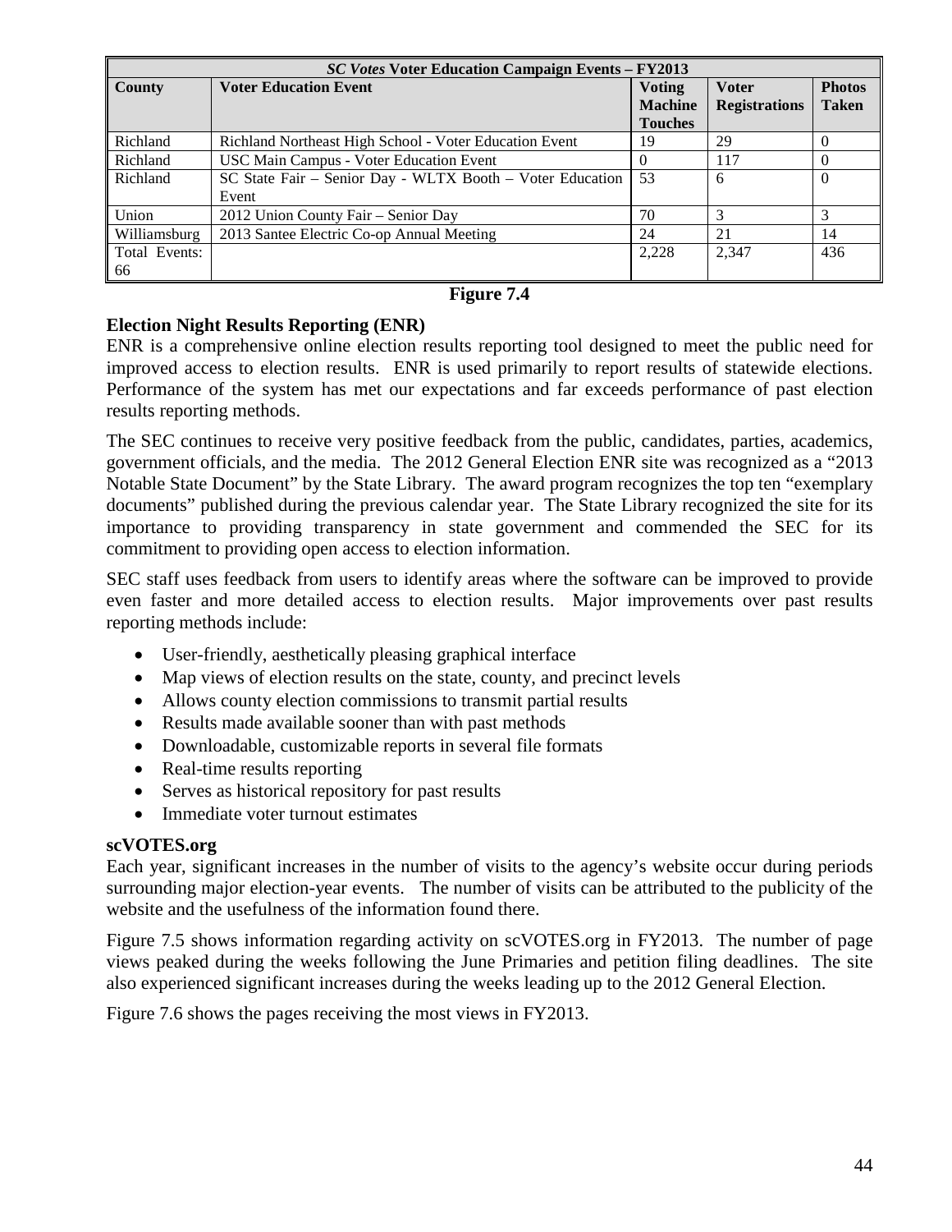| *SC Votes* Voter Education Campaign Events – FY2013 | | | | |
|---|---|---|---|---|
| **County** | **Voter Education Event** | **Voting Machine Touches** | **Voter Registrations** | **Photos Taken** |
| Richland | Richland Northeast High School - Voter Education Event | 19 | 29 | 0 |
| Richland | USC Main Campus - Voter Education Event | 0 | 117 | 0 |
| Richland | SC State Fair – Senior Day - WLTX Booth – Voter Education Event | 53 | 6 | 0 |
| Union | 2012 Union County Fair – Senior Day | 70 | 3 | 3 |
| Williamsburg | 2013 Santee Electric Co-op Annual Meeting | 24 | 21 | 14 |
| Total Events: 66 | | 2,228 | 2,347 | 436 |

**Figure 7.4**

**Election Night Results Reporting (ENR)**

ENR is a comprehensive online election results reporting tool designed to meet the public need for improved access to election results. ENR is used primarily to report results of statewide elections. Performance of the system has met our expectations and far exceeds performance of past election results reporting methods.

The SEC continues to receive very positive feedback from the public, candidates, parties, academics, government officials, and the media. The 2012 General Election ENR site was recognized as a "2013 Notable State Document" by the State Library. The award program recognizes the top ten "exemplary documents" published during the previous calendar year. The State Library recognized the site for its importance to providing transparency in state government and commended the SEC for its commitment to providing open access to election information.

SEC staff uses feedback from users to identify areas where the software can be improved to provide even faster and more detailed access to election results. Major improvements over past results reporting methods include:

- User-friendly, aesthetically pleasing graphical interface
- Map views of election results on the state, county, and precinct levels
- Allows county election commissions to transmit partial results
- Results made available sooner than with past methods
- Downloadable, customizable reports in several file formats
- Real-time results reporting
- Serves as historical repository for past results
- Immediate voter turnout estimates

**scVOTES.org**

Each year, significant increases in the number of visits to the agency's website occur during periods surrounding major election-year events. The number of visits can be attributed to the publicity of the website and the usefulness of the information found there.

Figure 7.5 shows information regarding activity on scVOTES.org in FY2013. The number of page views peaked during the weeks following the June Primaries and petition filing deadlines. The site also experienced significant increases during the weeks leading up to the 2012 General Election.

Figure 7.6 shows the pages receiving the most views in FY2013.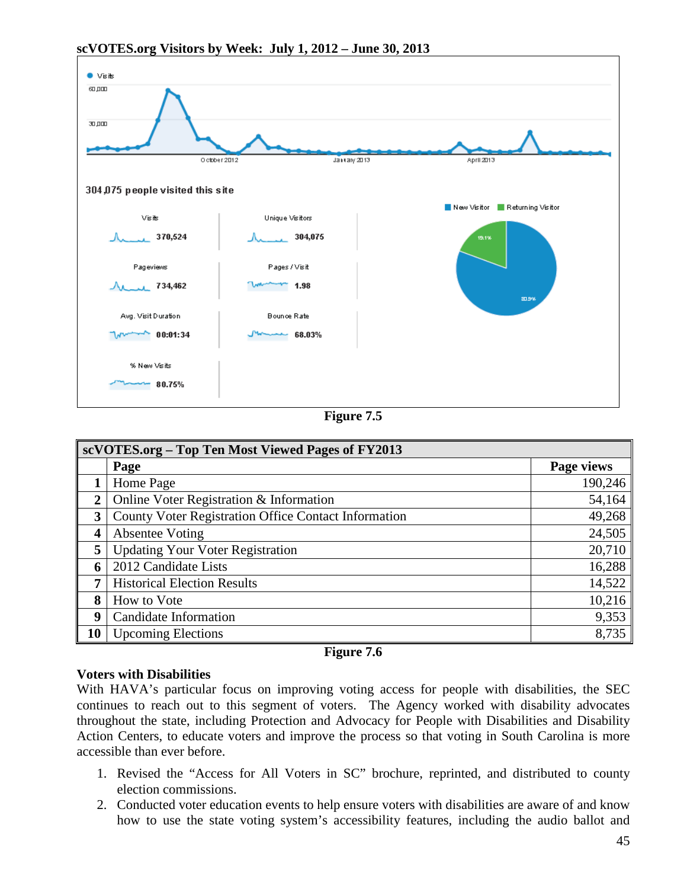**scVOTES.org Visitors by Week: July 1, 2012 – June 30, 2013**

304,075 people visited this site

| Metric | Value |
|---|---|
| Visits | 370,524 |
| Unique Visitors | 304,075 |
| Pageviews | 734,462 |
| Pages / Visit | 1.98 |
| Avg. Visit Duration | 00:01:34 |
| Bounce Rate | 68.03% |
| % New Visits | 80.75% |

New Visitor: 80.9% — Returning Visitor: 19.1%

**Figure 7.5**

| | scVOTES.org – Top Ten Most Viewed Pages of FY2013 | |
|---|---|---|
| | **Page** | **Page views** |
| **1** | Home Page | 190,246 |
| **2** | Online Voter Registration & Information | 54,164 |
| **3** | County Voter Registration Office Contact Information | 49,268 |
| **4** | Absentee Voting | 24,505 |
| **5** | Updating Your Voter Registration | 20,710 |
| **6** | 2012 Candidate Lists | 16,288 |
| **7** | Historical Election Results | 14,522 |
| **8** | How to Vote | 10,216 |
| **9** | Candidate Information | 9,353 |
| **10** | Upcoming Elections | 8,735 |

**Figure 7.6**

### Voters with Disabilities

With HAVA's particular focus on improving voting access for people with disabilities, the SEC continues to reach out to this segment of voters. The Agency worked with disability advocates throughout the state, including Protection and Advocacy for People with Disabilities and Disability Action Centers, to educate voters and improve the process so that voting in South Carolina is more accessible than ever before.

1. Revised the "Access for All Voters in SC" brochure, reprinted, and distributed to county election commissions.
2. Conducted voter education events to help ensure voters with disabilities are aware of and know how to use the state voting system's accessibility features, including the audio ballot and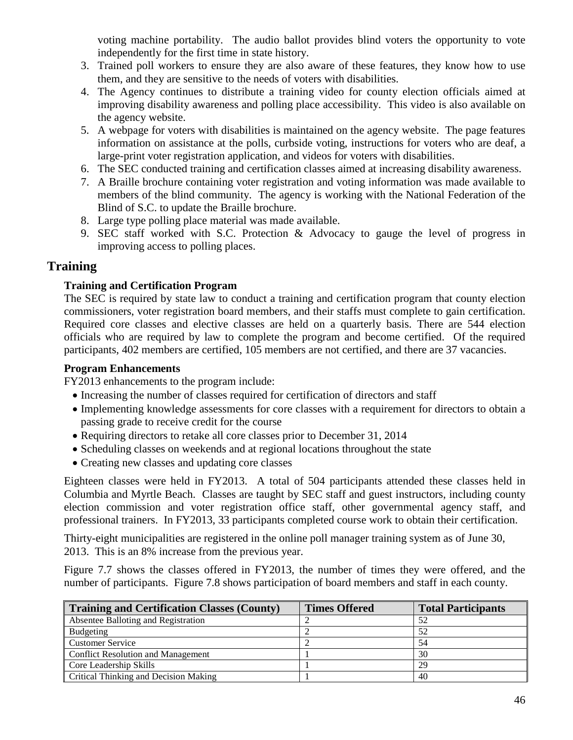voting machine portability. The audio ballot provides blind voters the opportunity to vote independently for the first time in state history.

3. Trained poll workers to ensure they are also aware of these features, they know how to use them, and they are sensitive to the needs of voters with disabilities.
4. The Agency continues to distribute a training video for county election officials aimed at improving disability awareness and polling place accessibility. This video is also available on the agency website.
5. A webpage for voters with disabilities is maintained on the agency website. The page features information on assistance at the polls, curbside voting, instructions for voters who are deaf, a large-print voter registration application, and videos for voters with disabilities.
6. The SEC conducted training and certification classes aimed at increasing disability awareness.
7. A Braille brochure containing voter registration and voting information was made available to members of the blind community. The agency is working with the National Federation of the Blind of S.C. to update the Braille brochure.
8. Large type polling place material was made available.
9. SEC staff worked with S.C. Protection & Advocacy to gauge the level of progress in improving access to polling places.

## Training

**Training and Certification Program**

The SEC is required by state law to conduct a training and certification program that county election commissioners, voter registration board members, and their staffs must complete to gain certification. Required core classes and elective classes are held on a quarterly basis. There are 544 election officials who are required by law to complete the program and become certified. Of the required participants, 402 members are certified, 105 members are not certified, and there are 37 vacancies.

**Program Enhancements**

FY2013 enhancements to the program include:

- Increasing the number of classes required for certification of directors and staff
- Implementing knowledge assessments for core classes with a requirement for directors to obtain a passing grade to receive credit for the course
- Requiring directors to retake all core classes prior to December 31, 2014
- Scheduling classes on weekends and at regional locations throughout the state
- Creating new classes and updating core classes

Eighteen classes were held in FY2013. A total of 504 participants attended these classes held in Columbia and Myrtle Beach. Classes are taught by SEC staff and guest instructors, including county election commission and voter registration office staff, other governmental agency staff, and professional trainers. In FY2013, 33 participants completed course work to obtain their certification.

Thirty-eight municipalities are registered in the online poll manager training system as of June 30, 2013. This is an 8% increase from the previous year.

Figure 7.7 shows the classes offered in FY2013, the number of times they were offered, and the number of participants. Figure 7.8 shows participation of board members and staff in each county.

| Training and Certification Classes (County) | Times Offered | Total Participants |
|---|---|---|
| Absentee Balloting and Registration | 2 | 52 |
| Budgeting | 2 | 52 |
| Customer Service | 2 | 54 |
| Conflict Resolution and Management | 1 | 30 |
| Core Leadership Skills | 1 | 29 |
| Critical Thinking and Decision Making | 1 | 40 |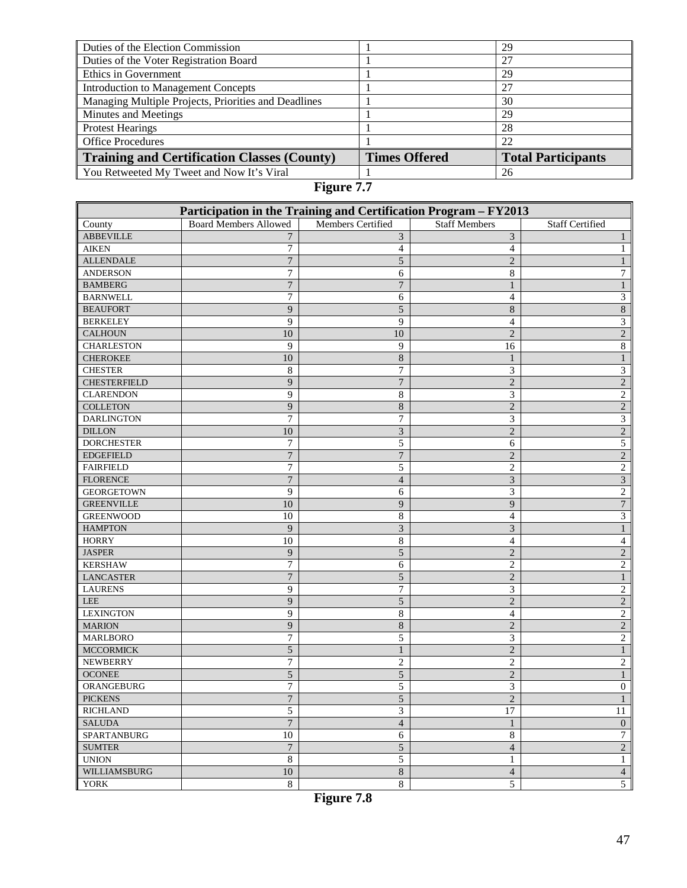| Duties of the Election Commission | 1 | 29 |
|---|---|---|
| Duties of the Voter Registration Board | 1 | 27 |
| Ethics in Government | 1 | 29 |
| Introduction to Management Concepts | 1 | 27 |
| Managing Multiple Projects, Priorities and Deadlines | 1 | 30 |
| Minutes and Meetings | 1 | 29 |
| Protest Hearings | 1 | 28 |
| Office Procedures | 1 | 22 |
| **Training and Certification Classes (County)** | **Times Offered** | **Total Participants** |
| You Retweeted My Tweet and Now It's Viral | 1 | 26 |

**Figure 7.7**

| Participation in the Training and Certification Program – FY2013 | | | | |
|---|---|---|---|---|
| County | Board Members Allowed | Members Certified | Staff Members | Staff Certified |
| ABBEVILLE | 7 | 3 | 3 | 1 |
| AIKEN | 7 | 4 | 4 | 1 |
| ALLENDALE | 7 | 5 | 2 | 1 |
| ANDERSON | 7 | 6 | 8 | 7 |
| BAMBERG | 7 | 7 | 1 | 1 |
| BARNWELL | 7 | 6 | 4 | 3 |
| BEAUFORT | 9 | 5 | 8 | 8 |
| BERKELEY | 9 | 9 | 4 | 3 |
| CALHOUN | 10 | 10 | 2 | 2 |
| CHARLESTON | 9 | 9 | 16 | 8 |
| CHEROKEE | 10 | 8 | 1 | 1 |
| CHESTER | 8 | 7 | 3 | 3 |
| CHESTERFIELD | 9 | 7 | 2 | 2 |
| CLARENDON | 9 | 8 | 3 | 2 |
| COLLETON | 9 | 8 | 2 | 2 |
| DARLINGTON | 7 | 7 | 3 | 3 |
| DILLON | 10 | 3 | 2 | 2 |
| DORCHESTER | 7 | 5 | 6 | 5 |
| EDGEFIELD | 7 | 7 | 2 | 2 |
| FAIRFIELD | 7 | 5 | 2 | 2 |
| FLORENCE | 7 | 4 | 3 | 3 |
| GEORGETOWN | 9 | 6 | 3 | 2 |
| GREENVILLE | 10 | 9 | 9 | 7 |
| GREENWOOD | 10 | 8 | 4 | 3 |
| HAMPTON | 9 | 3 | 3 | 1 |
| HORRY | 10 | 8 | 4 | 4 |
| JASPER | 9 | 5 | 2 | 2 |
| KERSHAW | 7 | 6 | 2 | 2 |
| LANCASTER | 7 | 5 | 2 | 1 |
| LAURENS | 9 | 7 | 3 | 2 |
| LEE | 9 | 5 | 2 | 2 |
| LEXINGTON | 9 | 8 | 4 | 2 |
| MARION | 9 | 8 | 2 | 2 |
| MARLBORO | 7 | 5 | 3 | 2 |
| MCCORMICK | 5 | 1 | 2 | 1 |
| NEWBERRY | 7 | 2 | 2 | 2 |
| OCONEE | 5 | 5 | 2 | 1 |
| ORANGEBURG | 7 | 5 | 3 | 0 |
| PICKENS | 7 | 5 | 2 | 1 |
| RICHLAND | 5 | 3 | 17 | 11 |
| SALUDA | 7 | 4 | 1 | 0 |
| SPARTANBURG | 10 | 6 | 8 | 7 |
| SUMTER | 7 | 5 | 4 | 2 |
| UNION | 8 | 5 | 1 | 1 |
| WILLIAMSBURG | 10 | 8 | 4 | 4 |
| YORK | 8 | 8 | 5 | 5 |

**Figure 7.8**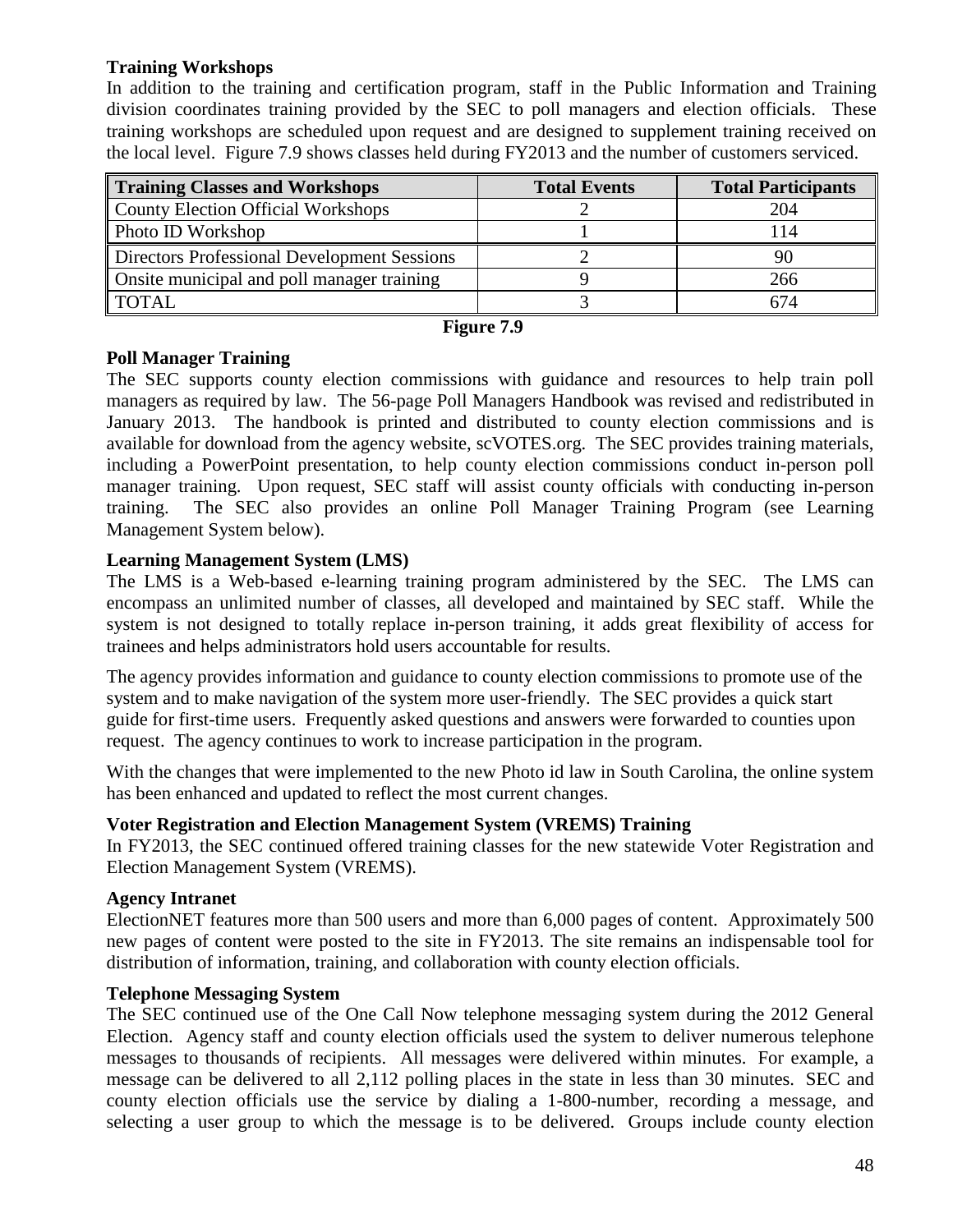**Training Workshops**

In addition to the training and certification program, staff in the Public Information and Training division coordinates training provided by the SEC to poll managers and election officials. These training workshops are scheduled upon request and are designed to supplement training received on the local level. Figure 7.9 shows classes held during FY2013 and the number of customers serviced.

| Training Classes and Workshops | Total Events | Total Participants |
|---|---|---|
| County Election Official Workshops | 2 | 204 |
| Photo ID Workshop | 1 | 114 |
| Directors Professional Development Sessions | 2 | 90 |
| Onsite municipal and poll manager training | 9 | 266 |
| TOTAL | 3 | 674 |

**Figure 7.9**

**Poll Manager Training**

The SEC supports county election commissions with guidance and resources to help train poll managers as required by law. The 56-page Poll Managers Handbook was revised and redistributed in January 2013. The handbook is printed and distributed to county election commissions and is available for download from the agency website, scVOTES.org. The SEC provides training materials, including a PowerPoint presentation, to help county election commissions conduct in-person poll manager training. Upon request, SEC staff will assist county officials with conducting in-person training. The SEC also provides an online Poll Manager Training Program (see Learning Management System below).

**Learning Management System (LMS)**

The LMS is a Web-based e-learning training program administered by the SEC. The LMS can encompass an unlimited number of classes, all developed and maintained by SEC staff. While the system is not designed to totally replace in-person training, it adds great flexibility of access for trainees and helps administrators hold users accountable for results.

The agency provides information and guidance to county election commissions to promote use of the system and to make navigation of the system more user-friendly. The SEC provides a quick start guide for first-time users. Frequently asked questions and answers were forwarded to counties upon request. The agency continues to work to increase participation in the program.

With the changes that were implemented to the new Photo id law in South Carolina, the online system has been enhanced and updated to reflect the most current changes.

**Voter Registration and Election Management System (VREMS) Training**

In FY2013, the SEC continued offered training classes for the new statewide Voter Registration and Election Management System (VREMS).

**Agency Intranet**

ElectionNET features more than 500 users and more than 6,000 pages of content. Approximately 500 new pages of content were posted to the site in FY2013. The site remains an indispensable tool for distribution of information, training, and collaboration with county election officials.

**Telephone Messaging System**

The SEC continued use of the One Call Now telephone messaging system during the 2012 General Election. Agency staff and county election officials used the system to deliver numerous telephone messages to thousands of recipients. All messages were delivered within minutes. For example, a message can be delivered to all 2,112 polling places in the state in less than 30 minutes. SEC and county election officials use the service by dialing a 1-800-number, recording a message, and selecting a user group to which the message is to be delivered. Groups include county election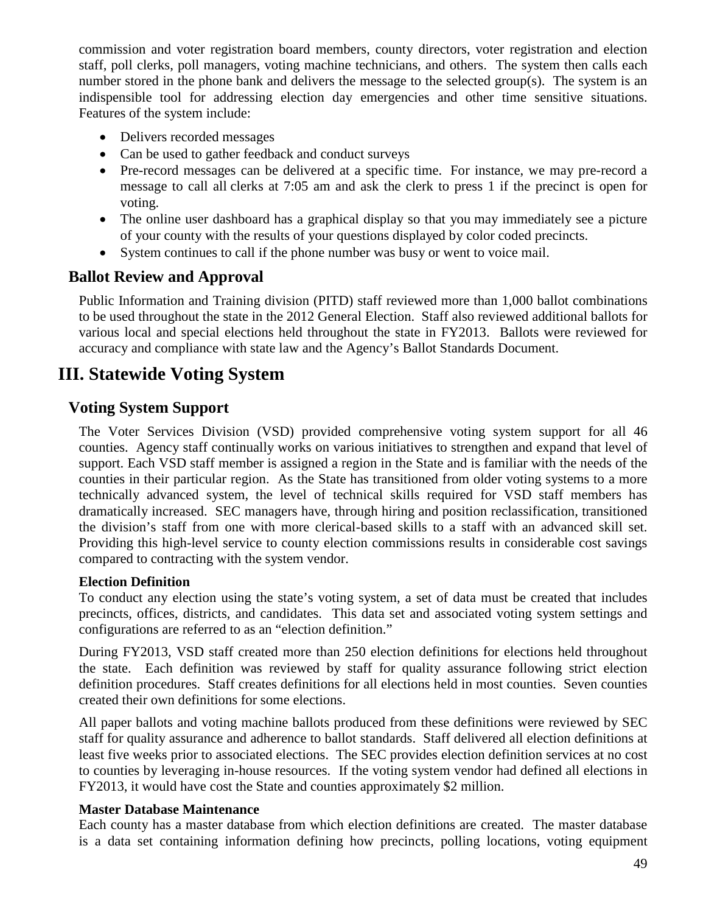commission and voter registration board members, county directors, voter registration and election staff, poll clerks, poll managers, voting machine technicians, and others. The system then calls each number stored in the phone bank and delivers the message to the selected group(s). The system is an indispensible tool for addressing election day emergencies and other time sensitive situations. Features of the system include:

- Delivers recorded messages
- Can be used to gather feedback and conduct surveys
- Pre-record messages can be delivered at a specific time. For instance, we may pre-record a message to call all clerks at 7:05 am and ask the clerk to press 1 if the precinct is open for voting.
- The online user dashboard has a graphical display so that you may immediately see a picture of your county with the results of your questions displayed by color coded precincts.
- System continues to call if the phone number was busy or went to voice mail.

## Ballot Review and Approval

Public Information and Training division (PITD) staff reviewed more than 1,000 ballot combinations to be used throughout the state in the 2012 General Election. Staff also reviewed additional ballots for various local and special elections held throughout the state in FY2013. Ballots were reviewed for accuracy and compliance with state law and the Agency's Ballot Standards Document.

# III. Statewide Voting System

## Voting System Support

The Voter Services Division (VSD) provided comprehensive voting system support for all 46 counties. Agency staff continually works on various initiatives to strengthen and expand that level of support. Each VSD staff member is assigned a region in the State and is familiar with the needs of the counties in their particular region. As the State has transitioned from older voting systems to a more technically advanced system, the level of technical skills required for VSD staff members has dramatically increased. SEC managers have, through hiring and position reclassification, transitioned the division's staff from one with more clerical-based skills to a staff with an advanced skill set. Providing this high-level service to county election commissions results in considerable cost savings compared to contracting with the system vendor.

**Election Definition**

To conduct any election using the state's voting system, a set of data must be created that includes precincts, offices, districts, and candidates. This data set and associated voting system settings and configurations are referred to as an "election definition."

During FY2013, VSD staff created more than 250 election definitions for elections held throughout the state. Each definition was reviewed by staff for quality assurance following strict election definition procedures. Staff creates definitions for all elections held in most counties. Seven counties created their own definitions for some elections.

All paper ballots and voting machine ballots produced from these definitions were reviewed by SEC staff for quality assurance and adherence to ballot standards. Staff delivered all election definitions at least five weeks prior to associated elections. The SEC provides election definition services at no cost to counties by leveraging in-house resources. If the voting system vendor had defined all elections in FY2013, it would have cost the State and counties approximately $2 million.

**Master Database Maintenance**

Each county has a master database from which election definitions are created. The master database is a data set containing information defining how precincts, polling locations, voting equipment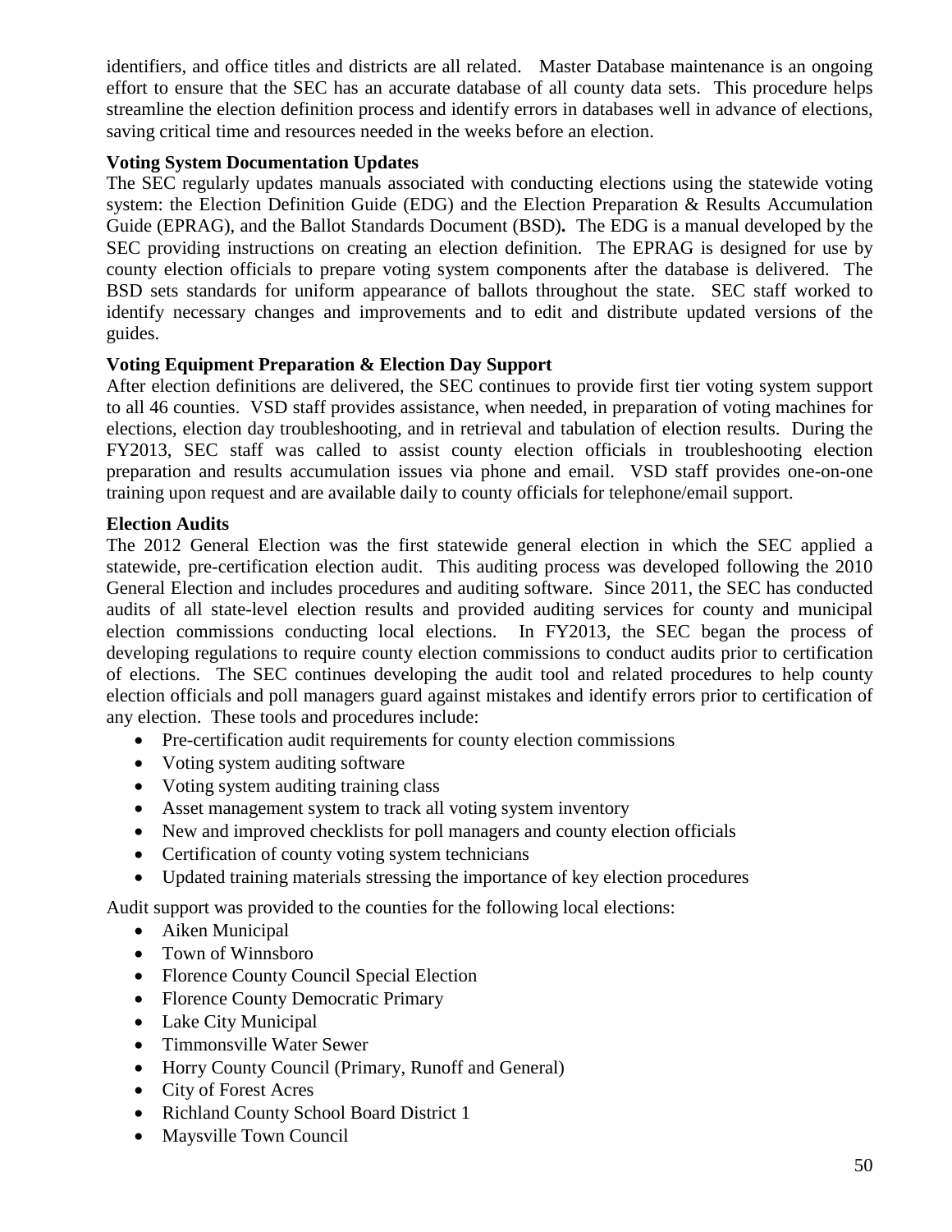identifiers, and office titles and districts are all related. Master Database maintenance is an ongoing effort to ensure that the SEC has an accurate database of all county data sets. This procedure helps streamline the election definition process and identify errors in databases well in advance of elections, saving critical time and resources needed in the weeks before an election.

**Voting System Documentation Updates**

The SEC regularly updates manuals associated with conducting elections using the statewide voting system: the Election Definition Guide (EDG) and the Election Preparation & Results Accumulation Guide (EPRAG), and the Ballot Standards Document (BSD)**.** The EDG is a manual developed by the SEC providing instructions on creating an election definition. The EPRAG is designed for use by county election officials to prepare voting system components after the database is delivered. The BSD sets standards for uniform appearance of ballots throughout the state. SEC staff worked to identify necessary changes and improvements and to edit and distribute updated versions of the guides.

**Voting Equipment Preparation & Election Day Support**

After election definitions are delivered, the SEC continues to provide first tier voting system support to all 46 counties. VSD staff provides assistance, when needed, in preparation of voting machines for elections, election day troubleshooting, and in retrieval and tabulation of election results. During the FY2013, SEC staff was called to assist county election officials in troubleshooting election preparation and results accumulation issues via phone and email. VSD staff provides one-on-one training upon request and are available daily to county officials for telephone/email support.

**Election Audits**

The 2012 General Election was the first statewide general election in which the SEC applied a statewide, pre-certification election audit. This auditing process was developed following the 2010 General Election and includes procedures and auditing software. Since 2011, the SEC has conducted audits of all state-level election results and provided auditing services for county and municipal election commissions conducting local elections. In FY2013, the SEC began the process of developing regulations to require county election commissions to conduct audits prior to certification of elections. The SEC continues developing the audit tool and related procedures to help county election officials and poll managers guard against mistakes and identify errors prior to certification of any election. These tools and procedures include:

- Pre-certification audit requirements for county election commissions
- Voting system auditing software
- Voting system auditing training class
- Asset management system to track all voting system inventory
- New and improved checklists for poll managers and county election officials
- Certification of county voting system technicians
- Updated training materials stressing the importance of key election procedures

Audit support was provided to the counties for the following local elections:

- Aiken Municipal
- Town of Winnsboro
- Florence County Council Special Election
- Florence County Democratic Primary
- Lake City Municipal
- Timmonsville Water Sewer
- Horry County Council (Primary, Runoff and General)
- City of Forest Acres
- Richland County School Board District 1
- Maysville Town Council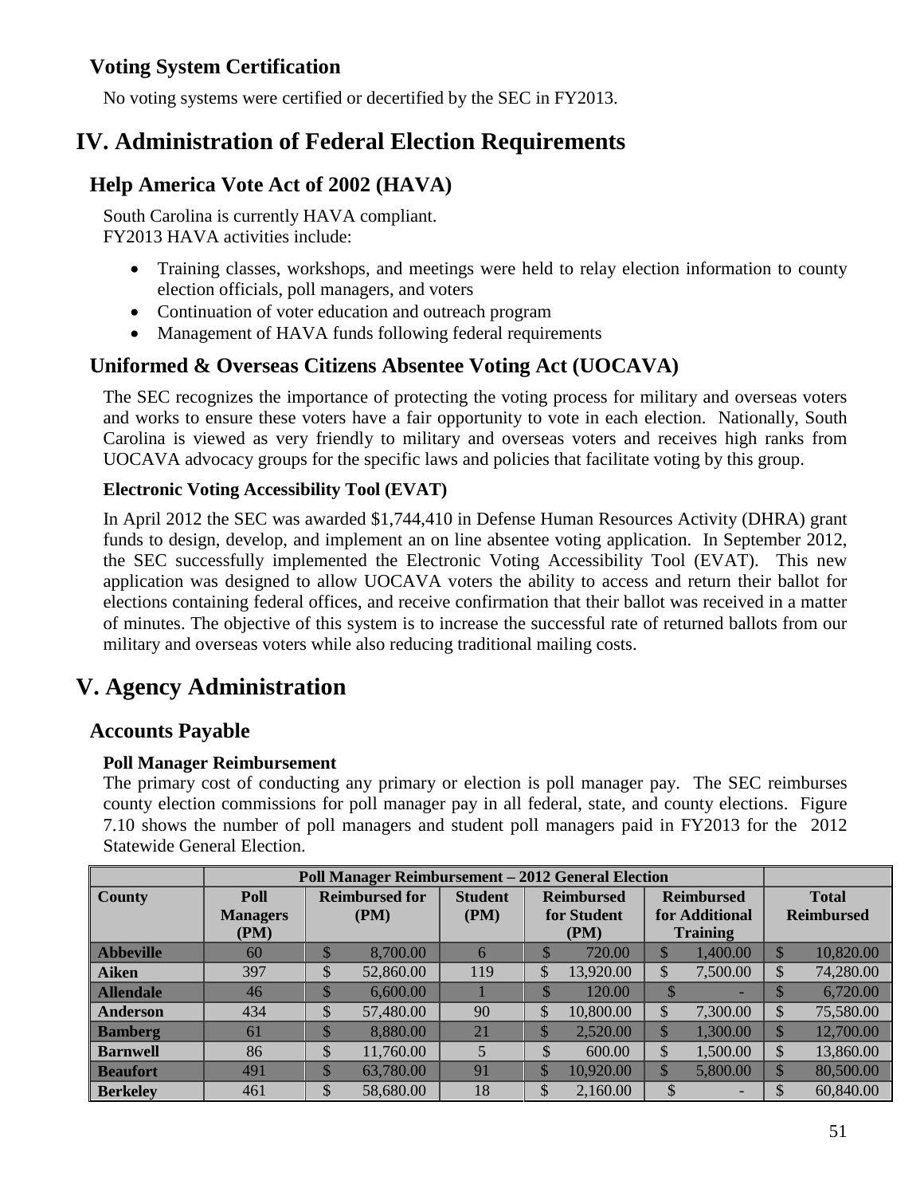## Voting System Certification

No voting systems were certified or decertified by the SEC in FY2013.

# IV. Administration of Federal Election Requirements

## Help America Vote Act of 2002 (HAVA)

South Carolina is currently HAVA compliant.
FY2013 HAVA activities include:

- Training classes, workshops, and meetings were held to relay election information to county election officials, poll managers, and voters
- Continuation of voter education and outreach program
- Management of HAVA funds following federal requirements

## Uniformed & Overseas Citizens Absentee Voting Act (UOCAVA)

The SEC recognizes the importance of protecting the voting process for military and overseas voters and works to ensure these voters have a fair opportunity to vote in each election. Nationally, South Carolina is viewed as very friendly to military and overseas voters and receives high ranks from UOCAVA advocacy groups for the specific laws and policies that facilitate voting by this group.

### Electronic Voting Accessibility Tool (EVAT)

In April 2012 the SEC was awarded $1,744,410 in Defense Human Resources Activity (DHRA) grant funds to design, develop, and implement an on line absentee voting application. In September 2012, the SEC successfully implemented the Electronic Voting Accessibility Tool (EVAT). This new application was designed to allow UOCAVA voters the ability to access and return their ballot for elections containing federal offices, and receive confirmation that their ballot was received in a matter of minutes. The objective of this system is to increase the successful rate of returned ballots from our military and overseas voters while also reducing traditional mailing costs.

# V. Agency Administration

## Accounts Payable

### Poll Manager Reimbursement

The primary cost of conducting any primary or election is poll manager pay. The SEC reimburses county election commissions for poll manager pay in all federal, state, and county elections. Figure 7.10 shows the number of poll managers and student poll managers paid in FY2013 for the 2012 Statewide General Election.

| | Poll Manager Reimbursement – 2012 General Election | | | | | |
|---|---|---|---|---|---|---|
| **County** | **Poll Managers (PM)** | **Reimbursed for (PM)** | **Student (PM)** | **Reimbursed for Student (PM)** | **Reimbursed for Additional Training** | **Total Reimbursed** |
| **Abbeville** | 60 | $ 8,700.00 | 6 | $ 720.00 | $ 1,400.00 | $ 10,820.00 |
| **Aiken** | 397 | $ 52,860.00 | 119 | $ 13,920.00 | $ 7,500.00 | $ 74,280.00 |
| **Allendale** | 46 | $ 6,600.00 | 1 | $ 120.00 | $ - | $ 6,720.00 |
| **Anderson** | 434 | $ 57,480.00 | 90 | $ 10,800.00 | $ 7,300.00 | $ 75,580.00 |
| **Bamberg** | 61 | $ 8,880.00 | 21 | $ 2,520.00 | $ 1,300.00 | $ 12,700.00 |
| **Barnwell** | 86 | $ 11,760.00 | 5 | $ 600.00 | $ 1,500.00 | $ 13,860.00 |
| **Beaufort** | 491 | $ 63,780.00 | 91 | $ 10,920.00 | $ 5,800.00 | $ 80,500.00 |
| **Berkeley** | 461 | $ 58,680.00 | 18 | $ 2,160.00 | $ - | $ 60,840.00 |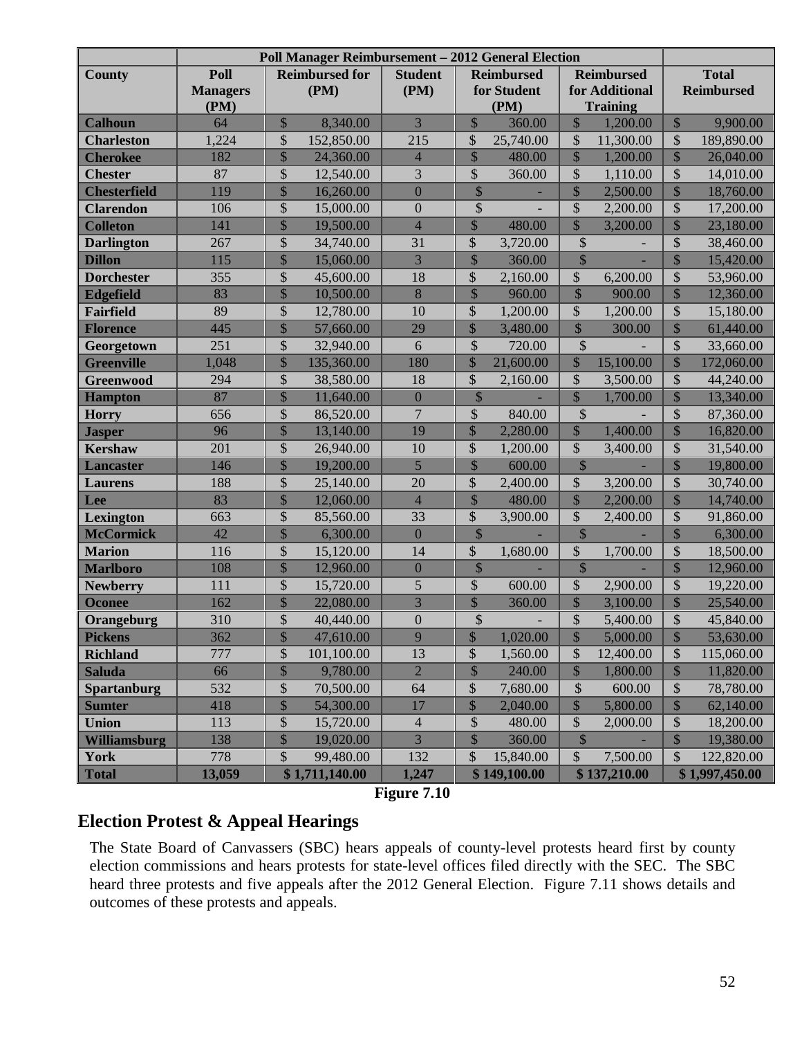| County | Poll Manager Reimbursement – 2012 General Election | | | | | | |
|---|---|---|---|---|---|---|---|
| | Poll Managers (PM) | Reimbursed for (PM) | Student (PM) | Reimbursed for Student (PM) | Reimbursed for Additional Training | Total Reimbursed |
| **Calhoun** | 64 | $ 8,340.00 | 3 | $ 360.00 | $ 1,200.00 | $ 9,900.00 |
| **Charleston** | 1,224 | $ 152,850.00 | 215 | $ 25,740.00 | $ 11,300.00 | $ 189,890.00 |
| **Cherokee** | 182 | $ 24,360.00 | 4 | $ 480.00 | $ 1,200.00 | $ 26,040.00 |
| **Chester** | 87 | $ 12,540.00 | 3 | $ 360.00 | $ 1,110.00 | $ 14,010.00 |
| **Chesterfield** | 119 | $ 16,260.00 | 0 | $ - | $ 2,500.00 | $ 18,760.00 |
| **Clarendon** | 106 | $ 15,000.00 | 0 | $ - | $ 2,200.00 | $ 17,200.00 |
| **Colleton** | 141 | $ 19,500.00 | 4 | $ 480.00 | $ 3,200.00 | $ 23,180.00 |
| **Darlington** | 267 | $ 34,740.00 | 31 | $ 3,720.00 | $ - | $ 38,460.00 |
| **Dillon** | 115 | $ 15,060.00 | 3 | $ 360.00 | $ - | $ 15,420.00 |
| **Dorchester** | 355 | $ 45,600.00 | 18 | $ 2,160.00 | $ 6,200.00 | $ 53,960.00 |
| **Edgefield** | 83 | $ 10,500.00 | 8 | $ 960.00 | $ 900.00 | $ 12,360.00 |
| **Fairfield** | 89 | $ 12,780.00 | 10 | $ 1,200.00 | $ 1,200.00 | $ 15,180.00 |
| **Florence** | 445 | $ 57,660.00 | 29 | $ 3,480.00 | $ 300.00 | $ 61,440.00 |
| **Georgetown** | 251 | $ 32,940.00 | 6 | $ 720.00 | $ - | $ 33,660.00 |
| **Greenville** | 1,048 | $ 135,360.00 | 180 | $ 21,600.00 | $ 15,100.00 | $ 172,060.00 |
| **Greenwood** | 294 | $ 38,580.00 | 18 | $ 2,160.00 | $ 3,500.00 | $ 44,240.00 |
| **Hampton** | 87 | $ 11,640.00 | 0 | $ - | $ 1,700.00 | $ 13,340.00 |
| **Horry** | 656 | $ 86,520.00 | 7 | $ 840.00 | $ - | $ 87,360.00 |
| **Jasper** | 96 | $ 13,140.00 | 19 | $ 2,280.00 | $ 1,400.00 | $ 16,820.00 |
| **Kershaw** | 201 | $ 26,940.00 | 10 | $ 1,200.00 | $ 3,400.00 | $ 31,540.00 |
| **Lancaster** | 146 | $ 19,200.00 | 5 | $ 600.00 | $ - | $ 19,800.00 |
| **Laurens** | 188 | $ 25,140.00 | 20 | $ 2,400.00 | $ 3,200.00 | $ 30,740.00 |
| **Lee** | 83 | $ 12,060.00 | 4 | $ 480.00 | $ 2,200.00 | $ 14,740.00 |
| **Lexington** | 663 | $ 85,560.00 | 33 | $ 3,900.00 | $ 2,400.00 | $ 91,860.00 |
| **McCormick** | 42 | $ 6,300.00 | 0 | $ - | $ - | $ 6,300.00 |
| **Marion** | 116 | $ 15,120.00 | 14 | $ 1,680.00 | $ 1,700.00 | $ 18,500.00 |
| **Marlboro** | 108 | $ 12,960.00 | 0 | $ - | $ - | $ 12,960.00 |
| **Newberry** | 111 | $ 15,720.00 | 5 | $ 600.00 | $ 2,900.00 | $ 19,220.00 |
| **Oconee** | 162 | $ 22,080.00 | 3 | $ 360.00 | $ 3,100.00 | $ 25,540.00 |
| **Orangeburg** | 310 | $ 40,440.00 | 0 | $ - | $ 5,400.00 | $ 45,840.00 |
| **Pickens** | 362 | $ 47,610.00 | 9 | $ 1,020.00 | $ 5,000.00 | $ 53,630.00 |
| **Richland** | 777 | $ 101,100.00 | 13 | $ 1,560.00 | $ 12,400.00 | $ 115,060.00 |
| **Saluda** | 66 | $ 9,780.00 | 2 | $ 240.00 | $ 1,800.00 | $ 11,820.00 |
| **Spartanburg** | 532 | $ 70,500.00 | 64 | $ 7,680.00 | $ 600.00 | $ 78,780.00 |
| **Sumter** | 418 | $ 54,300.00 | 17 | $ 2,040.00 | $ 5,800.00 | $ 62,140.00 |
| **Union** | 113 | $ 15,720.00 | 4 | $ 480.00 | $ 2,000.00 | $ 18,200.00 |
| **Williamsburg** | 138 | $ 19,020.00 | 3 | $ 360.00 | $ - | $ 19,380.00 |
| **York** | 778 | $ 99,480.00 | 132 | $ 15,840.00 | $ 7,500.00 | $ 122,820.00 |
| **Total** | **13,059** | **$ 1,711,140.00** | **1,247** | **$ 149,100.00** | **$ 137,210.00** | **$ 1,997,450.00** |

**Figure 7.10**

## Election Protest & Appeal Hearings

The State Board of Canvassers (SBC) hears appeals of county-level protests heard first by county election commissions and hears protests for state-level offices filed directly with the SEC. The SBC heard three protests and five appeals after the 2012 General Election. Figure 7.11 shows details and outcomes of these protests and appeals.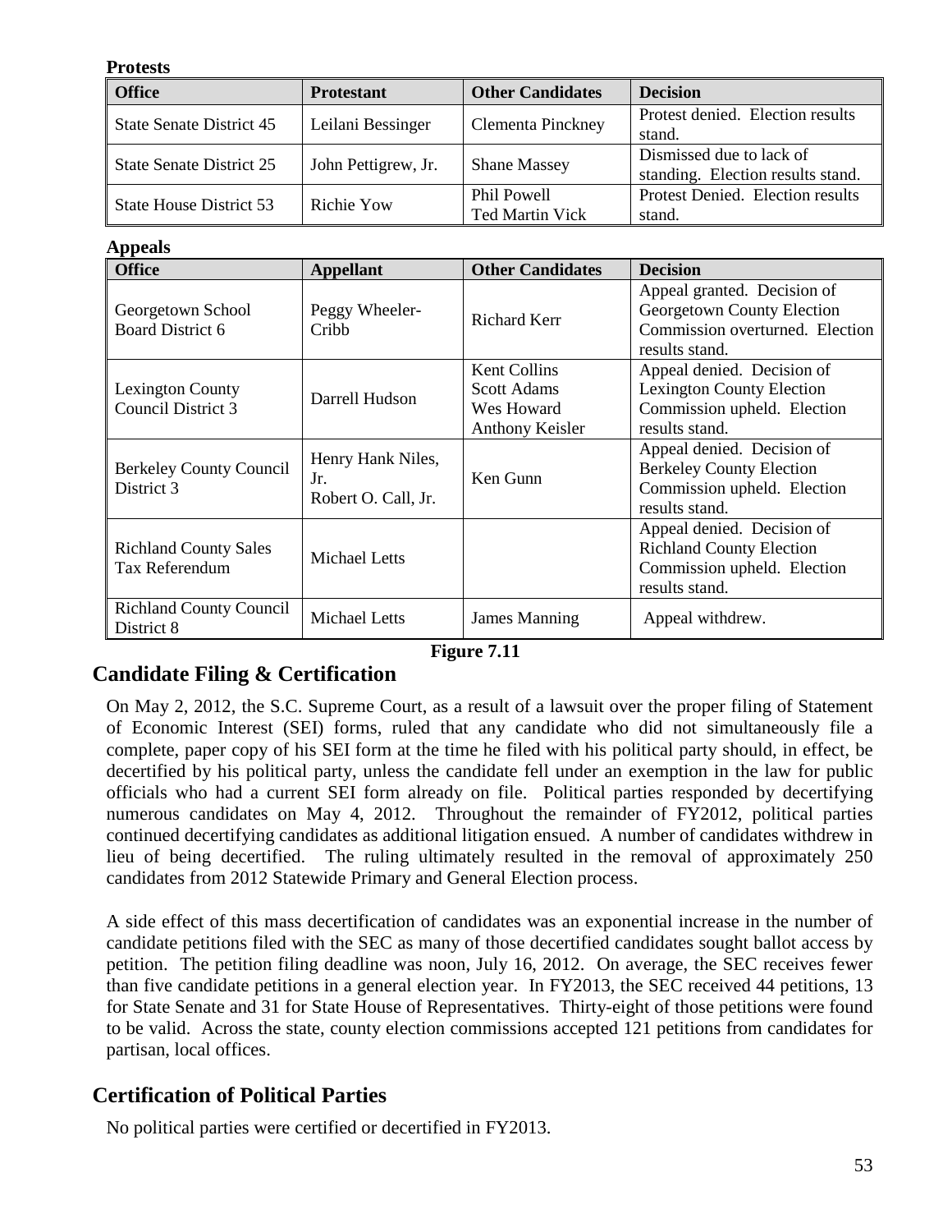**Protests**

| Office | Protestant | Other Candidates | Decision |
|---|---|---|---|
| State Senate District 45 | Leilani Bessinger | Clementa Pinckney | Protest denied. Election results stand. |
| State Senate District 25 | John Pettigrew, Jr. | Shane Massey | Dismissed due to lack of standing. Election results stand. |
| State House District 53 | Richie Yow | Phil Powell<br>Ted Martin Vick | Protest Denied. Election results stand. |

**Appeals**

| Office | Appellant | Other Candidates | Decision |
|---|---|---|---|
| Georgetown School Board District 6 | Peggy Wheeler-Cribb | Richard Kerr | Appeal granted. Decision of Georgetown County Election Commission overturned. Election results stand. |
| Lexington County Council District 3 | Darrell Hudson | Kent Collins<br>Scott Adams<br>Wes Howard<br>Anthony Keisler | Appeal denied. Decision of Lexington County Election Commission upheld. Election results stand. |
| Berkeley County Council District 3 | Henry Hank Niles, Jr.<br>Robert O. Call, Jr. | Ken Gunn | Appeal denied. Decision of Berkeley County Election Commission upheld. Election results stand. |
| Richland County Sales Tax Referendum | Michael Letts | | Appeal denied. Decision of Richland County Election Commission upheld. Election results stand. |
| Richland County Council District 8 | Michael Letts | James Manning | Appeal withdrew. |

**Figure 7.11**

## Candidate Filing & Certification

On May 2, 2012, the S.C. Supreme Court, as a result of a lawsuit over the proper filing of Statement of Economic Interest (SEI) forms, ruled that any candidate who did not simultaneously file a complete, paper copy of his SEI form at the time he filed with his political party should, in effect, be decertified by his political party, unless the candidate fell under an exemption in the law for public officials who had a current SEI form already on file. Political parties responded by decertifying numerous candidates on May 4, 2012. Throughout the remainder of FY2012, political parties continued decertifying candidates as additional litigation ensued. A number of candidates withdrew in lieu of being decertified. The ruling ultimately resulted in the removal of approximately 250 candidates from 2012 Statewide Primary and General Election process.

A side effect of this mass decertification of candidates was an exponential increase in the number of candidate petitions filed with the SEC as many of those decertified candidates sought ballot access by petition. The petition filing deadline was noon, July 16, 2012. On average, the SEC receives fewer than five candidate petitions in a general election year. In FY2013, the SEC received 44 petitions, 13 for State Senate and 31 for State House of Representatives. Thirty-eight of those petitions were found to be valid. Across the state, county election commissions accepted 121 petitions from candidates for partisan, local offices.

## Certification of Political Parties

No political parties were certified or decertified in FY2013.